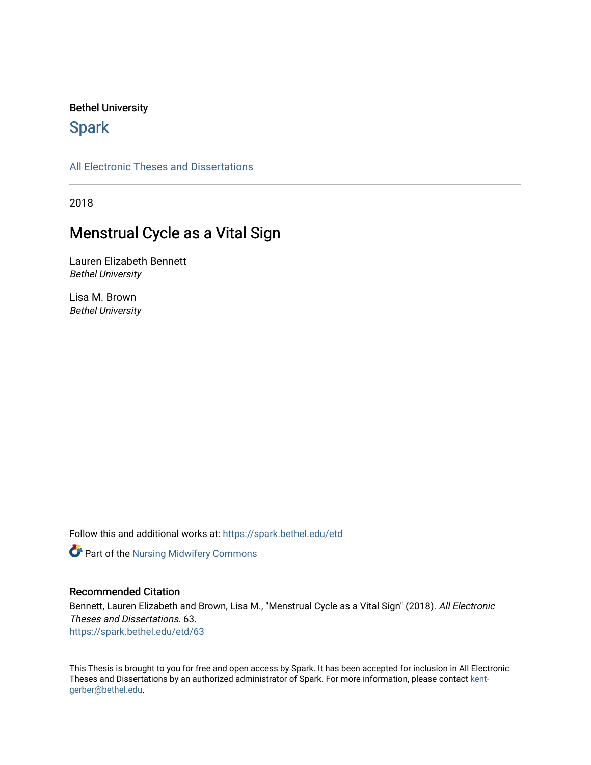Bethel University

## Spark

All Electronic Theses and Dissertations

2018

# Menstrual Cycle as a Vital Sign

Lauren Elizabeth Bennett
*Bethel University*

Lisa M. Brown
*Bethel University*

Follow this and additional works at: https://spark.bethel.edu/etd

Part of the Nursing Midwifery Commons

### Recommended Citation

Bennett, Lauren Elizabeth and Brown, Lisa M., "Menstrual Cycle as a Vital Sign" (2018). *All Electronic Theses and Dissertations.* 63.
https://spark.bethel.edu/etd/63

This Thesis is brought to you for free and open access by Spark. It has been accepted for inclusion in All Electronic Theses and Dissertations by an authorized administrator of Spark. For more information, please contact kent-gerber@bethel.edu.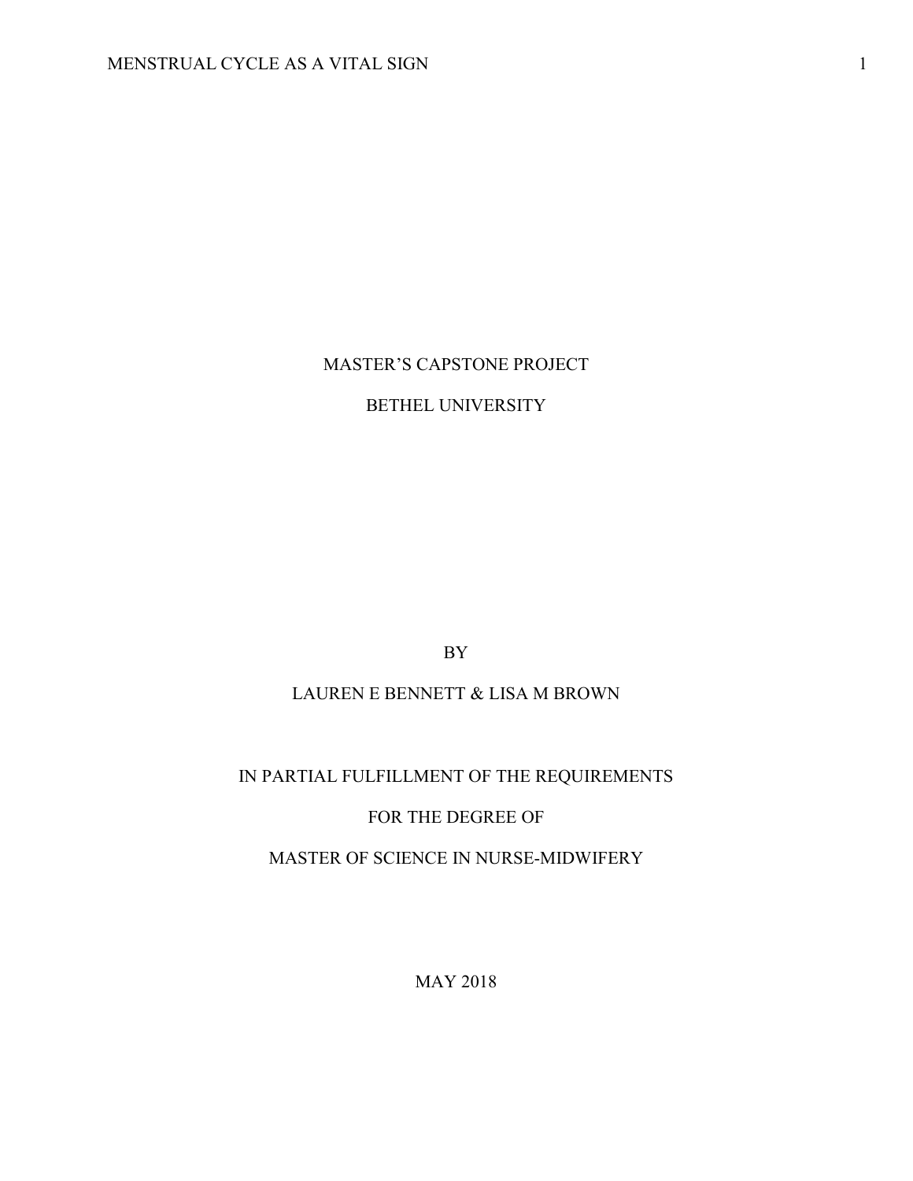MASTER'S CAPSTONE PROJECT

BETHEL UNIVERSITY

BY

LAUREN E BENNETT & LISA M BROWN

IN PARTIAL FULFILLMENT OF THE REQUIREMENTS

FOR THE DEGREE OF

MASTER OF SCIENCE IN NURSE-MIDWIFERY

MAY 2018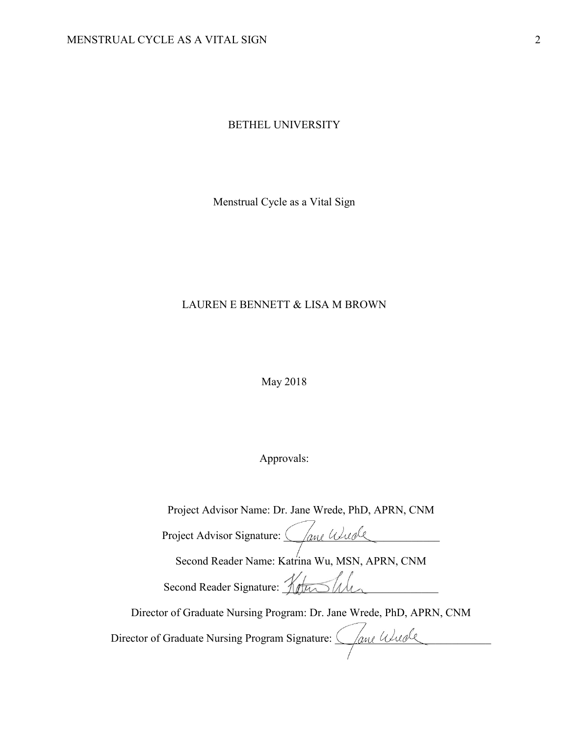BETHEL UNIVERSITY

Menstrual Cycle as a Vital Sign

LAUREN E BENNETT & LISA M BROWN

May 2018

Approvals:

Project Advisor Name: Dr. Jane Wrede, PhD, APRN, CNM

Project Advisor Signature: Jane Wrede

Second Reader Name: Katrina Wu, MSN, APRN, CNM

Second Reader Signature: Katrina Wu

Director of Graduate Nursing Program: Dr. Jane Wrede, PhD, APRN, CNM

Director of Graduate Nursing Program Signature: Jane Wrede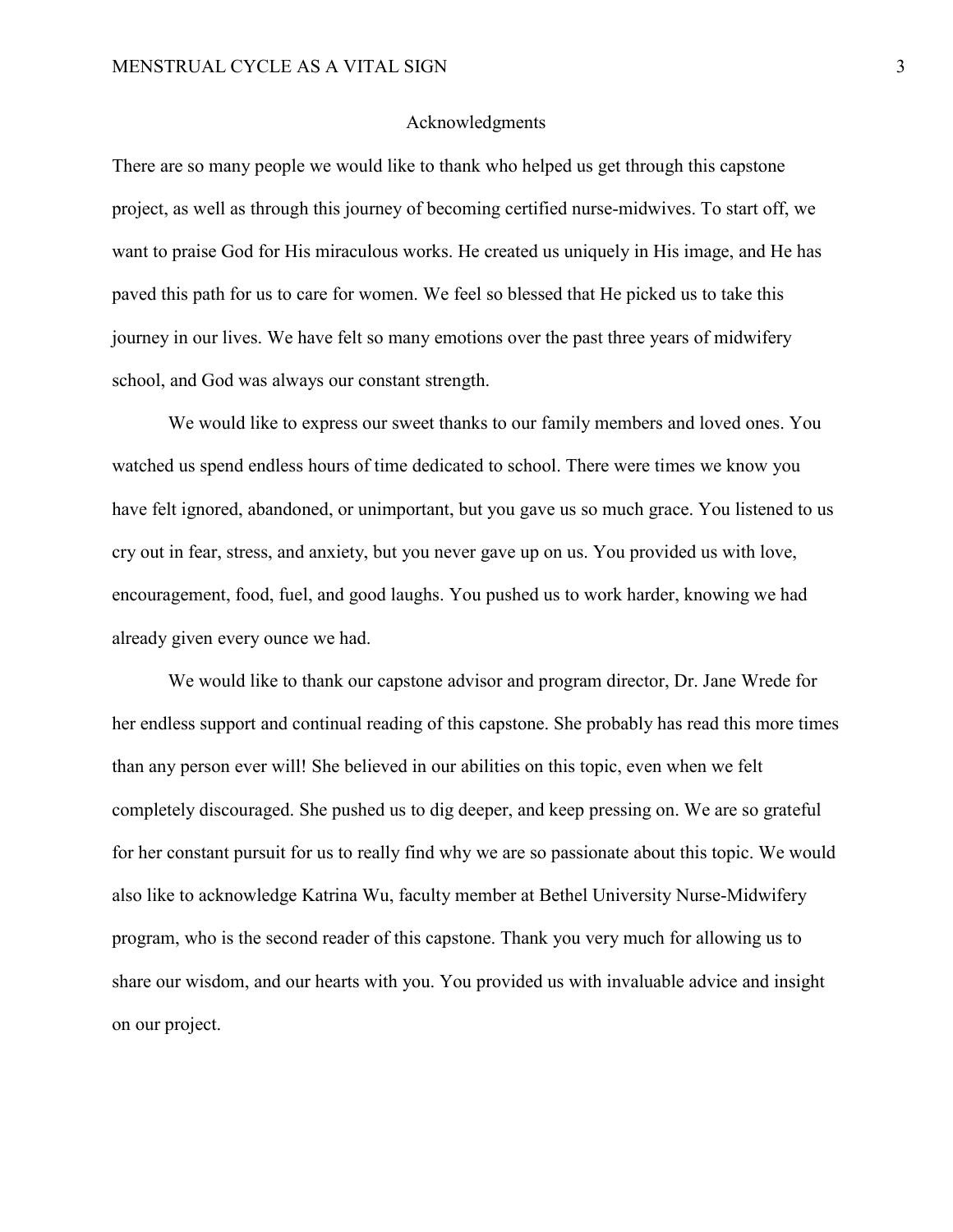## Acknowledgments

There are so many people we would like to thank who helped us get through this capstone project, as well as through this journey of becoming certified nurse-midwives. To start off, we want to praise God for His miraculous works. He created us uniquely in His image, and He has paved this path for us to care for women. We feel so blessed that He picked us to take this journey in our lives. We have felt so many emotions over the past three years of midwifery school, and God was always our constant strength.

We would like to express our sweet thanks to our family members and loved ones. You watched us spend endless hours of time dedicated to school. There were times we know you have felt ignored, abandoned, or unimportant, but you gave us so much grace. You listened to us cry out in fear, stress, and anxiety, but you never gave up on us. You provided us with love, encouragement, food, fuel, and good laughs. You pushed us to work harder, knowing we had already given every ounce we had.

We would like to thank our capstone advisor and program director, Dr. Jane Wrede for her endless support and continual reading of this capstone. She probably has read this more times than any person ever will! She believed in our abilities on this topic, even when we felt completely discouraged. She pushed us to dig deeper, and keep pressing on. We are so grateful for her constant pursuit for us to really find why we are so passionate about this topic. We would also like to acknowledge Katrina Wu, faculty member at Bethel University Nurse-Midwifery program, who is the second reader of this capstone. Thank you very much for allowing us to share our wisdom, and our hearts with you. You provided us with invaluable advice and insight on our project.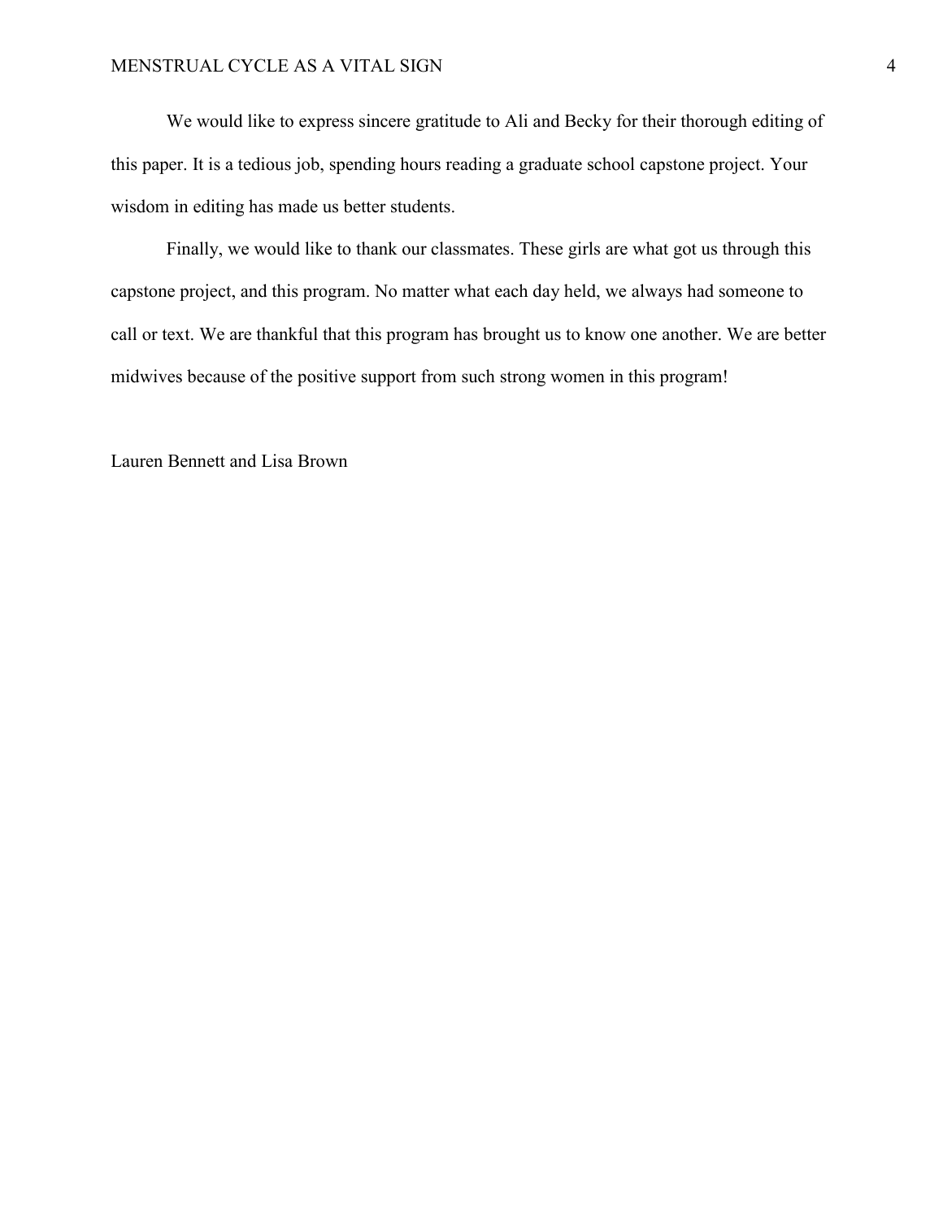We would like to express sincere gratitude to Ali and Becky for their thorough editing of this paper. It is a tedious job, spending hours reading a graduate school capstone project. Your wisdom in editing has made us better students.

Finally, we would like to thank our classmates. These girls are what got us through this capstone project, and this program. No matter what each day held, we always had someone to call or text. We are thankful that this program has brought us to know one another. We are better midwives because of the positive support from such strong women in this program!

Lauren Bennett and Lisa Brown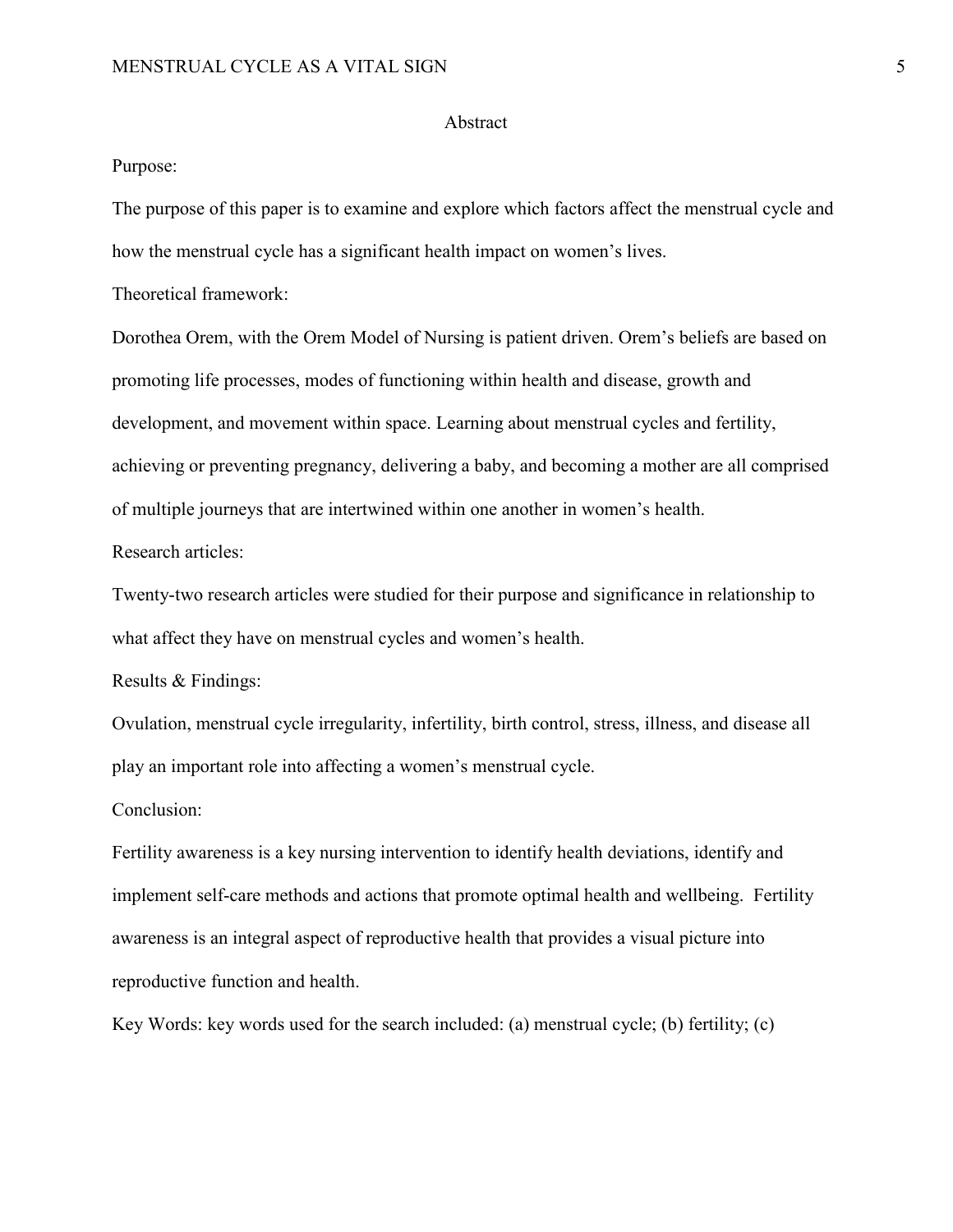## Abstract

Purpose:

The purpose of this paper is to examine and explore which factors affect the menstrual cycle and how the menstrual cycle has a significant health impact on women's lives.

Theoretical framework:

Dorothea Orem, with the Orem Model of Nursing is patient driven. Orem's beliefs are based on promoting life processes, modes of functioning within health and disease, growth and development, and movement within space. Learning about menstrual cycles and fertility, achieving or preventing pregnancy, delivering a baby, and becoming a mother are all comprised of multiple journeys that are intertwined within one another in women's health.

Research articles:

Twenty-two research articles were studied for their purpose and significance in relationship to what affect they have on menstrual cycles and women's health.

Results & Findings:

Ovulation, menstrual cycle irregularity, infertility, birth control, stress, illness, and disease all play an important role into affecting a women's menstrual cycle.

Conclusion:

Fertility awareness is a key nursing intervention to identify health deviations, identify and implement self-care methods and actions that promote optimal health and wellbeing. Fertility awareness is an integral aspect of reproductive health that provides a visual picture into reproductive function and health.

Key Words: key words used for the search included: (a) menstrual cycle; (b) fertility; (c)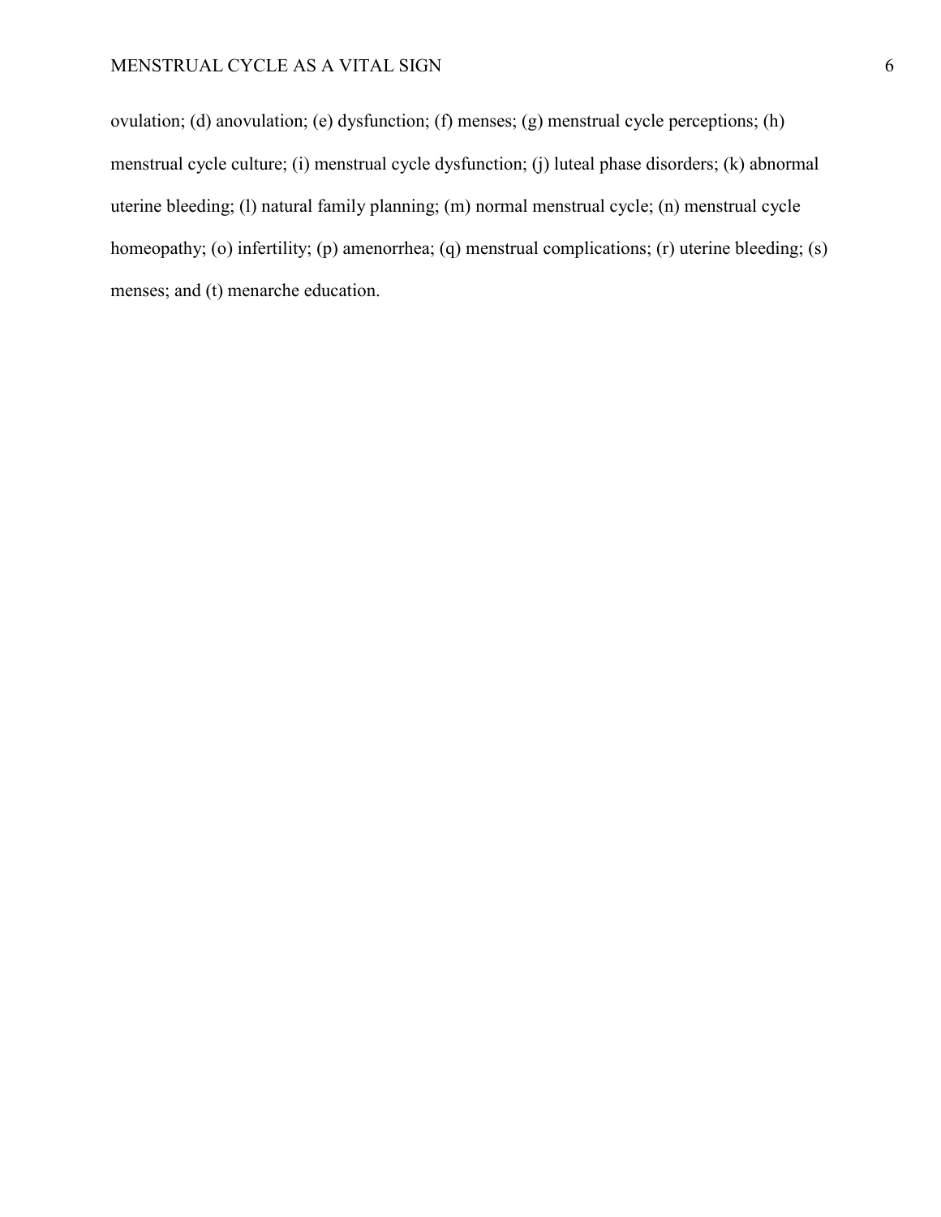ovulation; (d) anovulation; (e) dysfunction; (f) menses; (g) menstrual cycle perceptions; (h) menstrual cycle culture; (i) menstrual cycle dysfunction; (j) luteal phase disorders; (k) abnormal uterine bleeding; (l) natural family planning; (m) normal menstrual cycle; (n) menstrual cycle homeopathy; (o) infertility; (p) amenorrhea; (q) menstrual complications; (r) uterine bleeding; (s) menses; and (t) menarche education.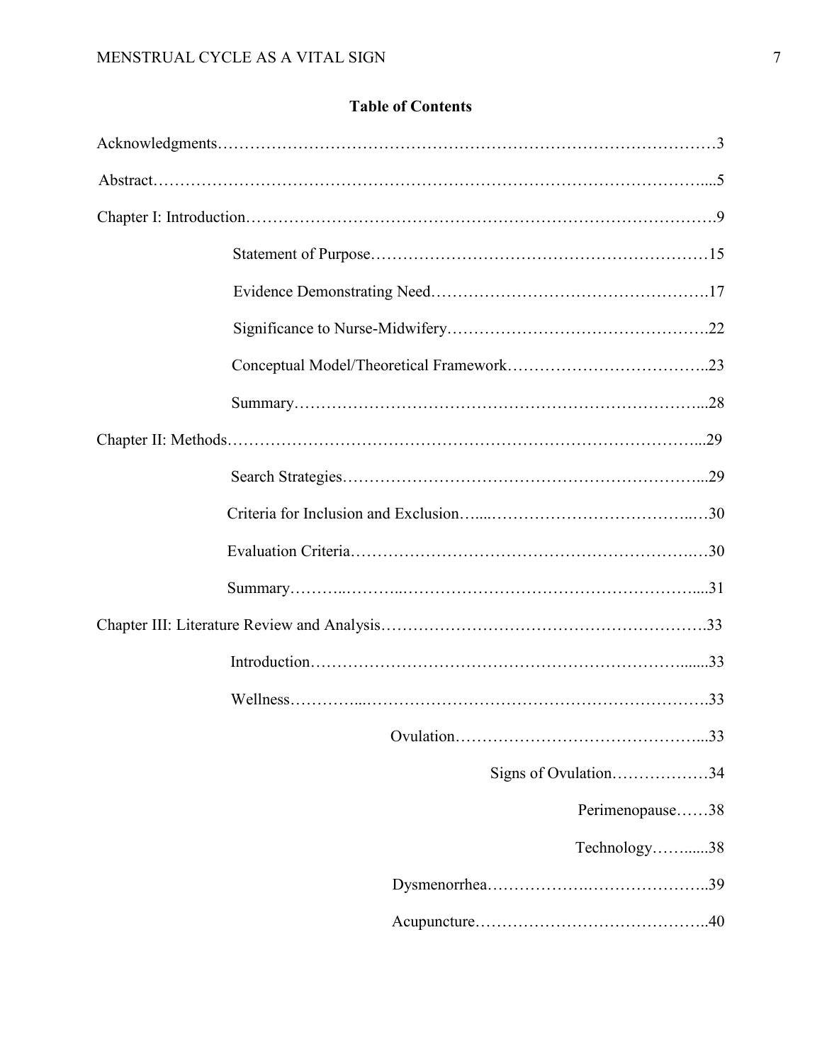## Table of Contents

Acknowledgments……………………………………………………………………………3

Abstract…………………………………………………………………………………...5

Chapter I: Introduction…………………………………………………………………….9

- Statement of Purpose……………………………………………………15
- Evidence Demonstrating Need………………………………………….17
- Significance to Nurse-Midwifery……………………………………….22
- Conceptual Model/Theoretical Framework……………………………..23
- Summary………………………………………………………………...28

Chapter II: Methods……………………………………………………………………...29

- Search Strategies………………………………………………………...29
- Criteria for Inclusion and Exclusion…....……………………………..…30
- Evaluation Criteria……………………………………………………….30
- Summary………..………..……………………….……………………....31

Chapter III: Literature Review and Analysis…………………………………………….33

- Introduction…………………………….……………………….…….......33
- Wellness…………...………………………………………………………33
  - Ovulation……………………………………...33
    - Signs of Ovulation………………34
      - Perimenopause……38
      - Technology……......38
  - Dysmenorrhea……………….…………………..39
  - Acupuncture……………………………………..40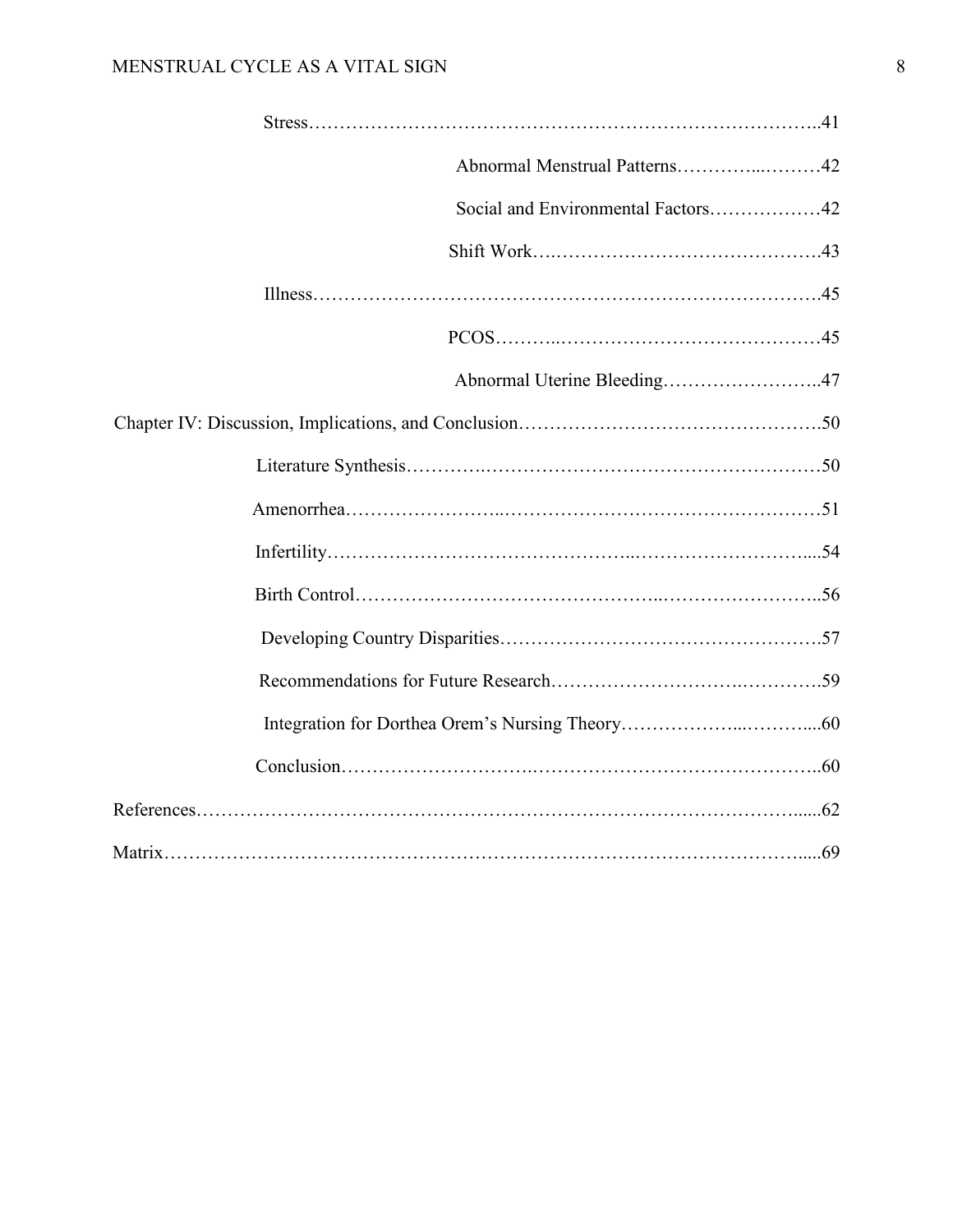Stress……………………………………………………………………………..41

Abnormal Menstrual Patterns…………..………42

Social and Environmental Factors………………42

Shift Work….……………………………………43

Illness……………………………………………………………………….45

PCOS………..……………………………………45

Abnormal Uterine Bleeding……………………..47

Chapter IV: Discussion, Implications, and Conclusion………………………………………….50

Literature Synthesis………….………………………………………………50

Amenorrhea……………………..……………………………………………51

Infertility……………………………………..………………………….....54

Birth Control………………………………………..……………………..56

Developing Country Disparities……………………………………………57

Recommendations for Future Research……………………….………….59

Integration for Dorthea Orem's Nursing Theory………………...………....60

Conclusion………………………….……………………………………..60

References…………………………………………………………………………………......62

Matrix……………………………………………………………………………………….....69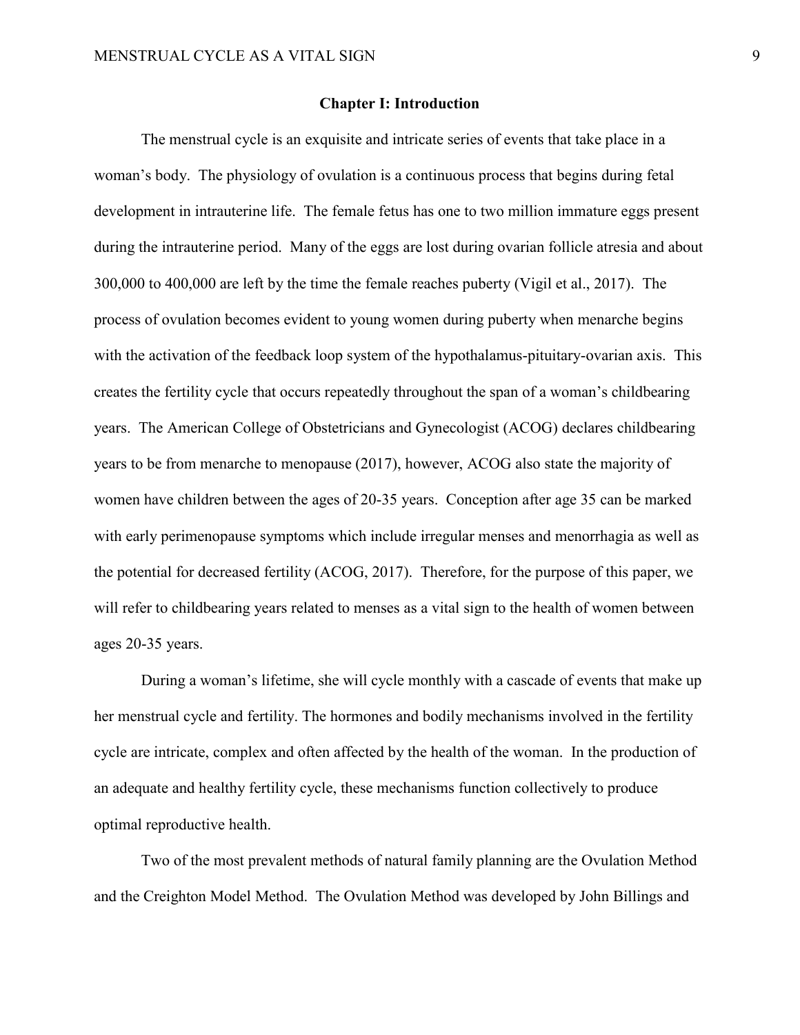## Chapter I: Introduction

The menstrual cycle is an exquisite and intricate series of events that take place in a woman's body. The physiology of ovulation is a continuous process that begins during fetal development in intrauterine life. The female fetus has one to two million immature eggs present during the intrauterine period. Many of the eggs are lost during ovarian follicle atresia and about 300,000 to 400,000 are left by the time the female reaches puberty (Vigil et al., 2017). The process of ovulation becomes evident to young women during puberty when menarche begins with the activation of the feedback loop system of the hypothalamus-pituitary-ovarian axis. This creates the fertility cycle that occurs repeatedly throughout the span of a woman's childbearing years. The American College of Obstetricians and Gynecologist (ACOG) declares childbearing years to be from menarche to menopause (2017), however, ACOG also state the majority of women have children between the ages of 20-35 years. Conception after age 35 can be marked with early perimenopause symptoms which include irregular menses and menorrhagia as well as the potential for decreased fertility (ACOG, 2017). Therefore, for the purpose of this paper, we will refer to childbearing years related to menses as a vital sign to the health of women between ages 20-35 years.

During a woman's lifetime, she will cycle monthly with a cascade of events that make up her menstrual cycle and fertility. The hormones and bodily mechanisms involved in the fertility cycle are intricate, complex and often affected by the health of the woman. In the production of an adequate and healthy fertility cycle, these mechanisms function collectively to produce optimal reproductive health.

Two of the most prevalent methods of natural family planning are the Ovulation Method and the Creighton Model Method. The Ovulation Method was developed by John Billings and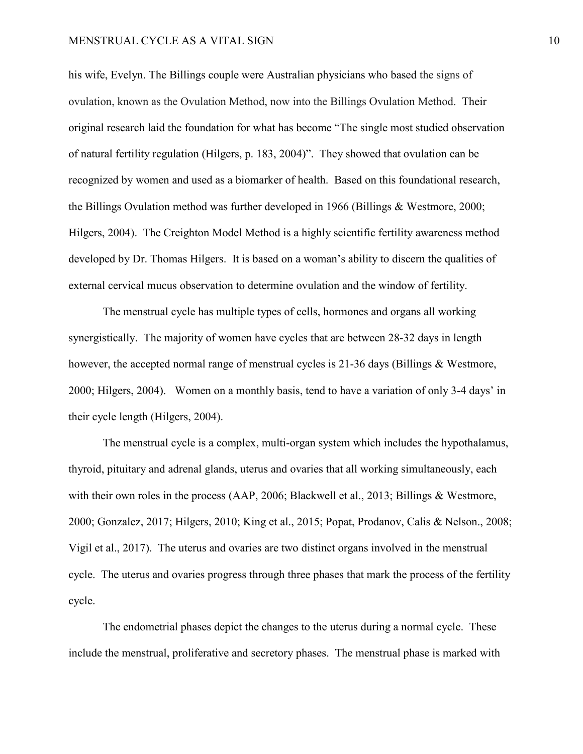his wife, Evelyn. The Billings couple were Australian physicians who based the signs of ovulation, known as the Ovulation Method, now into the Billings Ovulation Method. Their original research laid the foundation for what has become "The single most studied observation of natural fertility regulation (Hilgers, p. 183, 2004)". They showed that ovulation can be recognized by women and used as a biomarker of health. Based on this foundational research, the Billings Ovulation method was further developed in 1966 (Billings & Westmore, 2000; Hilgers, 2004). The Creighton Model Method is a highly scientific fertility awareness method developed by Dr. Thomas Hilgers. It is based on a woman's ability to discern the qualities of external cervical mucus observation to determine ovulation and the window of fertility.

The menstrual cycle has multiple types of cells, hormones and organs all working synergistically. The majority of women have cycles that are between 28-32 days in length however, the accepted normal range of menstrual cycles is 21-36 days (Billings & Westmore, 2000; Hilgers, 2004). Women on a monthly basis, tend to have a variation of only 3-4 days' in their cycle length (Hilgers, 2004).

The menstrual cycle is a complex, multi-organ system which includes the hypothalamus, thyroid, pituitary and adrenal glands, uterus and ovaries that all working simultaneously, each with their own roles in the process (AAP, 2006; Blackwell et al., 2013; Billings & Westmore, 2000; Gonzalez, 2017; Hilgers, 2010; King et al., 2015; Popat, Prodanov, Calis & Nelson., 2008; Vigil et al., 2017). The uterus and ovaries are two distinct organs involved in the menstrual cycle. The uterus and ovaries progress through three phases that mark the process of the fertility cycle.

The endometrial phases depict the changes to the uterus during a normal cycle. These include the menstrual, proliferative and secretory phases. The menstrual phase is marked with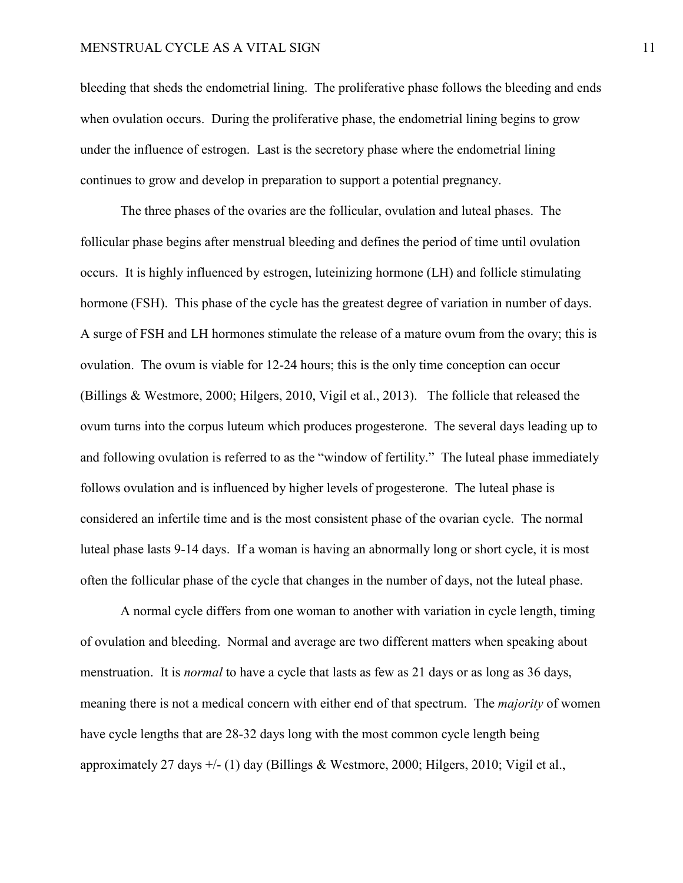bleeding that sheds the endometrial lining. The proliferative phase follows the bleeding and ends when ovulation occurs. During the proliferative phase, the endometrial lining begins to grow under the influence of estrogen. Last is the secretory phase where the endometrial lining continues to grow and develop in preparation to support a potential pregnancy.

The three phases of the ovaries are the follicular, ovulation and luteal phases. The follicular phase begins after menstrual bleeding and defines the period of time until ovulation occurs. It is highly influenced by estrogen, luteinizing hormone (LH) and follicle stimulating hormone (FSH). This phase of the cycle has the greatest degree of variation in number of days. A surge of FSH and LH hormones stimulate the release of a mature ovum from the ovary; this is ovulation. The ovum is viable for 12-24 hours; this is the only time conception can occur (Billings & Westmore, 2000; Hilgers, 2010, Vigil et al., 2013). The follicle that released the ovum turns into the corpus luteum which produces progesterone. The several days leading up to and following ovulation is referred to as the "window of fertility." The luteal phase immediately follows ovulation and is influenced by higher levels of progesterone. The luteal phase is considered an infertile time and is the most consistent phase of the ovarian cycle. The normal luteal phase lasts 9-14 days. If a woman is having an abnormally long or short cycle, it is most often the follicular phase of the cycle that changes in the number of days, not the luteal phase.

A normal cycle differs from one woman to another with variation in cycle length, timing of ovulation and bleeding. Normal and average are two different matters when speaking about menstruation. It is *normal* to have a cycle that lasts as few as 21 days or as long as 36 days, meaning there is not a medical concern with either end of that spectrum. The *majority* of women have cycle lengths that are 28-32 days long with the most common cycle length being approximately 27 days +/- (1) day (Billings & Westmore, 2000; Hilgers, 2010; Vigil et al.,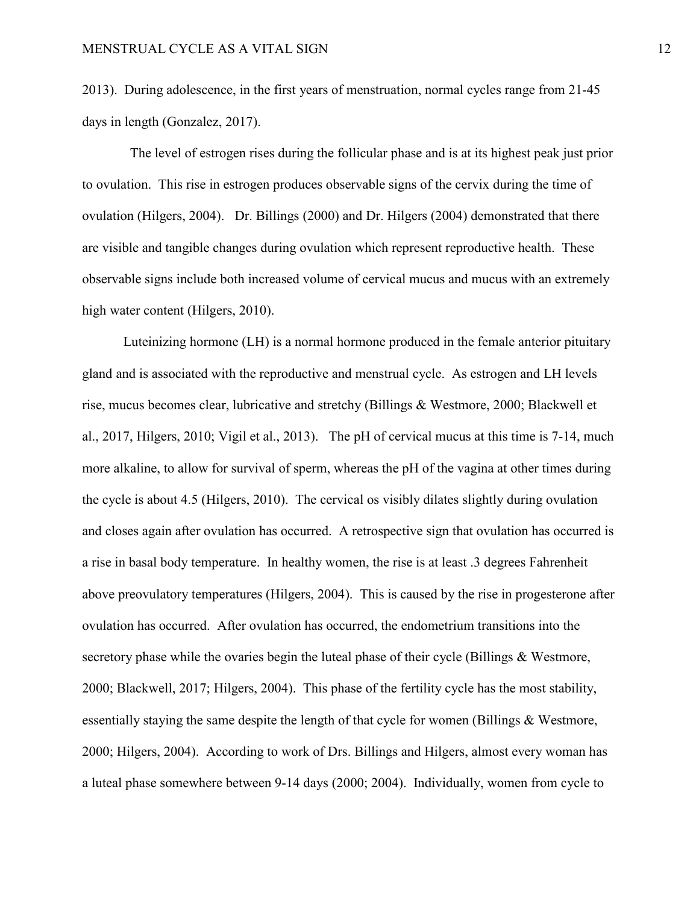2013). During adolescence, in the first years of menstruation, normal cycles range from 21-45 days in length (Gonzalez, 2017).

The level of estrogen rises during the follicular phase and is at its highest peak just prior to ovulation. This rise in estrogen produces observable signs of the cervix during the time of ovulation (Hilgers, 2004). Dr. Billings (2000) and Dr. Hilgers (2004) demonstrated that there are visible and tangible changes during ovulation which represent reproductive health. These observable signs include both increased volume of cervical mucus and mucus with an extremely high water content (Hilgers, 2010).

Luteinizing hormone (LH) is a normal hormone produced in the female anterior pituitary gland and is associated with the reproductive and menstrual cycle. As estrogen and LH levels rise, mucus becomes clear, lubricative and stretchy (Billings & Westmore, 2000; Blackwell et al., 2017, Hilgers, 2010; Vigil et al., 2013). The pH of cervical mucus at this time is 7-14, much more alkaline, to allow for survival of sperm, whereas the pH of the vagina at other times during the cycle is about 4.5 (Hilgers, 2010). The cervical os visibly dilates slightly during ovulation and closes again after ovulation has occurred. A retrospective sign that ovulation has occurred is a rise in basal body temperature. In healthy women, the rise is at least .3 degrees Fahrenheit above preovulatory temperatures (Hilgers, 2004). This is caused by the rise in progesterone after ovulation has occurred. After ovulation has occurred, the endometrium transitions into the secretory phase while the ovaries begin the luteal phase of their cycle (Billings & Westmore, 2000; Blackwell, 2017; Hilgers, 2004). This phase of the fertility cycle has the most stability, essentially staying the same despite the length of that cycle for women (Billings & Westmore, 2000; Hilgers, 2004). According to work of Drs. Billings and Hilgers, almost every woman has a luteal phase somewhere between 9-14 days (2000; 2004). Individually, women from cycle to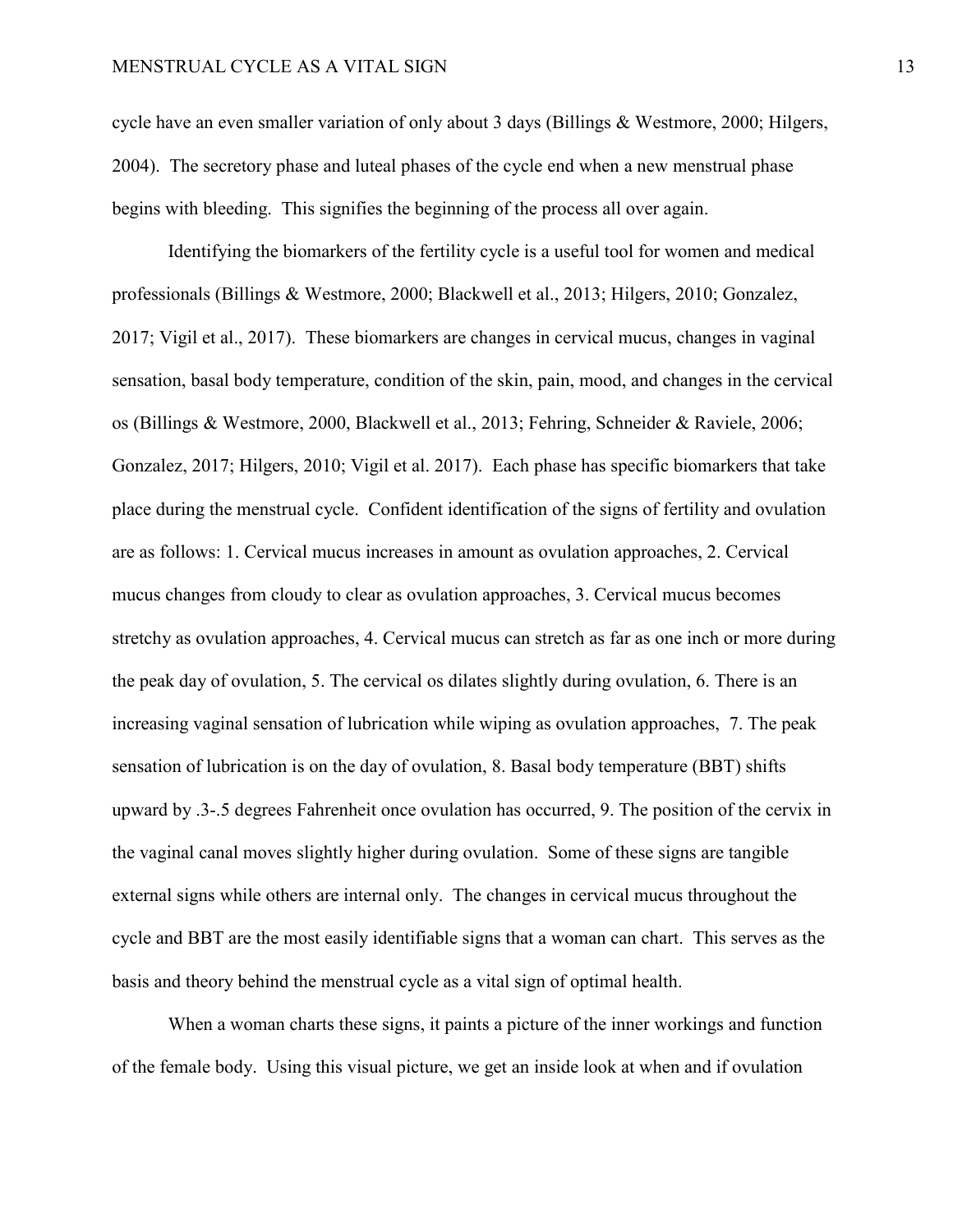cycle have an even smaller variation of only about 3 days (Billings & Westmore, 2000; Hilgers, 2004). The secretory phase and luteal phases of the cycle end when a new menstrual phase begins with bleeding. This signifies the beginning of the process all over again.

Identifying the biomarkers of the fertility cycle is a useful tool for women and medical professionals (Billings & Westmore, 2000; Blackwell et al., 2013; Hilgers, 2010; Gonzalez, 2017; Vigil et al., 2017). These biomarkers are changes in cervical mucus, changes in vaginal sensation, basal body temperature, condition of the skin, pain, mood, and changes in the cervical os (Billings & Westmore, 2000, Blackwell et al., 2013; Fehring, Schneider & Raviele, 2006; Gonzalez, 2017; Hilgers, 2010; Vigil et al. 2017). Each phase has specific biomarkers that take place during the menstrual cycle. Confident identification of the signs of fertility and ovulation are as follows: 1. Cervical mucus increases in amount as ovulation approaches, 2. Cervical mucus changes from cloudy to clear as ovulation approaches, 3. Cervical mucus becomes stretchy as ovulation approaches, 4. Cervical mucus can stretch as far as one inch or more during the peak day of ovulation, 5. The cervical os dilates slightly during ovulation, 6. There is an increasing vaginal sensation of lubrication while wiping as ovulation approaches, 7. The peak sensation of lubrication is on the day of ovulation, 8. Basal body temperature (BBT) shifts upward by .3-.5 degrees Fahrenheit once ovulation has occurred, 9. The position of the cervix in the vaginal canal moves slightly higher during ovulation. Some of these signs are tangible external signs while others are internal only. The changes in cervical mucus throughout the cycle and BBT are the most easily identifiable signs that a woman can chart. This serves as the basis and theory behind the menstrual cycle as a vital sign of optimal health.

When a woman charts these signs, it paints a picture of the inner workings and function of the female body. Using this visual picture, we get an inside look at when and if ovulation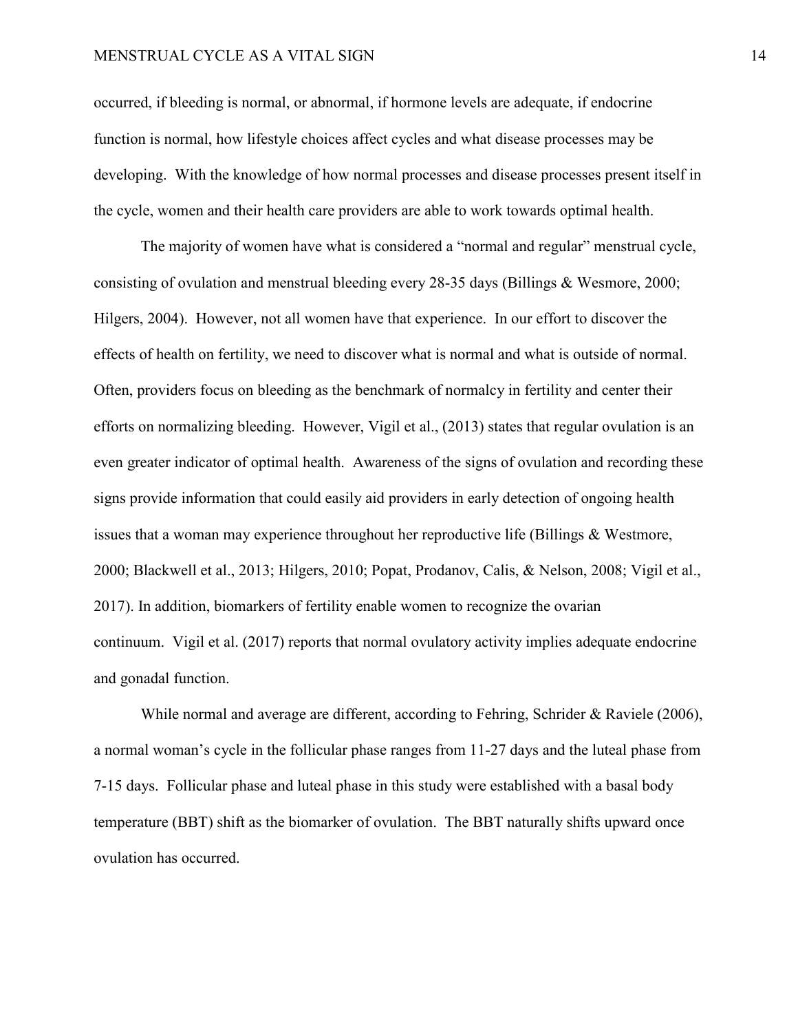occurred, if bleeding is normal, or abnormal, if hormone levels are adequate, if endocrine function is normal, how lifestyle choices affect cycles and what disease processes may be developing. With the knowledge of how normal processes and disease processes present itself in the cycle, women and their health care providers are able to work towards optimal health.

The majority of women have what is considered a "normal and regular" menstrual cycle, consisting of ovulation and menstrual bleeding every 28-35 days (Billings & Wesmore, 2000; Hilgers, 2004). However, not all women have that experience. In our effort to discover the effects of health on fertility, we need to discover what is normal and what is outside of normal. Often, providers focus on bleeding as the benchmark of normalcy in fertility and center their efforts on normalizing bleeding. However, Vigil et al., (2013) states that regular ovulation is an even greater indicator of optimal health. Awareness of the signs of ovulation and recording these signs provide information that could easily aid providers in early detection of ongoing health issues that a woman may experience throughout her reproductive life (Billings & Westmore, 2000; Blackwell et al., 2013; Hilgers, 2010; Popat, Prodanov, Calis, & Nelson, 2008; Vigil et al., 2017). In addition, biomarkers of fertility enable women to recognize the ovarian continuum. Vigil et al. (2017) reports that normal ovulatory activity implies adequate endocrine and gonadal function.

While normal and average are different, according to Fehring, Schrider & Raviele (2006), a normal woman's cycle in the follicular phase ranges from 11-27 days and the luteal phase from 7-15 days. Follicular phase and luteal phase in this study were established with a basal body temperature (BBT) shift as the biomarker of ovulation. The BBT naturally shifts upward once ovulation has occurred.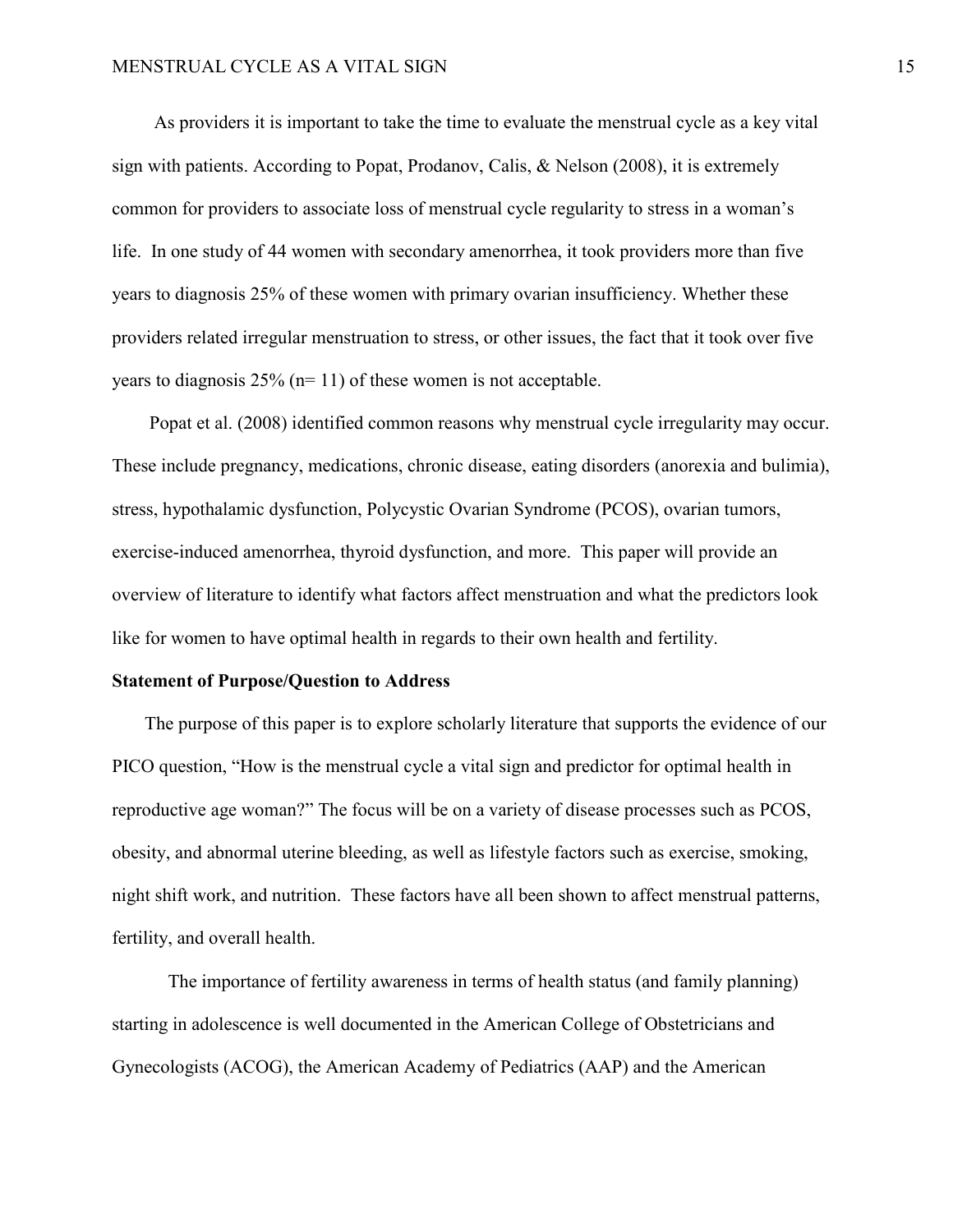As providers it is important to take the time to evaluate the menstrual cycle as a key vital sign with patients. According to Popat, Prodanov, Calis, & Nelson (2008), it is extremely common for providers to associate loss of menstrual cycle regularity to stress in a woman's life. In one study of 44 women with secondary amenorrhea, it took providers more than five years to diagnosis 25% of these women with primary ovarian insufficiency. Whether these providers related irregular menstruation to stress, or other issues, the fact that it took over five years to diagnosis 25% (n= 11) of these women is not acceptable.

Popat et al. (2008) identified common reasons why menstrual cycle irregularity may occur. These include pregnancy, medications, chronic disease, eating disorders (anorexia and bulimia), stress, hypothalamic dysfunction, Polycystic Ovarian Syndrome (PCOS), ovarian tumors, exercise-induced amenorrhea, thyroid dysfunction, and more. This paper will provide an overview of literature to identify what factors affect menstruation and what the predictors look like for women to have optimal health in regards to their own health and fertility.

**Statement of Purpose/Question to Address**

The purpose of this paper is to explore scholarly literature that supports the evidence of our PICO question, "How is the menstrual cycle a vital sign and predictor for optimal health in reproductive age woman?" The focus will be on a variety of disease processes such as PCOS, obesity, and abnormal uterine bleeding, as well as lifestyle factors such as exercise, smoking, night shift work, and nutrition. These factors have all been shown to affect menstrual patterns, fertility, and overall health.

The importance of fertility awareness in terms of health status (and family planning) starting in adolescence is well documented in the American College of Obstetricians and Gynecologists (ACOG), the American Academy of Pediatrics (AAP) and the American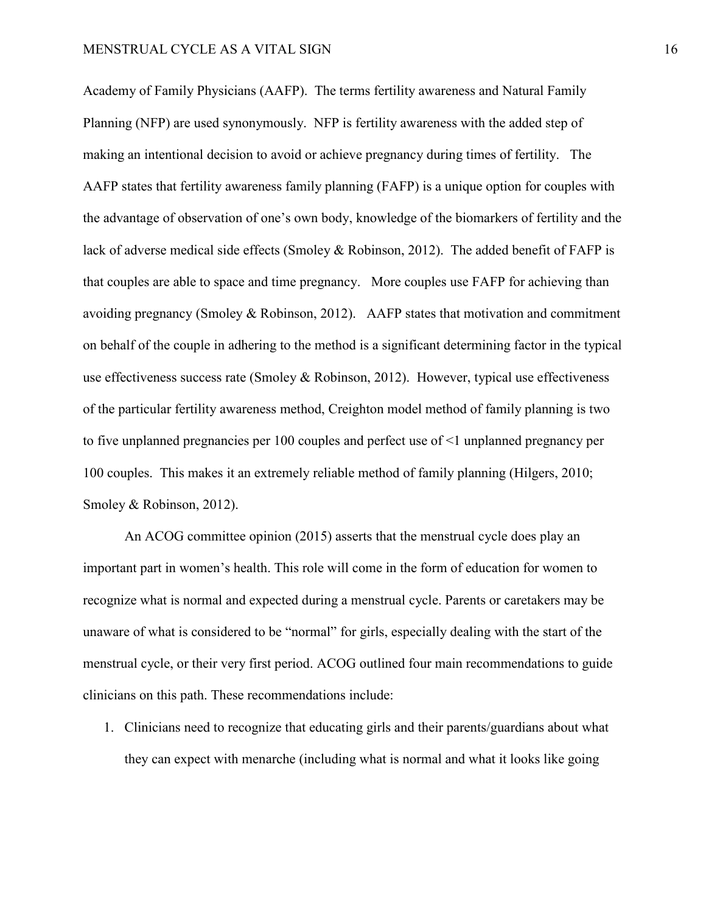Academy of Family Physicians (AAFP). The terms fertility awareness and Natural Family Planning (NFP) are used synonymously. NFP is fertility awareness with the added step of making an intentional decision to avoid or achieve pregnancy during times of fertility. The AAFP states that fertility awareness family planning (FAFP) is a unique option for couples with the advantage of observation of one's own body, knowledge of the biomarkers of fertility and the lack of adverse medical side effects (Smoley & Robinson, 2012). The added benefit of FAFP is that couples are able to space and time pregnancy. More couples use FAFP for achieving than avoiding pregnancy (Smoley & Robinson, 2012). AAFP states that motivation and commitment on behalf of the couple in adhering to the method is a significant determining factor in the typical use effectiveness success rate (Smoley & Robinson, 2012). However, typical use effectiveness of the particular fertility awareness method, Creighton model method of family planning is two to five unplanned pregnancies per 100 couples and perfect use of <1 unplanned pregnancy per 100 couples. This makes it an extremely reliable method of family planning (Hilgers, 2010; Smoley & Robinson, 2012).

An ACOG committee opinion (2015) asserts that the menstrual cycle does play an important part in women's health. This role will come in the form of education for women to recognize what is normal and expected during a menstrual cycle. Parents or caretakers may be unaware of what is considered to be "normal" for girls, especially dealing with the start of the menstrual cycle, or their very first period. ACOG outlined four main recommendations to guide clinicians on this path. These recommendations include:

1. Clinicians need to recognize that educating girls and their parents/guardians about what they can expect with menarche (including what is normal and what it looks like going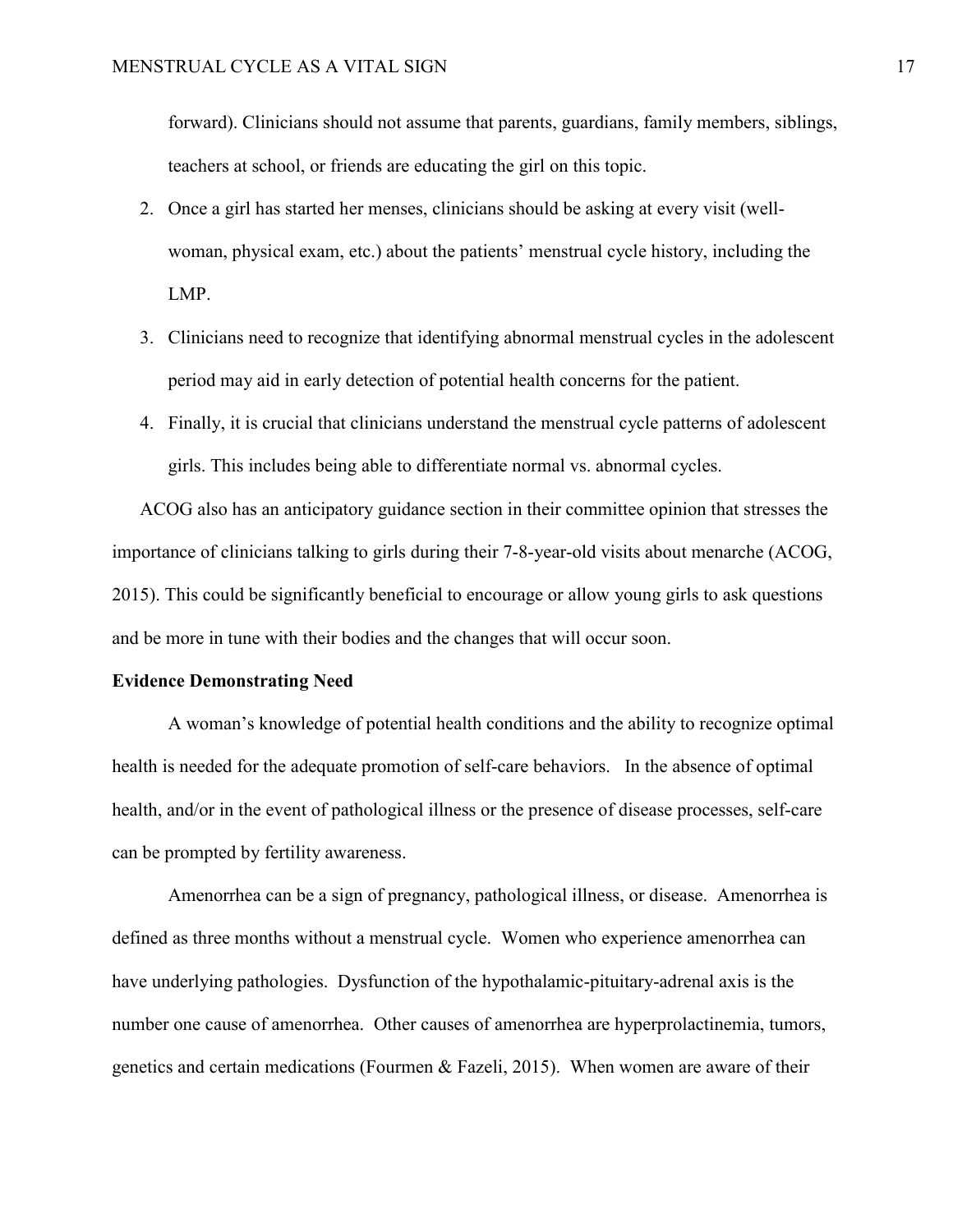forward). Clinicians should not assume that parents, guardians, family members, siblings, teachers at school, or friends are educating the girl on this topic.

2. Once a girl has started her menses, clinicians should be asking at every visit (well-woman, physical exam, etc.) about the patients' menstrual cycle history, including the LMP.
3. Clinicians need to recognize that identifying abnormal menstrual cycles in the adolescent period may aid in early detection of potential health concerns for the patient.
4. Finally, it is crucial that clinicians understand the menstrual cycle patterns of adolescent girls. This includes being able to differentiate normal vs. abnormal cycles.

ACOG also has an anticipatory guidance section in their committee opinion that stresses the importance of clinicians talking to girls during their 7-8-year-old visits about menarche (ACOG, 2015). This could be significantly beneficial to encourage or allow young girls to ask questions and be more in tune with their bodies and the changes that will occur soon.

**Evidence Demonstrating Need**

A woman's knowledge of potential health conditions and the ability to recognize optimal health is needed for the adequate promotion of self-care behaviors. In the absence of optimal health, and/or in the event of pathological illness or the presence of disease processes, self-care can be prompted by fertility awareness.

Amenorrhea can be a sign of pregnancy, pathological illness, or disease. Amenorrhea is defined as three months without a menstrual cycle. Women who experience amenorrhea can have underlying pathologies. Dysfunction of the hypothalamic-pituitary-adrenal axis is the number one cause of amenorrhea. Other causes of amenorrhea are hyperprolactinemia, tumors, genetics and certain medications (Fourmen & Fazeli, 2015). When women are aware of their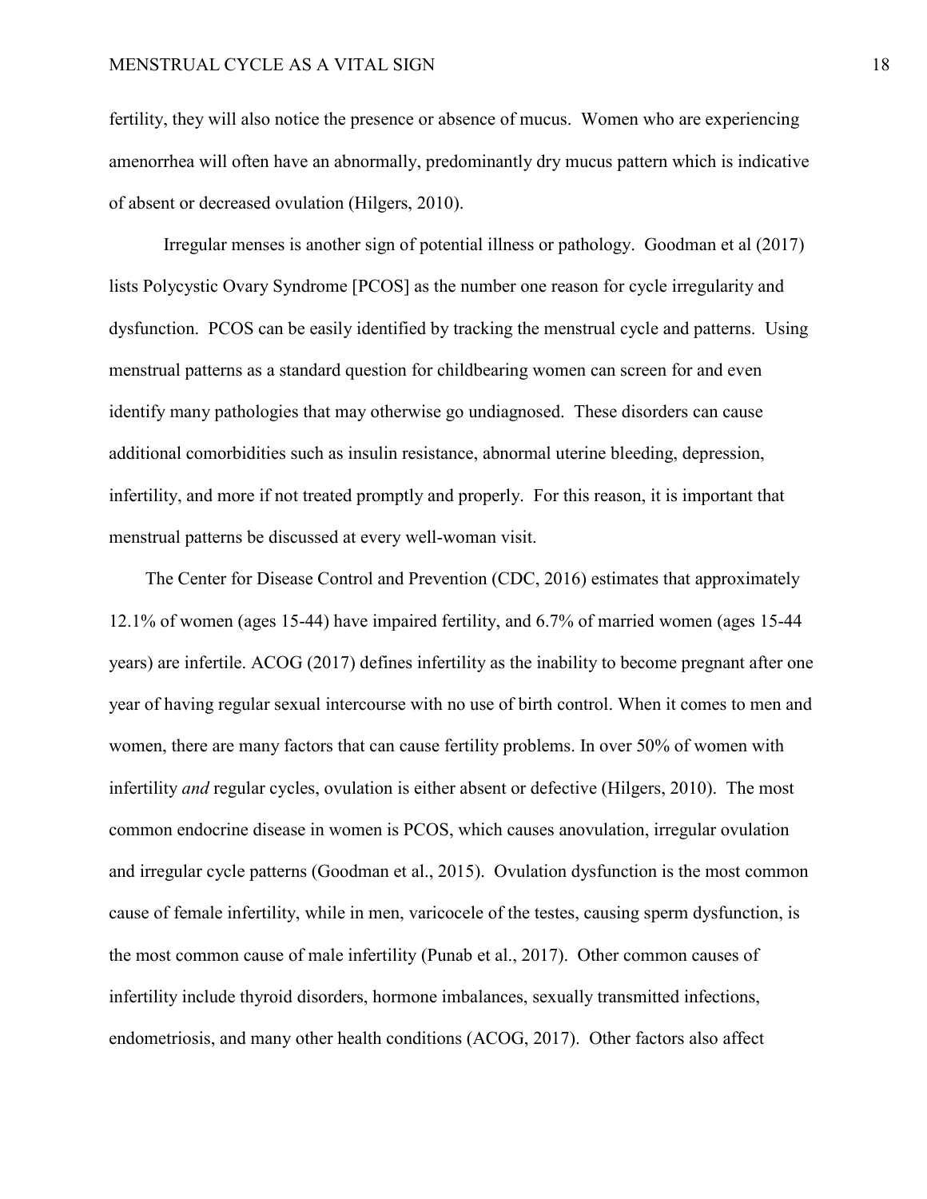fertility, they will also notice the presence or absence of mucus. Women who are experiencing amenorrhea will often have an abnormally, predominantly dry mucus pattern which is indicative of absent or decreased ovulation (Hilgers, 2010).

Irregular menses is another sign of potential illness or pathology. Goodman et al (2017) lists Polycystic Ovary Syndrome [PCOS] as the number one reason for cycle irregularity and dysfunction. PCOS can be easily identified by tracking the menstrual cycle and patterns. Using menstrual patterns as a standard question for childbearing women can screen for and even identify many pathologies that may otherwise go undiagnosed. These disorders can cause additional comorbidities such as insulin resistance, abnormal uterine bleeding, depression, infertility, and more if not treated promptly and properly. For this reason, it is important that menstrual patterns be discussed at every well-woman visit.

The Center for Disease Control and Prevention (CDC, 2016) estimates that approximately 12.1% of women (ages 15-44) have impaired fertility, and 6.7% of married women (ages 15-44 years) are infertile. ACOG (2017) defines infertility as the inability to become pregnant after one year of having regular sexual intercourse with no use of birth control. When it comes to men and women, there are many factors that can cause fertility problems. In over 50% of women with infertility *and* regular cycles, ovulation is either absent or defective (Hilgers, 2010). The most common endocrine disease in women is PCOS, which causes anovulation, irregular ovulation and irregular cycle patterns (Goodman et al., 2015). Ovulation dysfunction is the most common cause of female infertility, while in men, varicocele of the testes, causing sperm dysfunction, is the most common cause of male infertility (Punab et al., 2017). Other common causes of infertility include thyroid disorders, hormone imbalances, sexually transmitted infections, endometriosis, and many other health conditions (ACOG, 2017). Other factors also affect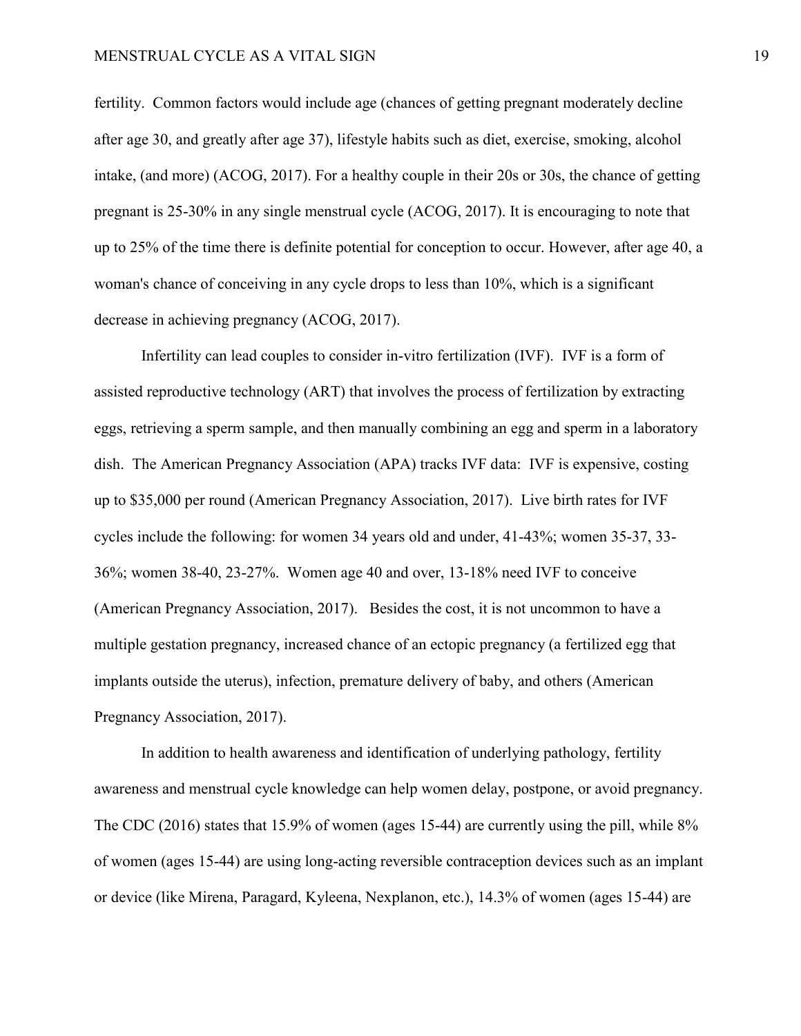fertility. Common factors would include age (chances of getting pregnant moderately decline after age 30, and greatly after age 37), lifestyle habits such as diet, exercise, smoking, alcohol intake, (and more) (ACOG, 2017). For a healthy couple in their 20s or 30s, the chance of getting pregnant is 25-30% in any single menstrual cycle (ACOG, 2017). It is encouraging to note that up to 25% of the time there is definite potential for conception to occur. However, after age 40, a woman's chance of conceiving in any cycle drops to less than 10%, which is a significant decrease in achieving pregnancy (ACOG, 2017).

Infertility can lead couples to consider in-vitro fertilization (IVF). IVF is a form of assisted reproductive technology (ART) that involves the process of fertilization by extracting eggs, retrieving a sperm sample, and then manually combining an egg and sperm in a laboratory dish. The American Pregnancy Association (APA) tracks IVF data: IVF is expensive, costing up to $35,000 per round (American Pregnancy Association, 2017). Live birth rates for IVF cycles include the following: for women 34 years old and under, 41-43%; women 35-37, 33-36%; women 38-40, 23-27%. Women age 40 and over, 13-18% need IVF to conceive (American Pregnancy Association, 2017). Besides the cost, it is not uncommon to have a multiple gestation pregnancy, increased chance of an ectopic pregnancy (a fertilized egg that implants outside the uterus), infection, premature delivery of baby, and others (American Pregnancy Association, 2017).

In addition to health awareness and identification of underlying pathology, fertility awareness and menstrual cycle knowledge can help women delay, postpone, or avoid pregnancy. The CDC (2016) states that 15.9% of women (ages 15-44) are currently using the pill, while 8% of women (ages 15-44) are using long-acting reversible contraception devices such as an implant or device (like Mirena, Paragard, Kyleena, Nexplanon, etc.), 14.3% of women (ages 15-44) are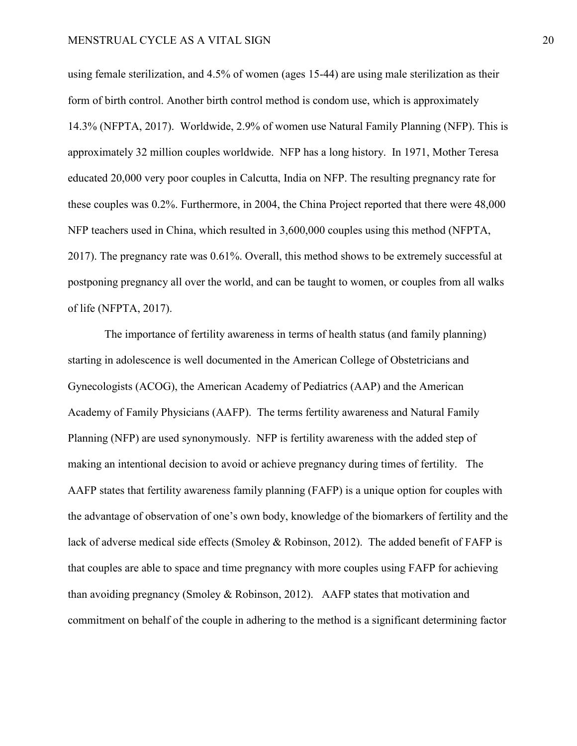using female sterilization, and 4.5% of women (ages 15-44) are using male sterilization as their form of birth control. Another birth control method is condom use, which is approximately 14.3% (NFPTA, 2017). Worldwide, 2.9% of women use Natural Family Planning (NFP). This is approximately 32 million couples worldwide. NFP has a long history. In 1971, Mother Teresa educated 20,000 very poor couples in Calcutta, India on NFP. The resulting pregnancy rate for these couples was 0.2%. Furthermore, in 2004, the China Project reported that there were 48,000 NFP teachers used in China, which resulted in 3,600,000 couples using this method (NFPTA, 2017). The pregnancy rate was 0.61%. Overall, this method shows to be extremely successful at postponing pregnancy all over the world, and can be taught to women, or couples from all walks of life (NFPTA, 2017).

The importance of fertility awareness in terms of health status (and family planning) starting in adolescence is well documented in the American College of Obstetricians and Gynecologists (ACOG), the American Academy of Pediatrics (AAP) and the American Academy of Family Physicians (AAFP). The terms fertility awareness and Natural Family Planning (NFP) are used synonymously. NFP is fertility awareness with the added step of making an intentional decision to avoid or achieve pregnancy during times of fertility. The AAFP states that fertility awareness family planning (FAFP) is a unique option for couples with the advantage of observation of one's own body, knowledge of the biomarkers of fertility and the lack of adverse medical side effects (Smoley & Robinson, 2012). The added benefit of FAFP is that couples are able to space and time pregnancy with more couples using FAFP for achieving than avoiding pregnancy (Smoley & Robinson, 2012). AAFP states that motivation and commitment on behalf of the couple in adhering to the method is a significant determining factor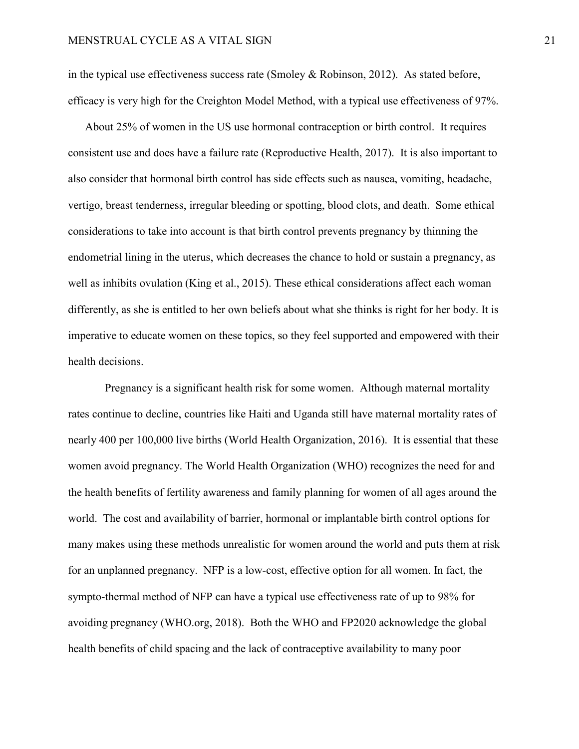in the typical use effectiveness success rate (Smoley & Robinson, 2012). As stated before, efficacy is very high for the Creighton Model Method, with a typical use effectiveness of 97%.

About 25% of women in the US use hormonal contraception or birth control. It requires consistent use and does have a failure rate (Reproductive Health, 2017). It is also important to also consider that hormonal birth control has side effects such as nausea, vomiting, headache, vertigo, breast tenderness, irregular bleeding or spotting, blood clots, and death. Some ethical considerations to take into account is that birth control prevents pregnancy by thinning the endometrial lining in the uterus, which decreases the chance to hold or sustain a pregnancy, as well as inhibits ovulation (King et al., 2015). These ethical considerations affect each woman differently, as she is entitled to her own beliefs about what she thinks is right for her body. It is imperative to educate women on these topics, so they feel supported and empowered with their health decisions.

Pregnancy is a significant health risk for some women. Although maternal mortality rates continue to decline, countries like Haiti and Uganda still have maternal mortality rates of nearly 400 per 100,000 live births (World Health Organization, 2016). It is essential that these women avoid pregnancy. The World Health Organization (WHO) recognizes the need for and the health benefits of fertility awareness and family planning for women of all ages around the world. The cost and availability of barrier, hormonal or implantable birth control options for many makes using these methods unrealistic for women around the world and puts them at risk for an unplanned pregnancy. NFP is a low-cost, effective option for all women. In fact, the sympto-thermal method of NFP can have a typical use effectiveness rate of up to 98% for avoiding pregnancy (WHO.org, 2018). Both the WHO and FP2020 acknowledge the global health benefits of child spacing and the lack of contraceptive availability to many poor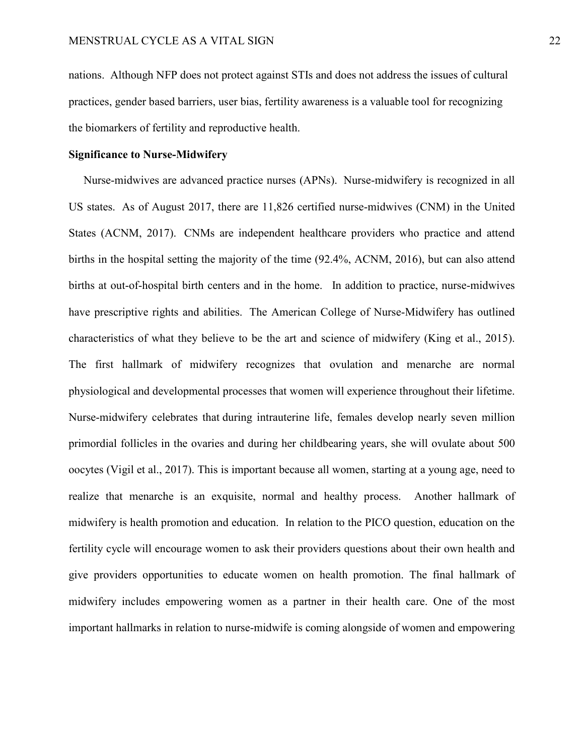nations. Although NFP does not protect against STIs and does not address the issues of cultural practices, gender based barriers, user bias, fertility awareness is a valuable tool for recognizing the biomarkers of fertility and reproductive health.

**Significance to Nurse-Midwifery**

Nurse-midwives are advanced practice nurses (APNs). Nurse-midwifery is recognized in all US states. As of August 2017, there are 11,826 certified nurse-midwives (CNM) in the United States (ACNM, 2017). CNMs are independent healthcare providers who practice and attend births in the hospital setting the majority of the time (92.4%, ACNM, 2016), but can also attend births at out-of-hospital birth centers and in the home. In addition to practice, nurse-midwives have prescriptive rights and abilities. The American College of Nurse-Midwifery has outlined characteristics of what they believe to be the art and science of midwifery (King et al., 2015). The first hallmark of midwifery recognizes that ovulation and menarche are normal physiological and developmental processes that women will experience throughout their lifetime. Nurse-midwifery celebrates that during intrauterine life, females develop nearly seven million primordial follicles in the ovaries and during her childbearing years, she will ovulate about 500 oocytes (Vigil et al., 2017). This is important because all women, starting at a young age, need to realize that menarche is an exquisite, normal and healthy process. Another hallmark of midwifery is health promotion and education. In relation to the PICO question, education on the fertility cycle will encourage women to ask their providers questions about their own health and give providers opportunities to educate women on health promotion. The final hallmark of midwifery includes empowering women as a partner in their health care. One of the most important hallmarks in relation to nurse-midwife is coming alongside of women and empowering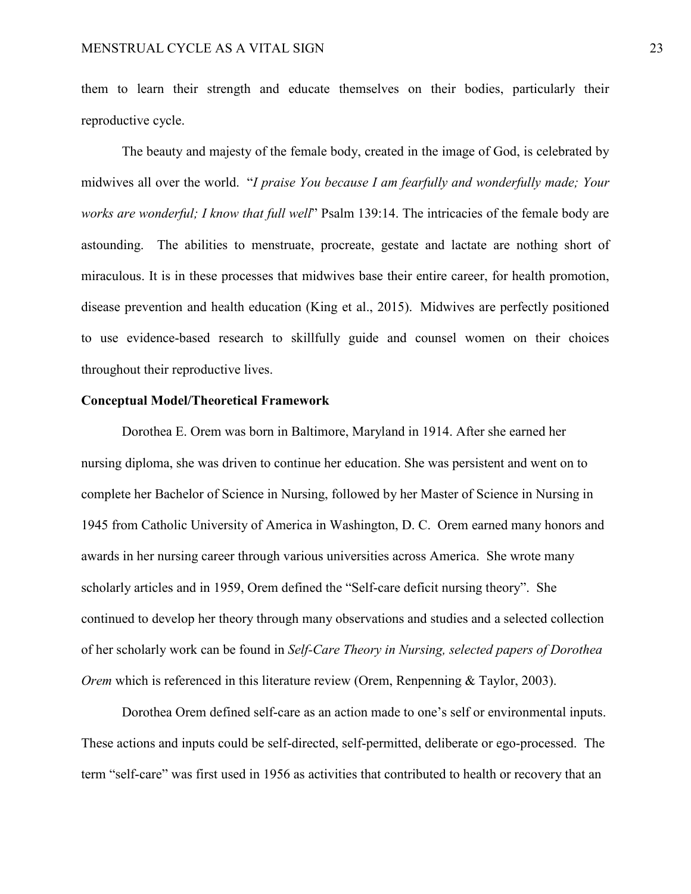them to learn their strength and educate themselves on their bodies, particularly their reproductive cycle.

The beauty and majesty of the female body, created in the image of God, is celebrated by midwives all over the world. "*I praise You because I am fearfully and wonderfully made; Your works are wonderful; I know that full well*" Psalm 139:14. The intricacies of the female body are astounding. The abilities to menstruate, procreate, gestate and lactate are nothing short of miraculous. It is in these processes that midwives base their entire career, for health promotion, disease prevention and health education (King et al., 2015). Midwives are perfectly positioned to use evidence-based research to skillfully guide and counsel women on their choices throughout their reproductive lives.

**Conceptual Model/Theoretical Framework**

Dorothea E. Orem was born in Baltimore, Maryland in 1914. After she earned her nursing diploma, she was driven to continue her education. She was persistent and went on to complete her Bachelor of Science in Nursing, followed by her Master of Science in Nursing in 1945 from Catholic University of America in Washington, D. C. Orem earned many honors and awards in her nursing career through various universities across America. She wrote many scholarly articles and in 1959, Orem defined the "Self-care deficit nursing theory". She continued to develop her theory through many observations and studies and a selected collection of her scholarly work can be found in *Self-Care Theory in Nursing, selected papers of Dorothea Orem* which is referenced in this literature review (Orem, Renpenning & Taylor, 2003).

Dorothea Orem defined self-care as an action made to one's self or environmental inputs. These actions and inputs could be self-directed, self-permitted, deliberate or ego-processed. The term "self-care" was first used in 1956 as activities that contributed to health or recovery that an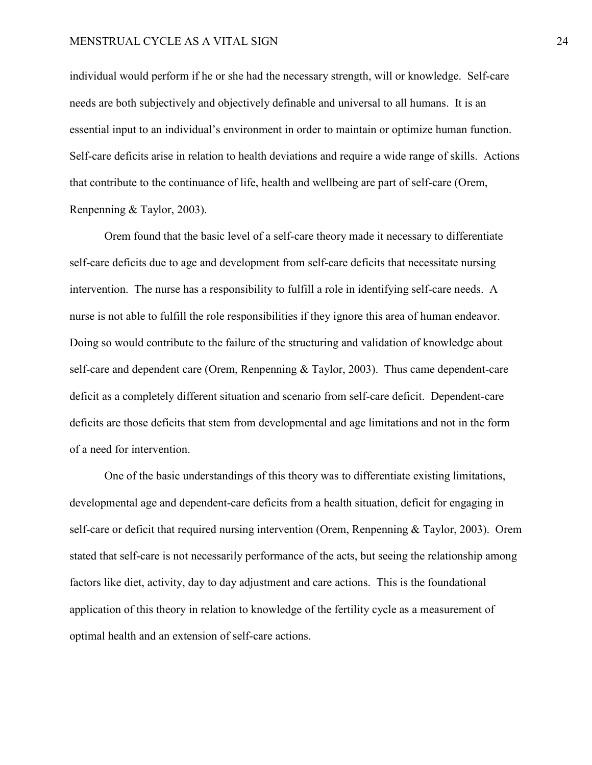individual would perform if he or she had the necessary strength, will or knowledge. Self-care needs are both subjectively and objectively definable and universal to all humans. It is an essential input to an individual's environment in order to maintain or optimize human function. Self-care deficits arise in relation to health deviations and require a wide range of skills. Actions that contribute to the continuance of life, health and wellbeing are part of self-care (Orem, Renpenning & Taylor, 2003).

Orem found that the basic level of a self-care theory made it necessary to differentiate self-care deficits due to age and development from self-care deficits that necessitate nursing intervention. The nurse has a responsibility to fulfill a role in identifying self-care needs. A nurse is not able to fulfill the role responsibilities if they ignore this area of human endeavor. Doing so would contribute to the failure of the structuring and validation of knowledge about self-care and dependent care (Orem, Renpenning & Taylor, 2003). Thus came dependent-care deficit as a completely different situation and scenario from self-care deficit. Dependent-care deficits are those deficits that stem from developmental and age limitations and not in the form of a need for intervention.

One of the basic understandings of this theory was to differentiate existing limitations, developmental age and dependent-care deficits from a health situation, deficit for engaging in self-care or deficit that required nursing intervention (Orem, Renpenning & Taylor, 2003). Orem stated that self-care is not necessarily performance of the acts, but seeing the relationship among factors like diet, activity, day to day adjustment and care actions. This is the foundational application of this theory in relation to knowledge of the fertility cycle as a measurement of optimal health and an extension of self-care actions.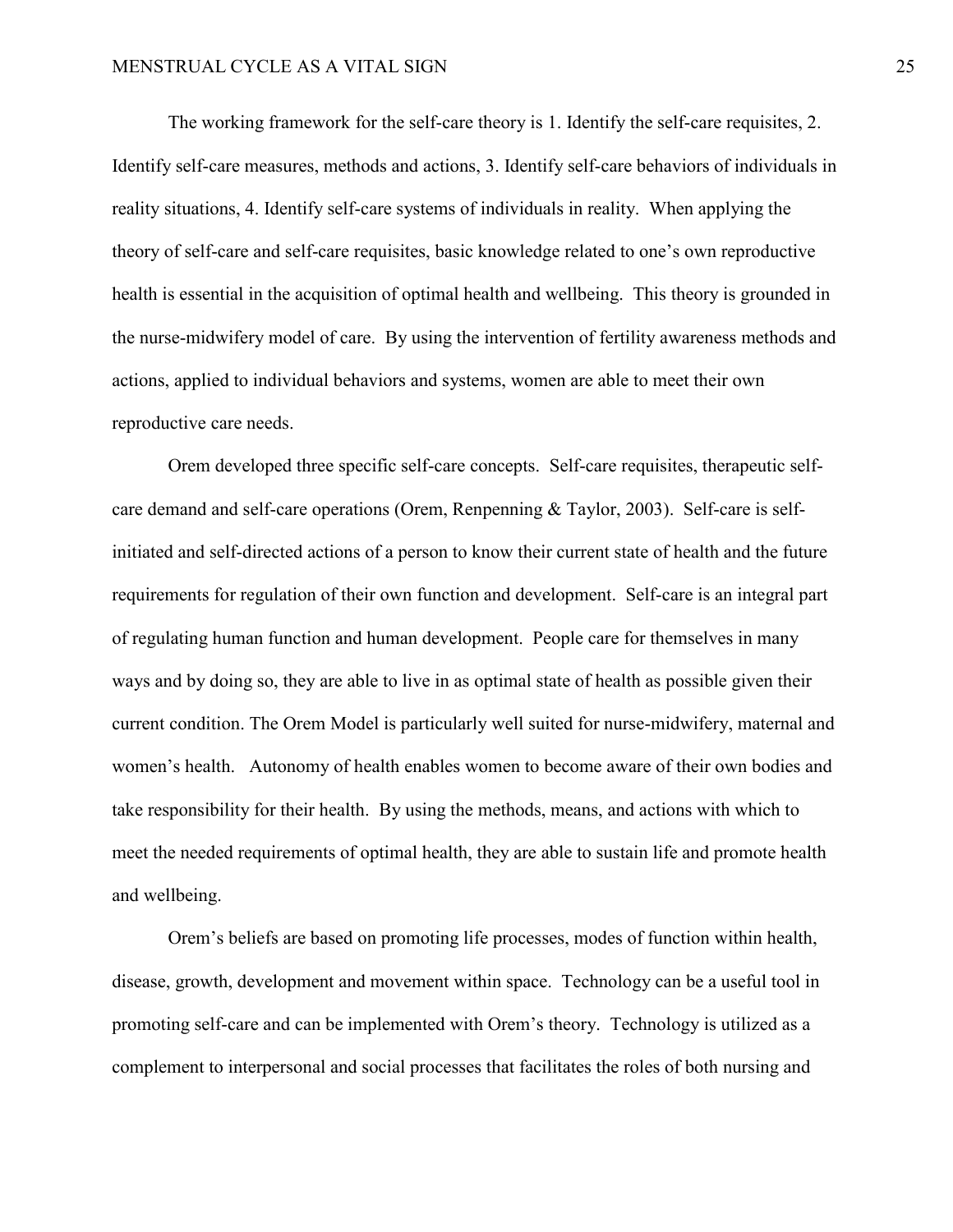The working framework for the self-care theory is 1. Identify the self-care requisites, 2. Identify self-care measures, methods and actions, 3. Identify self-care behaviors of individuals in reality situations, 4. Identify self-care systems of individuals in reality. When applying the theory of self-care and self-care requisites, basic knowledge related to one's own reproductive health is essential in the acquisition of optimal health and wellbeing. This theory is grounded in the nurse-midwifery model of care. By using the intervention of fertility awareness methods and actions, applied to individual behaviors and systems, women are able to meet their own reproductive care needs.

Orem developed three specific self-care concepts. Self-care requisites, therapeutic self-care demand and self-care operations (Orem, Renpenning & Taylor, 2003). Self-care is self-initiated and self-directed actions of a person to know their current state of health and the future requirements for regulation of their own function and development. Self-care is an integral part of regulating human function and human development. People care for themselves in many ways and by doing so, they are able to live in as optimal state of health as possible given their current condition. The Orem Model is particularly well suited for nurse-midwifery, maternal and women's health. Autonomy of health enables women to become aware of their own bodies and take responsibility for their health. By using the methods, means, and actions with which to meet the needed requirements of optimal health, they are able to sustain life and promote health and wellbeing.

Orem's beliefs are based on promoting life processes, modes of function within health, disease, growth, development and movement within space. Technology can be a useful tool in promoting self-care and can be implemented with Orem's theory. Technology is utilized as a complement to interpersonal and social processes that facilitates the roles of both nursing and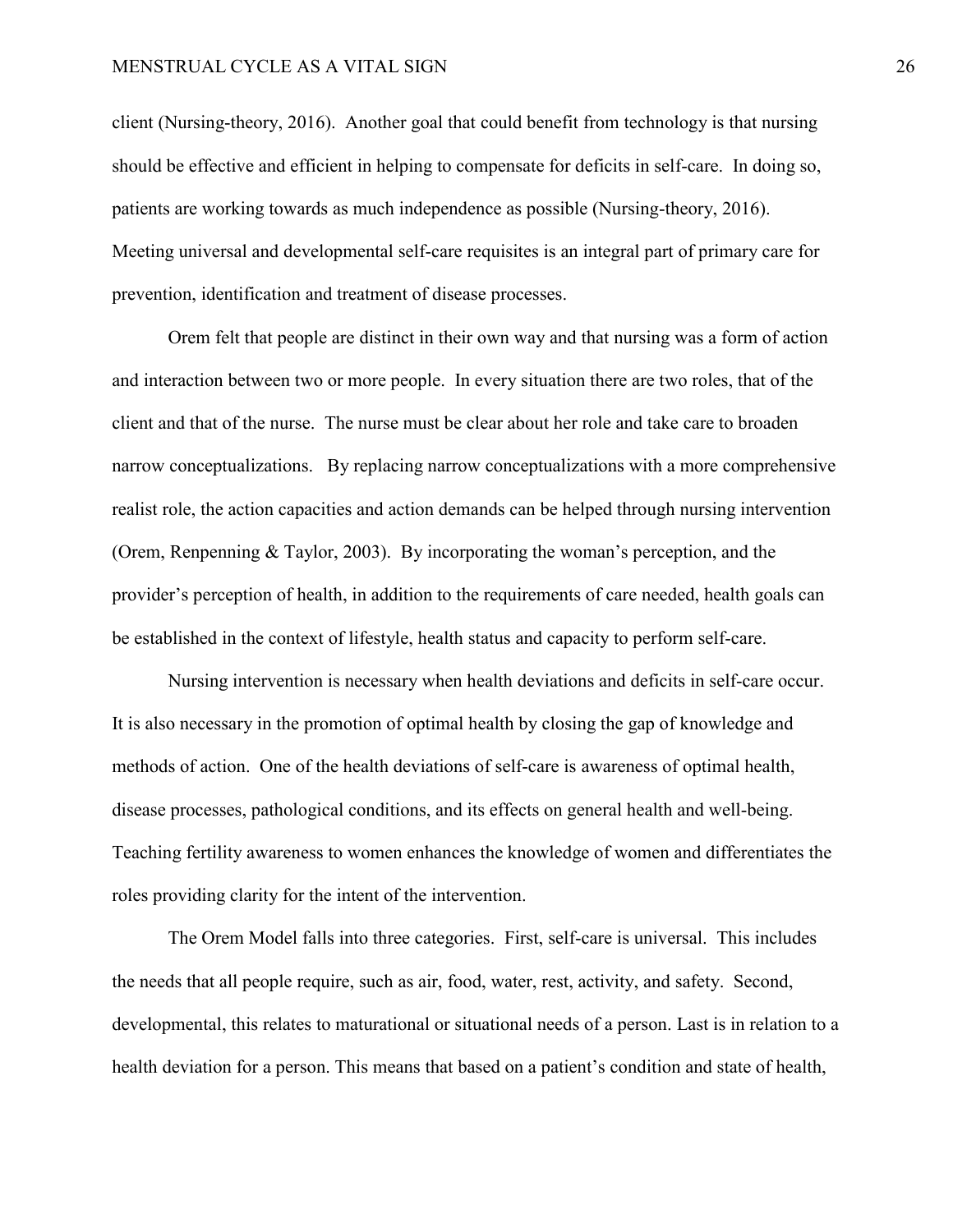client (Nursing-theory, 2016). Another goal that could benefit from technology is that nursing should be effective and efficient in helping to compensate for deficits in self-care. In doing so, patients are working towards as much independence as possible (Nursing-theory, 2016). Meeting universal and developmental self-care requisites is an integral part of primary care for prevention, identification and treatment of disease processes.

Orem felt that people are distinct in their own way and that nursing was a form of action and interaction between two or more people. In every situation there are two roles, that of the client and that of the nurse. The nurse must be clear about her role and take care to broaden narrow conceptualizations. By replacing narrow conceptualizations with a more comprehensive realist role, the action capacities and action demands can be helped through nursing intervention (Orem, Renpenning & Taylor, 2003). By incorporating the woman's perception, and the provider's perception of health, in addition to the requirements of care needed, health goals can be established in the context of lifestyle, health status and capacity to perform self-care.

Nursing intervention is necessary when health deviations and deficits in self-care occur. It is also necessary in the promotion of optimal health by closing the gap of knowledge and methods of action. One of the health deviations of self-care is awareness of optimal health, disease processes, pathological conditions, and its effects on general health and well-being. Teaching fertility awareness to women enhances the knowledge of women and differentiates the roles providing clarity for the intent of the intervention.

The Orem Model falls into three categories. First, self-care is universal. This includes the needs that all people require, such as air, food, water, rest, activity, and safety. Second, developmental, this relates to maturational or situational needs of a person. Last is in relation to a health deviation for a person. This means that based on a patient's condition and state of health,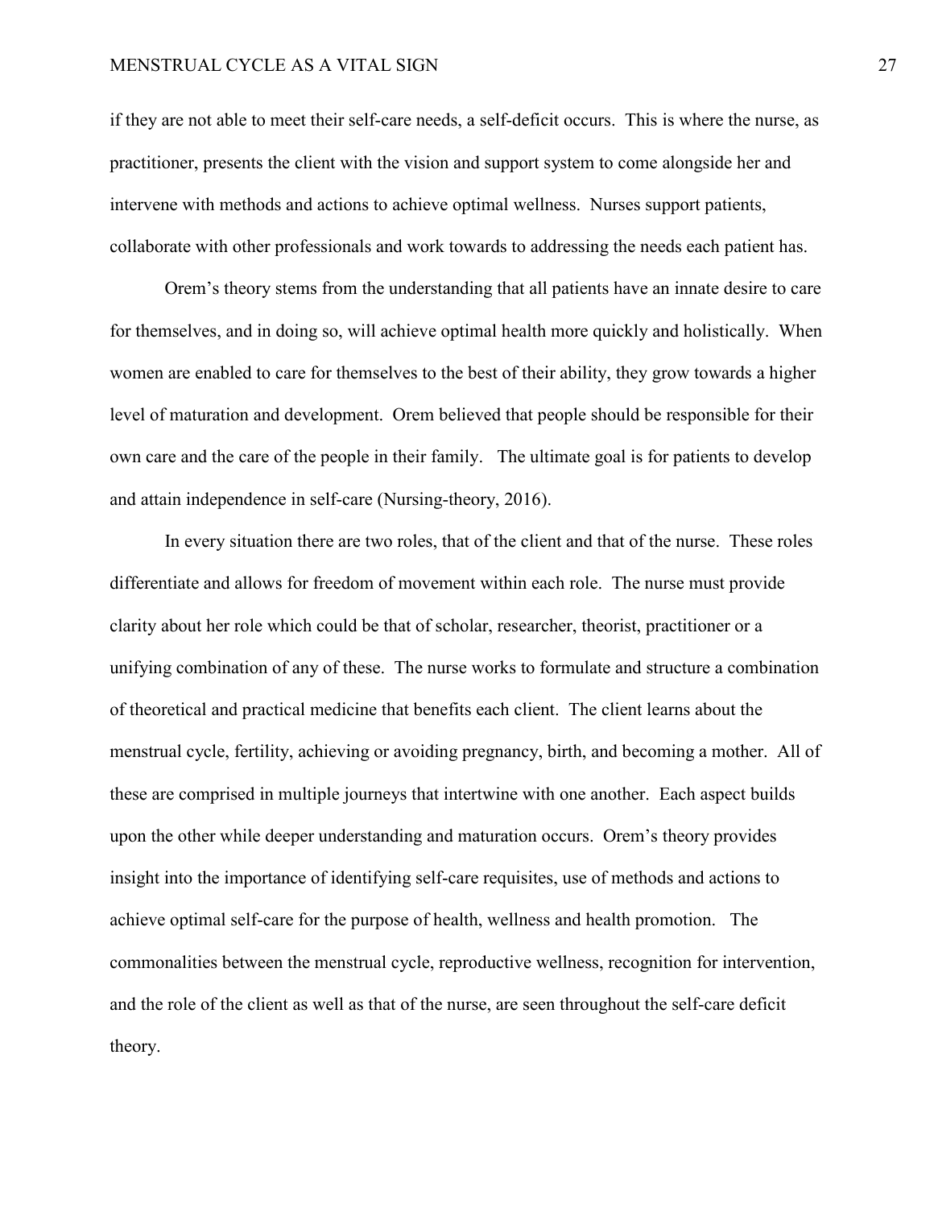if they are not able to meet their self-care needs, a self-deficit occurs. This is where the nurse, as practitioner, presents the client with the vision and support system to come alongside her and intervene with methods and actions to achieve optimal wellness. Nurses support patients, collaborate with other professionals and work towards to addressing the needs each patient has.

Orem's theory stems from the understanding that all patients have an innate desire to care for themselves, and in doing so, will achieve optimal health more quickly and holistically. When women are enabled to care for themselves to the best of their ability, they grow towards a higher level of maturation and development. Orem believed that people should be responsible for their own care and the care of the people in their family. The ultimate goal is for patients to develop and attain independence in self-care (Nursing-theory, 2016).

In every situation there are two roles, that of the client and that of the nurse. These roles differentiate and allows for freedom of movement within each role. The nurse must provide clarity about her role which could be that of scholar, researcher, theorist, practitioner or a unifying combination of any of these. The nurse works to formulate and structure a combination of theoretical and practical medicine that benefits each client. The client learns about the menstrual cycle, fertility, achieving or avoiding pregnancy, birth, and becoming a mother. All of these are comprised in multiple journeys that intertwine with one another. Each aspect builds upon the other while deeper understanding and maturation occurs. Orem's theory provides insight into the importance of identifying self-care requisites, use of methods and actions to achieve optimal self-care for the purpose of health, wellness and health promotion. The commonalities between the menstrual cycle, reproductive wellness, recognition for intervention, and the role of the client as well as that of the nurse, are seen throughout the self-care deficit theory.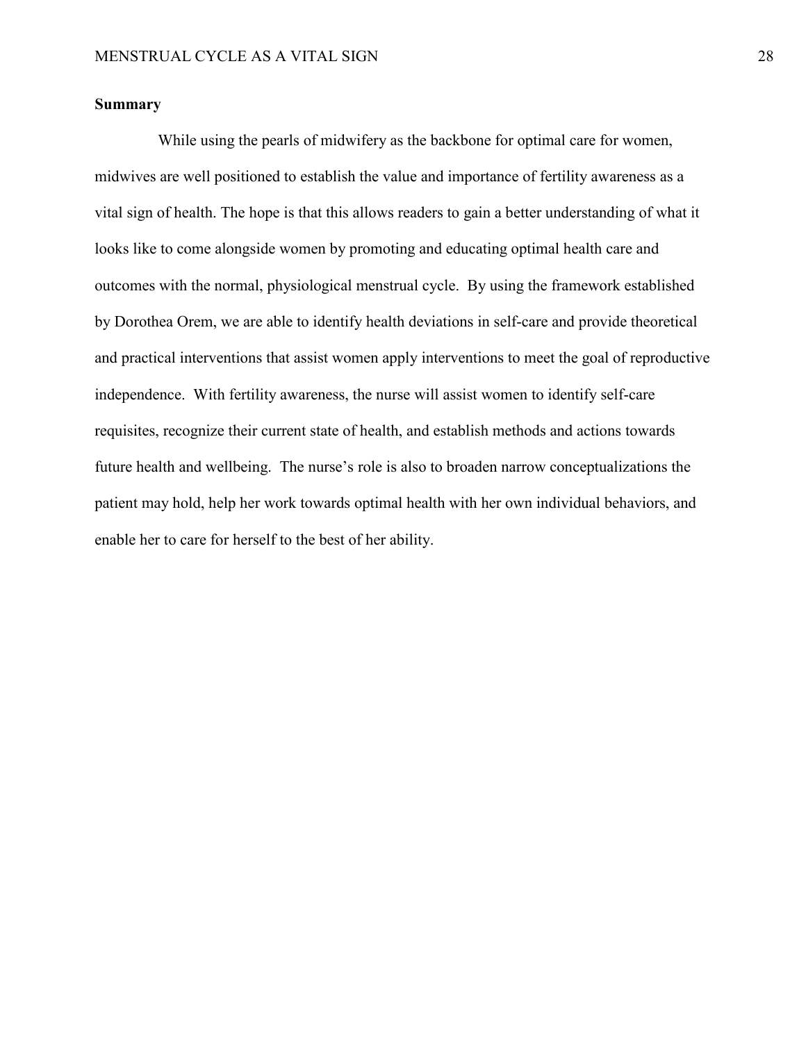## Summary

While using the pearls of midwifery as the backbone for optimal care for women, midwives are well positioned to establish the value and importance of fertility awareness as a vital sign of health. The hope is that this allows readers to gain a better understanding of what it looks like to come alongside women by promoting and educating optimal health care and outcomes with the normal, physiological menstrual cycle. By using the framework established by Dorothea Orem, we are able to identify health deviations in self-care and provide theoretical and practical interventions that assist women apply interventions to meet the goal of reproductive independence. With fertility awareness, the nurse will assist women to identify self-care requisites, recognize their current state of health, and establish methods and actions towards future health and wellbeing. The nurse's role is also to broaden narrow conceptualizations the patient may hold, help her work towards optimal health with her own individual behaviors, and enable her to care for herself to the best of her ability.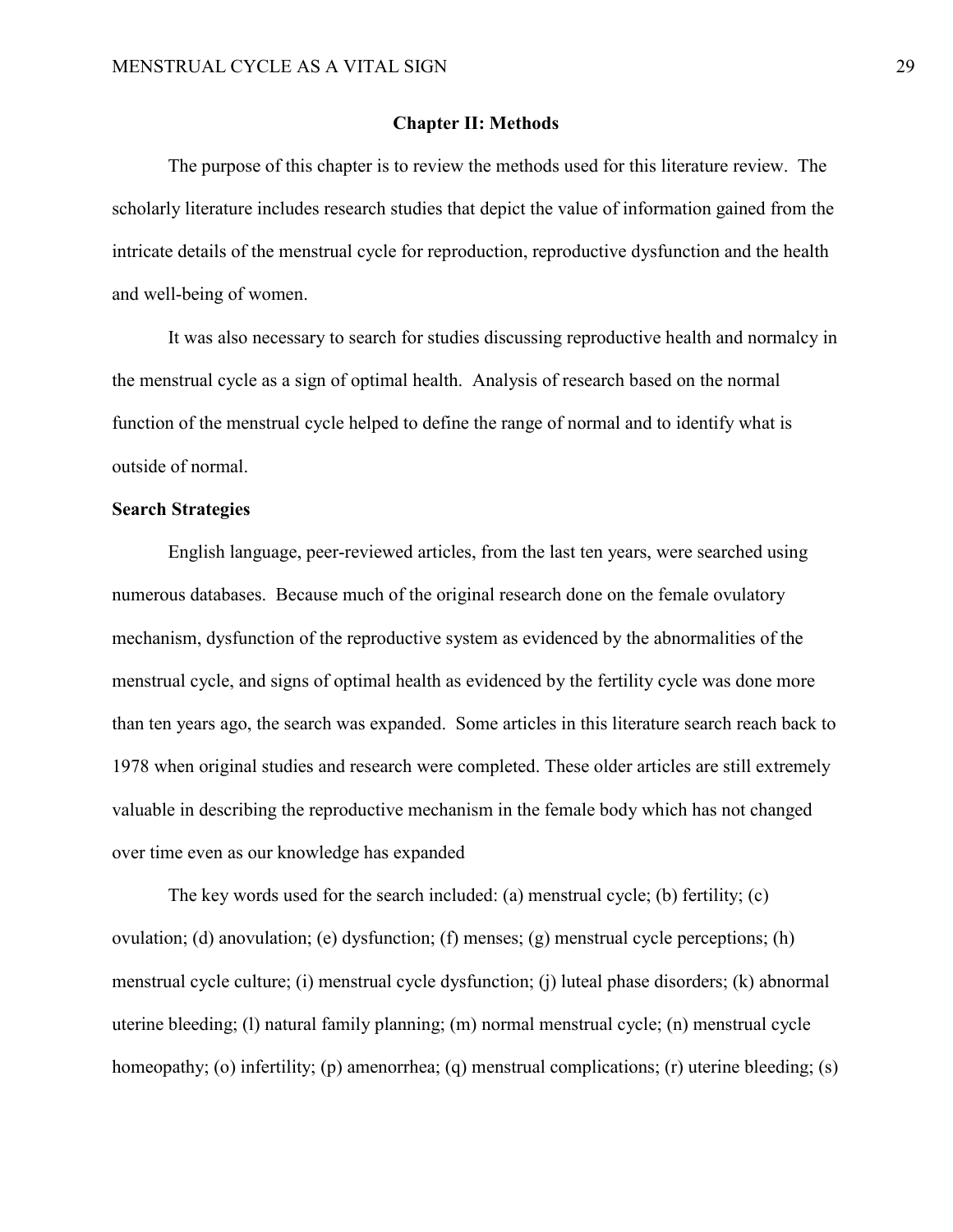## Chapter II: Methods

The purpose of this chapter is to review the methods used for this literature review. The scholarly literature includes research studies that depict the value of information gained from the intricate details of the menstrual cycle for reproduction, reproductive dysfunction and the health and well-being of women.

It was also necessary to search for studies discussing reproductive health and normalcy in the menstrual cycle as a sign of optimal health. Analysis of research based on the normal function of the menstrual cycle helped to define the range of normal and to identify what is outside of normal.

### Search Strategies

English language, peer-reviewed articles, from the last ten years, were searched using numerous databases. Because much of the original research done on the female ovulatory mechanism, dysfunction of the reproductive system as evidenced by the abnormalities of the menstrual cycle, and signs of optimal health as evidenced by the fertility cycle was done more than ten years ago, the search was expanded. Some articles in this literature search reach back to 1978 when original studies and research were completed. These older articles are still extremely valuable in describing the reproductive mechanism in the female body which has not changed over time even as our knowledge has expanded

The key words used for the search included: (a) menstrual cycle; (b) fertility; (c) ovulation; (d) anovulation; (e) dysfunction; (f) menses; (g) menstrual cycle perceptions; (h) menstrual cycle culture; (i) menstrual cycle dysfunction; (j) luteal phase disorders; (k) abnormal uterine bleeding; (l) natural family planning; (m) normal menstrual cycle; (n) menstrual cycle homeopathy; (o) infertility; (p) amenorrhea; (q) menstrual complications; (r) uterine bleeding; (s)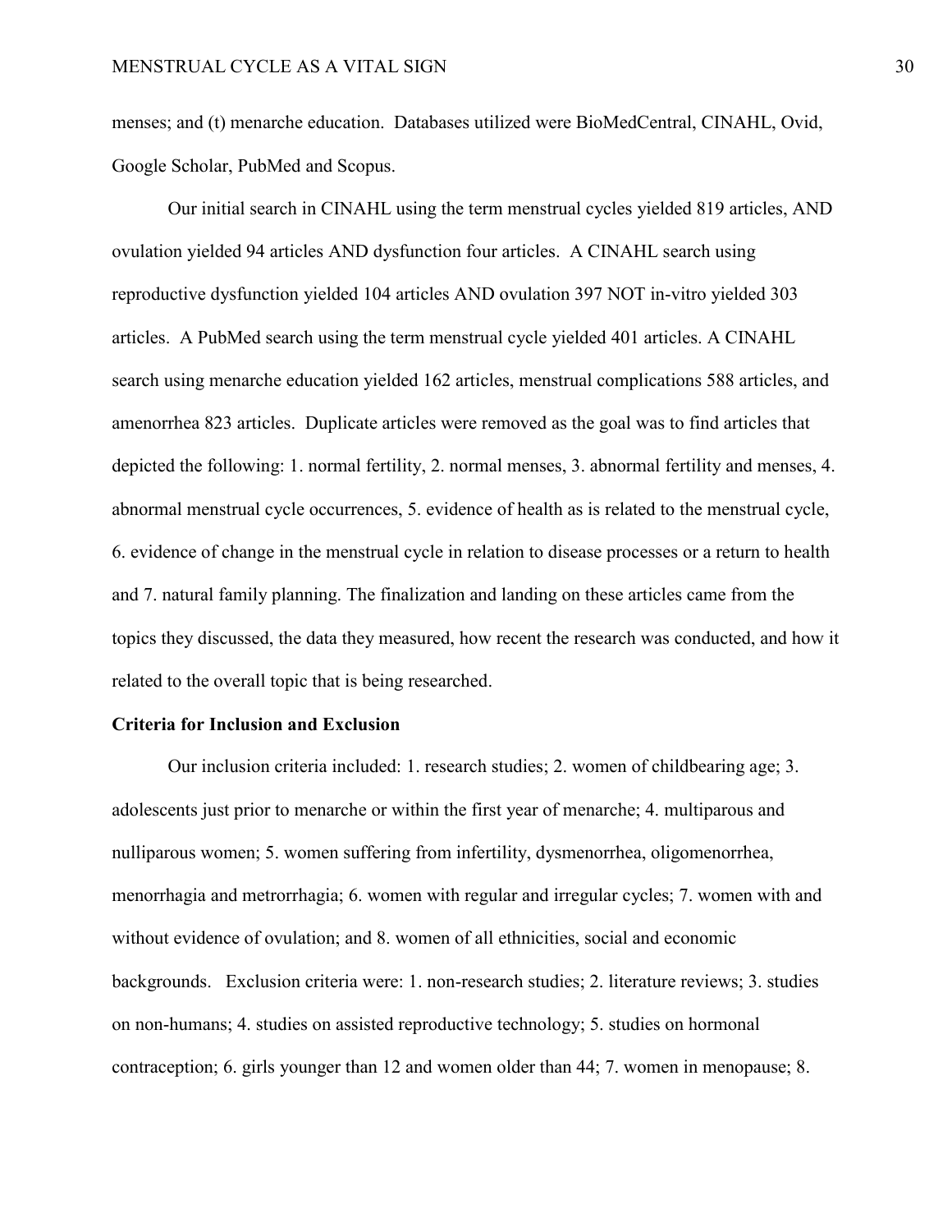menses; and (t) menarche education. Databases utilized were BioMedCentral, CINAHL, Ovid, Google Scholar, PubMed and Scopus.

Our initial search in CINAHL using the term menstrual cycles yielded 819 articles, AND ovulation yielded 94 articles AND dysfunction four articles. A CINAHL search using reproductive dysfunction yielded 104 articles AND ovulation 397 NOT in-vitro yielded 303 articles. A PubMed search using the term menstrual cycle yielded 401 articles. A CINAHL search using menarche education yielded 162 articles, menstrual complications 588 articles, and amenorrhea 823 articles. Duplicate articles were removed as the goal was to find articles that depicted the following: 1. normal fertility, 2. normal menses, 3. abnormal fertility and menses, 4. abnormal menstrual cycle occurrences, 5. evidence of health as is related to the menstrual cycle, 6. evidence of change in the menstrual cycle in relation to disease processes or a return to health and 7. natural family planning. The finalization and landing on these articles came from the topics they discussed, the data they measured, how recent the research was conducted, and how it related to the overall topic that is being researched.

**Criteria for Inclusion and Exclusion**

Our inclusion criteria included: 1. research studies; 2. women of childbearing age; 3. adolescents just prior to menarche or within the first year of menarche; 4. multiparous and nulliparous women; 5. women suffering from infertility, dysmenorrhea, oligomenorrhea, menorrhagia and metrorrhagia; 6. women with regular and irregular cycles; 7. women with and without evidence of ovulation; and 8. women of all ethnicities, social and economic backgrounds. Exclusion criteria were: 1. non-research studies; 2. literature reviews; 3. studies on non-humans; 4. studies on assisted reproductive technology; 5. studies on hormonal contraception; 6. girls younger than 12 and women older than 44; 7. women in menopause; 8.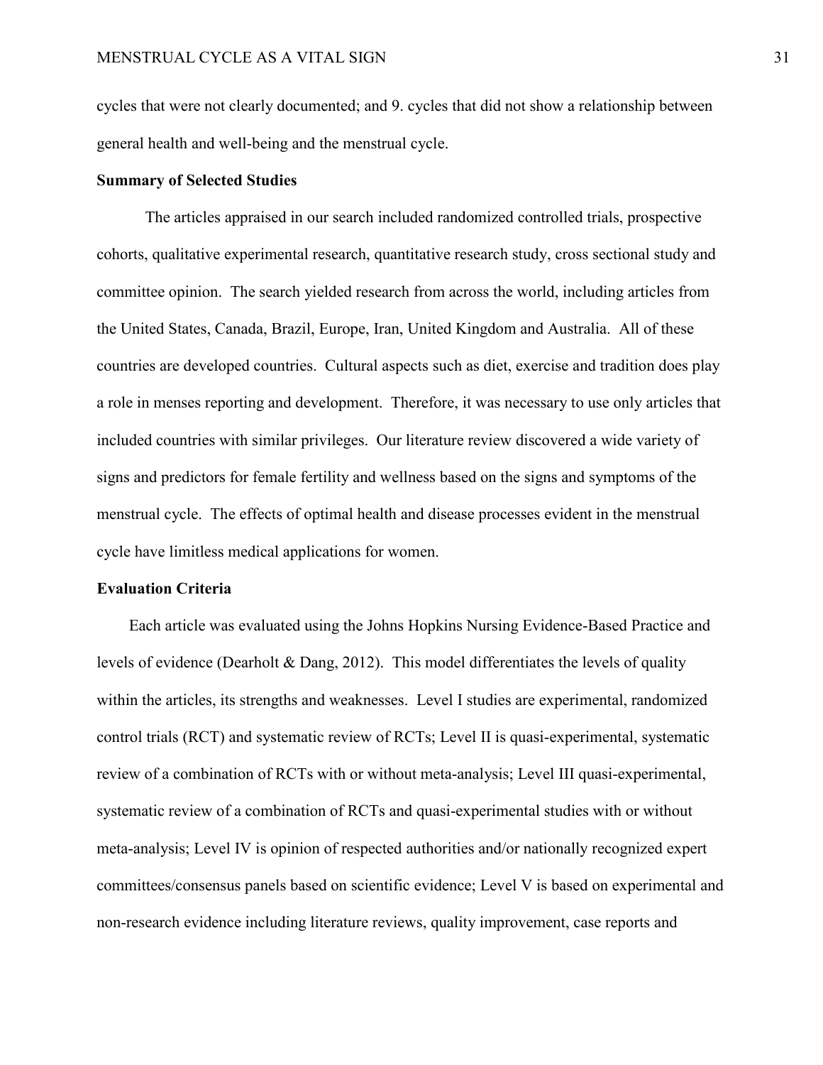cycles that were not clearly documented; and 9. cycles that did not show a relationship between general health and well-being and the menstrual cycle.

**Summary of Selected Studies**

The articles appraised in our search included randomized controlled trials, prospective cohorts, qualitative experimental research, quantitative research study, cross sectional study and committee opinion. The search yielded research from across the world, including articles from the United States, Canada, Brazil, Europe, Iran, United Kingdom and Australia. All of these countries are developed countries. Cultural aspects such as diet, exercise and tradition does play a role in menses reporting and development. Therefore, it was necessary to use only articles that included countries with similar privileges. Our literature review discovered a wide variety of signs and predictors for female fertility and wellness based on the signs and symptoms of the menstrual cycle. The effects of optimal health and disease processes evident in the menstrual cycle have limitless medical applications for women.

**Evaluation Criteria**

Each article was evaluated using the Johns Hopkins Nursing Evidence-Based Practice and levels of evidence (Dearholt & Dang, 2012). This model differentiates the levels of quality within the articles, its strengths and weaknesses. Level I studies are experimental, randomized control trials (RCT) and systematic review of RCTs; Level II is quasi-experimental, systematic review of a combination of RCTs with or without meta-analysis; Level III quasi-experimental, systematic review of a combination of RCTs and quasi-experimental studies with or without meta-analysis; Level IV is opinion of respected authorities and/or nationally recognized expert committees/consensus panels based on scientific evidence; Level V is based on experimental and non-research evidence including literature reviews, quality improvement, case reports and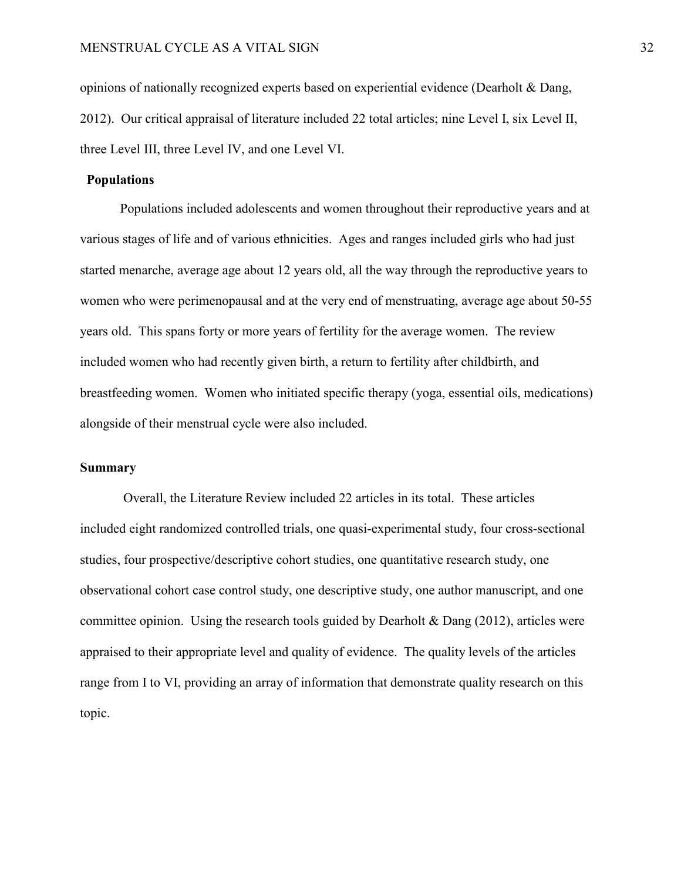opinions of nationally recognized experts based on experiential evidence (Dearholt & Dang, 2012). Our critical appraisal of literature included 22 total articles; nine Level I, six Level II, three Level III, three Level IV, and one Level VI.

### Populations

Populations included adolescents and women throughout their reproductive years and at various stages of life and of various ethnicities. Ages and ranges included girls who had just started menarche, average age about 12 years old, all the way through the reproductive years to women who were perimenopausal and at the very end of menstruating, average age about 50-55 years old. This spans forty or more years of fertility for the average women. The review included women who had recently given birth, a return to fertility after childbirth, and breastfeeding women. Women who initiated specific therapy (yoga, essential oils, medications) alongside of their menstrual cycle were also included.

### Summary

Overall, the Literature Review included 22 articles in its total. These articles included eight randomized controlled trials, one quasi-experimental study, four cross-sectional studies, four prospective/descriptive cohort studies, one quantitative research study, one observational cohort case control study, one descriptive study, one author manuscript, and one committee opinion. Using the research tools guided by Dearholt & Dang (2012), articles were appraised to their appropriate level and quality of evidence. The quality levels of the articles range from I to VI, providing an array of information that demonstrate quality research on this topic.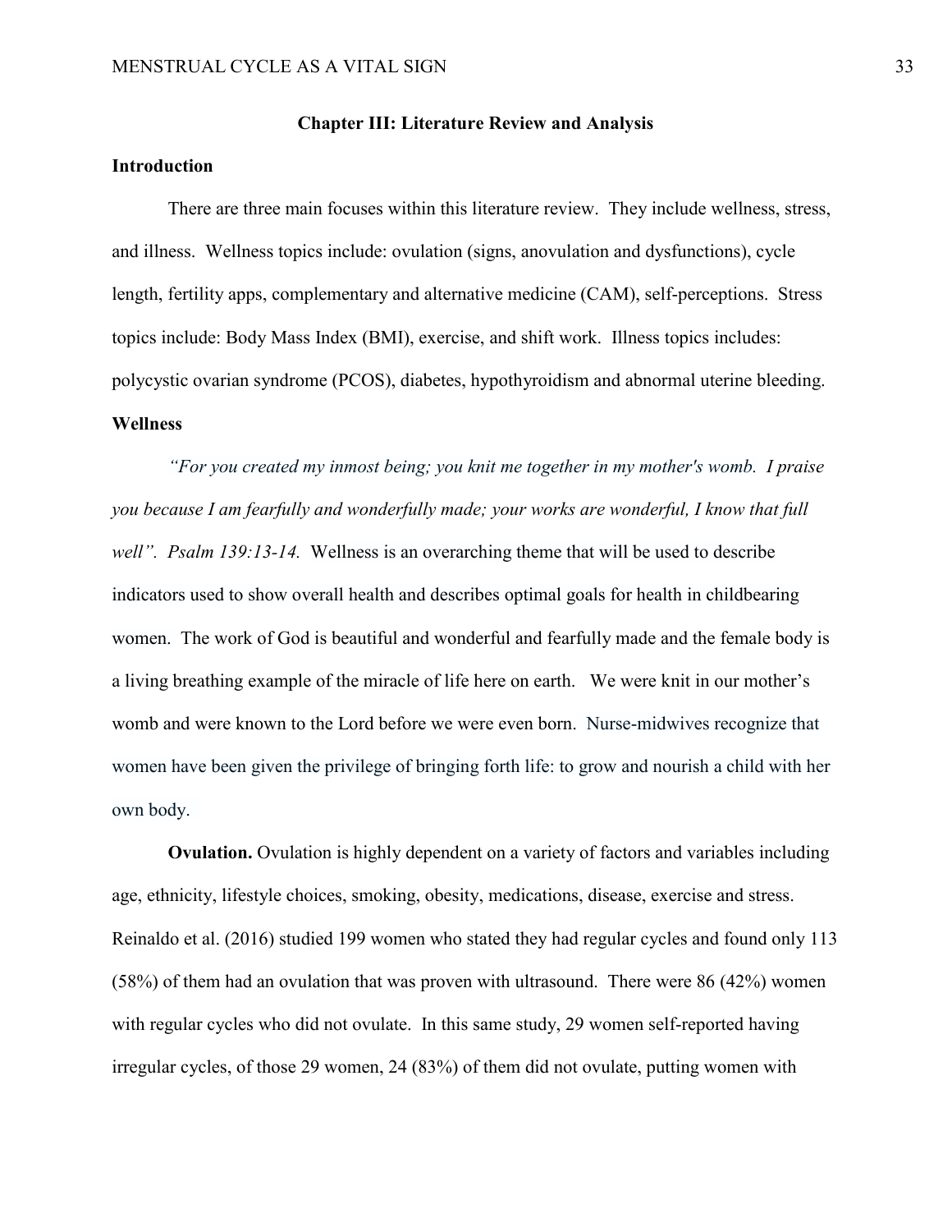## Chapter III: Literature Review and Analysis

### Introduction

There are three main focuses within this literature review. They include wellness, stress, and illness. Wellness topics include: ovulation (signs, anovulation and dysfunctions), cycle length, fertility apps, complementary and alternative medicine (CAM), self-perceptions. Stress topics include: Body Mass Index (BMI), exercise, and shift work. Illness topics includes: polycystic ovarian syndrome (PCOS), diabetes, hypothyroidism and abnormal uterine bleeding.

### Wellness

*"For you created my inmost being; you knit me together in my mother's womb. I praise you because I am fearfully and wonderfully made; your works are wonderful, I know that full well". Psalm 139:13-14.* Wellness is an overarching theme that will be used to describe indicators used to show overall health and describes optimal goals for health in childbearing women. The work of God is beautiful and wonderful and fearfully made and the female body is a living breathing example of the miracle of life here on earth. We were knit in our mother's womb and were known to the Lord before we were even born. Nurse-midwives recognize that women have been given the privilege of bringing forth life: to grow and nourish a child with her own body.

**Ovulation.** Ovulation is highly dependent on a variety of factors and variables including age, ethnicity, lifestyle choices, smoking, obesity, medications, disease, exercise and stress. Reinaldo et al. (2016) studied 199 women who stated they had regular cycles and found only 113 (58%) of them had an ovulation that was proven with ultrasound. There were 86 (42%) women with regular cycles who did not ovulate. In this same study, 29 women self-reported having irregular cycles, of those 29 women, 24 (83%) of them did not ovulate, putting women with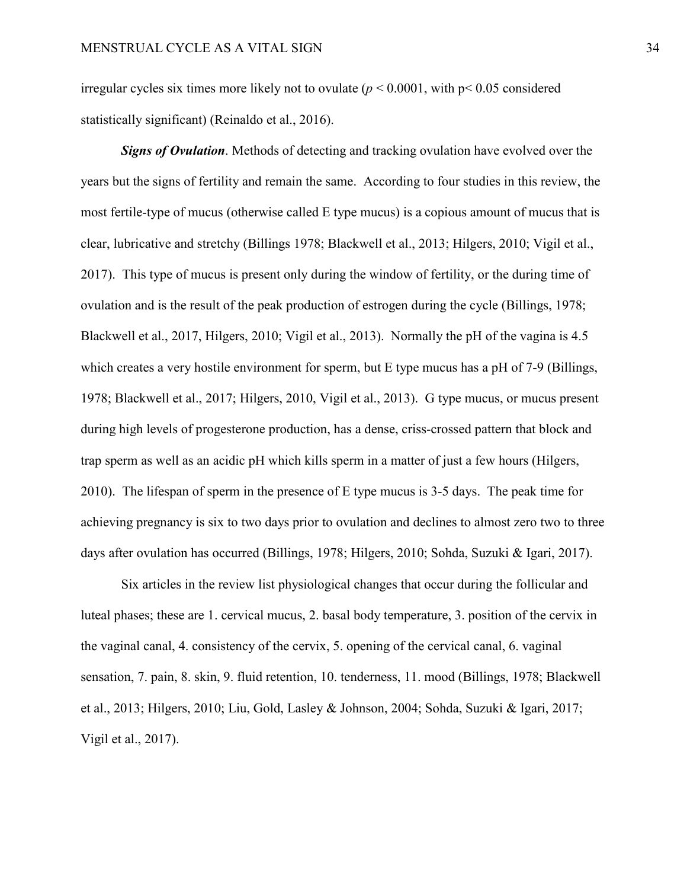irregular cycles six times more likely not to ovulate ($p < 0.0001$, with $p < 0.05$ considered statistically significant) (Reinaldo et al., 2016).

***Signs of Ovulation***. Methods of detecting and tracking ovulation have evolved over the years but the signs of fertility and remain the same. According to four studies in this review, the most fertile-type of mucus (otherwise called E type mucus) is a copious amount of mucus that is clear, lubricative and stretchy (Billings 1978; Blackwell et al., 2013; Hilgers, 2010; Vigil et al., 2017). This type of mucus is present only during the window of fertility, or the during time of ovulation and is the result of the peak production of estrogen during the cycle (Billings, 1978; Blackwell et al., 2017, Hilgers, 2010; Vigil et al., 2013). Normally the pH of the vagina is 4.5 which creates a very hostile environment for sperm, but E type mucus has a pH of 7-9 (Billings, 1978; Blackwell et al., 2017; Hilgers, 2010, Vigil et al., 2013). G type mucus, or mucus present during high levels of progesterone production, has a dense, criss-crossed pattern that block and trap sperm as well as an acidic pH which kills sperm in a matter of just a few hours (Hilgers, 2010). The lifespan of sperm in the presence of E type mucus is 3-5 days. The peak time for achieving pregnancy is six to two days prior to ovulation and declines to almost zero two to three days after ovulation has occurred (Billings, 1978; Hilgers, 2010; Sohda, Suzuki & Igari, 2017).

Six articles in the review list physiological changes that occur during the follicular and luteal phases; these are 1. cervical mucus, 2. basal body temperature, 3. position of the cervix in the vaginal canal, 4. consistency of the cervix, 5. opening of the cervical canal, 6. vaginal sensation, 7. pain, 8. skin, 9. fluid retention, 10. tenderness, 11. mood (Billings, 1978; Blackwell et al., 2013; Hilgers, 2010; Liu, Gold, Lasley & Johnson, 2004; Sohda, Suzuki & Igari, 2017; Vigil et al., 2017).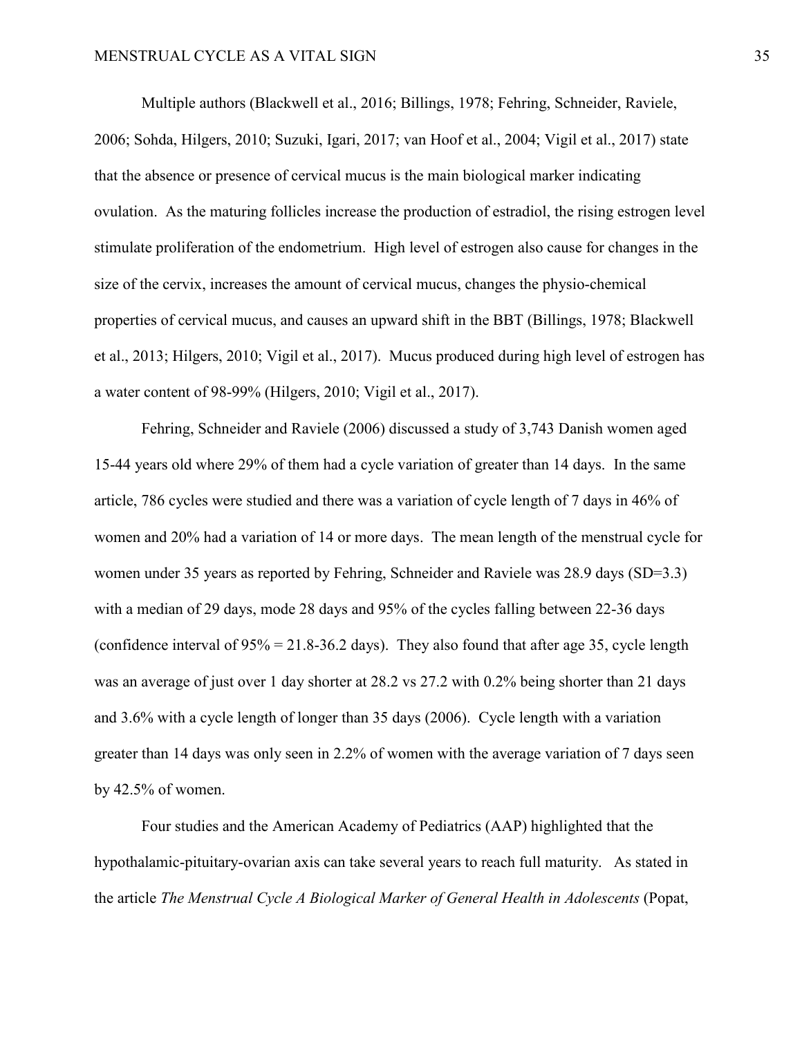Multiple authors (Blackwell et al., 2016; Billings, 1978; Fehring, Schneider, Raviele, 2006; Sohda, Hilgers, 2010; Suzuki, Igari, 2017; van Hoof et al., 2004; Vigil et al., 2017) state that the absence or presence of cervical mucus is the main biological marker indicating ovulation. As the maturing follicles increase the production of estradiol, the rising estrogen level stimulate proliferation of the endometrium. High level of estrogen also cause for changes in the size of the cervix, increases the amount of cervical mucus, changes the physio-chemical properties of cervical mucus, and causes an upward shift in the BBT (Billings, 1978; Blackwell et al., 2013; Hilgers, 2010; Vigil et al., 2017). Mucus produced during high level of estrogen has a water content of 98-99% (Hilgers, 2010; Vigil et al., 2017).

Fehring, Schneider and Raviele (2006) discussed a study of 3,743 Danish women aged 15-44 years old where 29% of them had a cycle variation of greater than 14 days. In the same article, 786 cycles were studied and there was a variation of cycle length of 7 days in 46% of women and 20% had a variation of 14 or more days. The mean length of the menstrual cycle for women under 35 years as reported by Fehring, Schneider and Raviele was 28.9 days (SD=3.3) with a median of 29 days, mode 28 days and 95% of the cycles falling between 22-36 days (confidence interval of 95% = 21.8-36.2 days). They also found that after age 35, cycle length was an average of just over 1 day shorter at 28.2 vs 27.2 with 0.2% being shorter than 21 days and 3.6% with a cycle length of longer than 35 days (2006). Cycle length with a variation greater than 14 days was only seen in 2.2% of women with the average variation of 7 days seen by 42.5% of women.

Four studies and the American Academy of Pediatrics (AAP) highlighted that the hypothalamic-pituitary-ovarian axis can take several years to reach full maturity. As stated in the article *The Menstrual Cycle A Biological Marker of General Health in Adolescents* (Popat,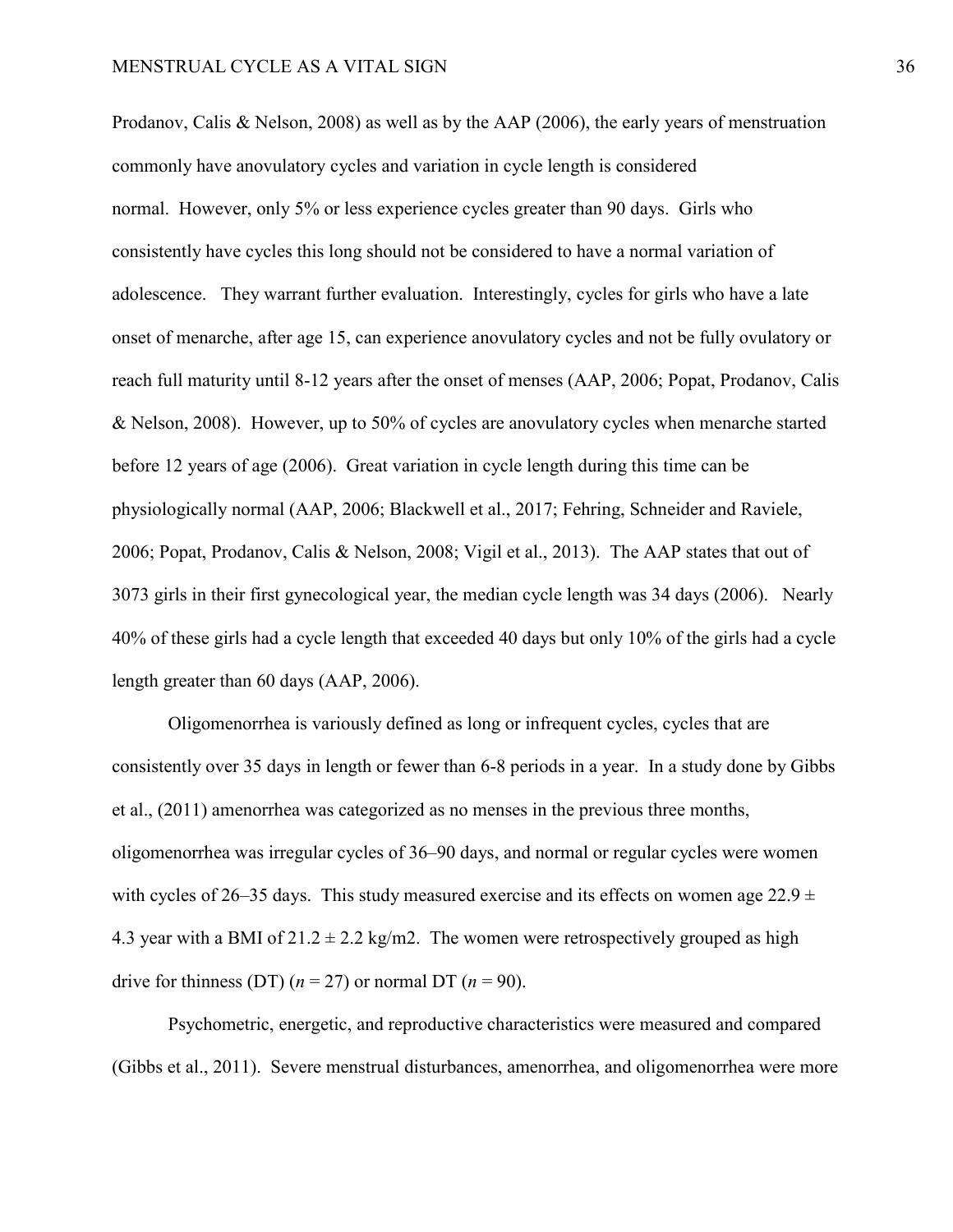Prodanov, Calis & Nelson, 2008) as well as by the AAP (2006), the early years of menstruation commonly have anovulatory cycles and variation in cycle length is considered normal. However, only 5% or less experience cycles greater than 90 days. Girls who consistently have cycles this long should not be considered to have a normal variation of adolescence. They warrant further evaluation. Interestingly, cycles for girls who have a late onset of menarche, after age 15, can experience anovulatory cycles and not be fully ovulatory or reach full maturity until 8-12 years after the onset of menses (AAP, 2006; Popat, Prodanov, Calis & Nelson, 2008). However, up to 50% of cycles are anovulatory cycles when menarche started before 12 years of age (2006). Great variation in cycle length during this time can be physiologically normal (AAP, 2006; Blackwell et al., 2017; Fehring, Schneider and Raviele, 2006; Popat, Prodanov, Calis & Nelson, 2008; Vigil et al., 2013). The AAP states that out of 3073 girls in their first gynecological year, the median cycle length was 34 days (2006). Nearly 40% of these girls had a cycle length that exceeded 40 days but only 10% of the girls had a cycle length greater than 60 days (AAP, 2006).

Oligomenorrhea is variously defined as long or infrequent cycles, cycles that are consistently over 35 days in length or fewer than 6-8 periods in a year. In a study done by Gibbs et al., (2011) amenorrhea was categorized as no menses in the previous three months, oligomenorrhea was irregular cycles of 36–90 days, and normal or regular cycles were women with cycles of 26–35 days. This study measured exercise and its effects on women age $22.9 \pm 4.3$ year with a BMI of $21.2 \pm 2.2$ kg/m2. The women were retrospectively grouped as high drive for thinness (DT) (*n* = 27) or normal DT (*n* = 90).

Psychometric, energetic, and reproductive characteristics were measured and compared (Gibbs et al., 2011). Severe menstrual disturbances, amenorrhea, and oligomenorrhea were more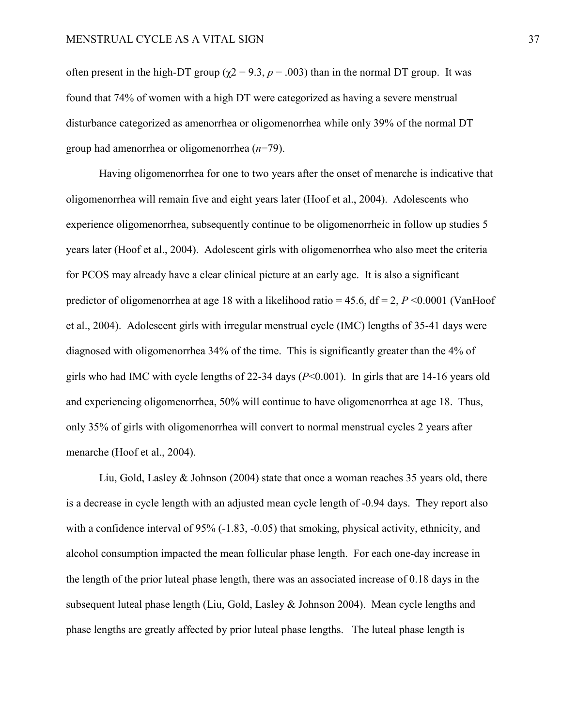often present in the high-DT group ($\chi 2 = 9.3$, $p = .003$) than in the normal DT group. It was found that 74% of women with a high DT were categorized as having a severe menstrual disturbance categorized as amenorrhea or oligomenorrhea while only 39% of the normal DT group had amenorrhea or oligomenorrhea ($n$=79).

Having oligomenorrhea for one to two years after the onset of menarche is indicative that oligomenorrhea will remain five and eight years later (Hoof et al., 2004). Adolescents who experience oligomenorrhea, subsequently continue to be oligomenorrheic in follow up studies 5 years later (Hoof et al., 2004). Adolescent girls with oligomenorrhea who also meet the criteria for PCOS may already have a clear clinical picture at an early age. It is also a significant predictor of oligomenorrhea at age 18 with a likelihood ratio = 45.6, df = 2, $P$ <0.0001 (VanHoof et al., 2004). Adolescent girls with irregular menstrual cycle (IMC) lengths of 35-41 days were diagnosed with oligomenorrhea 34% of the time. This is significantly greater than the 4% of girls who had IMC with cycle lengths of 22-34 days ($P$<0.001). In girls that are 14-16 years old and experiencing oligomenorrhea, 50% will continue to have oligomenorrhea at age 18. Thus, only 35% of girls with oligomenorrhea will convert to normal menstrual cycles 2 years after menarche (Hoof et al., 2004).

Liu, Gold, Lasley & Johnson (2004) state that once a woman reaches 35 years old, there is a decrease in cycle length with an adjusted mean cycle length of -0.94 days. They report also with a confidence interval of 95% (-1.83, -0.05) that smoking, physical activity, ethnicity, and alcohol consumption impacted the mean follicular phase length. For each one-day increase in the length of the prior luteal phase length, there was an associated increase of 0.18 days in the subsequent luteal phase length (Liu, Gold, Lasley & Johnson 2004). Mean cycle lengths and phase lengths are greatly affected by prior luteal phase lengths. The luteal phase length is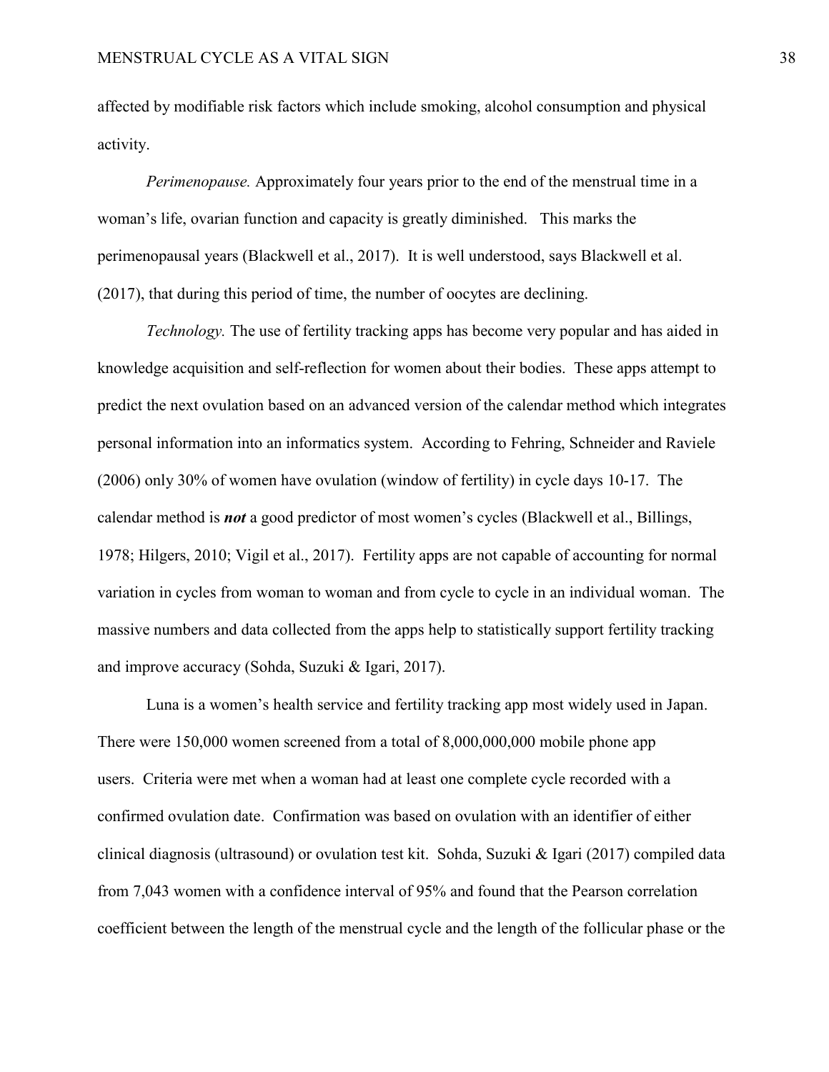affected by modifiable risk factors which include smoking, alcohol consumption and physical activity.

*Perimenopause.* Approximately four years prior to the end of the menstrual time in a woman's life, ovarian function and capacity is greatly diminished. This marks the perimenopausal years (Blackwell et al., 2017). It is well understood, says Blackwell et al. (2017), that during this period of time, the number of oocytes are declining.

*Technology.* The use of fertility tracking apps has become very popular and has aided in knowledge acquisition and self-reflection for women about their bodies. These apps attempt to predict the next ovulation based on an advanced version of the calendar method which integrates personal information into an informatics system. According to Fehring, Schneider and Raviele (2006) only 30% of women have ovulation (window of fertility) in cycle days 10-17. The calendar method is ***not*** a good predictor of most women's cycles (Blackwell et al., Billings, 1978; Hilgers, 2010; Vigil et al., 2017). Fertility apps are not capable of accounting for normal variation in cycles from woman to woman and from cycle to cycle in an individual woman. The massive numbers and data collected from the apps help to statistically support fertility tracking and improve accuracy (Sohda, Suzuki & Igari, 2017).

Luna is a women's health service and fertility tracking app most widely used in Japan. There were 150,000 women screened from a total of 8,000,000,000 mobile phone app users. Criteria were met when a woman had at least one complete cycle recorded with a confirmed ovulation date. Confirmation was based on ovulation with an identifier of either clinical diagnosis (ultrasound) or ovulation test kit. Sohda, Suzuki & Igari (2017) compiled data from 7,043 women with a confidence interval of 95% and found that the Pearson correlation coefficient between the length of the menstrual cycle and the length of the follicular phase or the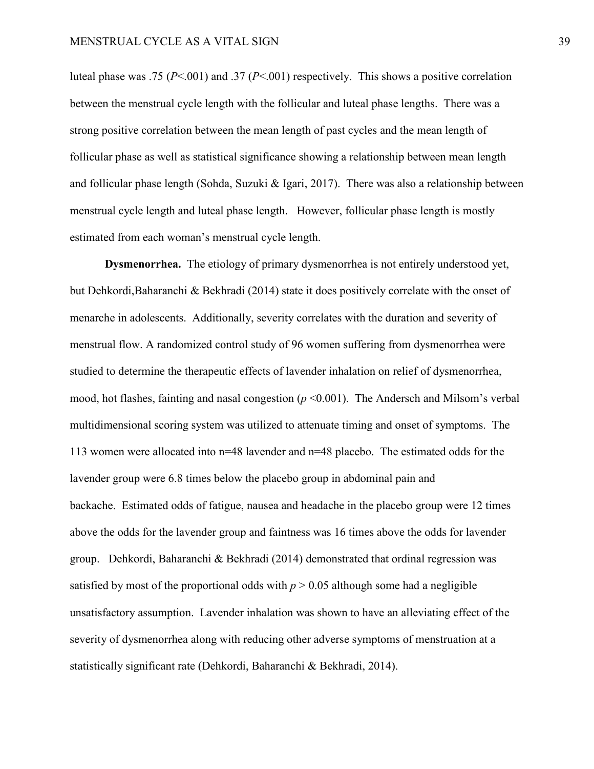luteal phase was .75 ($P<.001$) and .37 ($P<.001$) respectively. This shows a positive correlation between the menstrual cycle length with the follicular and luteal phase lengths. There was a strong positive correlation between the mean length of past cycles and the mean length of follicular phase as well as statistical significance showing a relationship between mean length and follicular phase length (Sohda, Suzuki & Igari, 2017). There was also a relationship between menstrual cycle length and luteal phase length. However, follicular phase length is mostly estimated from each woman's menstrual cycle length.

**Dysmenorrhea.** The etiology of primary dysmenorrhea is not entirely understood yet, but Dehkordi,Baharanchi & Bekhradi (2014) state it does positively correlate with the onset of menarche in adolescents. Additionally, severity correlates with the duration and severity of menstrual flow. A randomized control study of 96 women suffering from dysmenorrhea were studied to determine the therapeutic effects of lavender inhalation on relief of dysmenorrhea, mood, hot flashes, fainting and nasal congestion ($p < 0.001$). The Andersch and Milsom's verbal multidimensional scoring system was utilized to attenuate timing and onset of symptoms. The 113 women were allocated into n=48 lavender and n=48 placebo. The estimated odds for the lavender group were 6.8 times below the placebo group in abdominal pain and backache. Estimated odds of fatigue, nausea and headache in the placebo group were 12 times above the odds for the lavender group and faintness was 16 times above the odds for lavender group. Dehkordi, Baharanchi & Bekhradi (2014) demonstrated that ordinal regression was satisfied by most of the proportional odds with $p > 0.05$ although some had a negligible unsatisfactory assumption. Lavender inhalation was shown to have an alleviating effect of the severity of dysmenorrhea along with reducing other adverse symptoms of menstruation at a statistically significant rate (Dehkordi, Baharanchi & Bekhradi, 2014).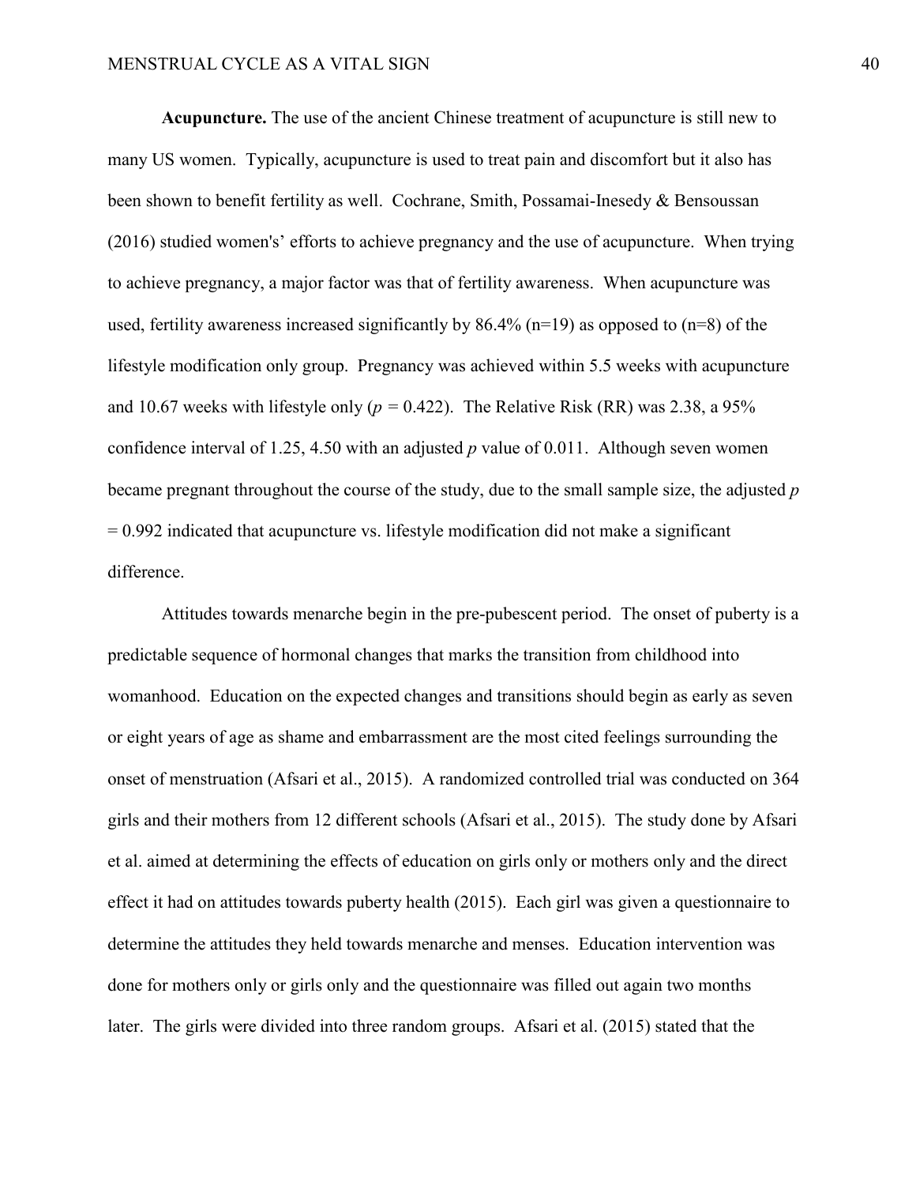**Acupuncture.** The use of the ancient Chinese treatment of acupuncture is still new to many US women. Typically, acupuncture is used to treat pain and discomfort but it also has been shown to benefit fertility as well. Cochrane, Smith, Possamai-Inesedy & Bensoussan (2016) studied women's' efforts to achieve pregnancy and the use of acupuncture. When trying to achieve pregnancy, a major factor was that of fertility awareness. When acupuncture was used, fertility awareness increased significantly by 86.4% (n=19) as opposed to (n=8) of the lifestyle modification only group. Pregnancy was achieved within 5.5 weeks with acupuncture and 10.67 weeks with lifestyle only ($p$ = 0.422). The Relative Risk (RR) was 2.38, a 95% confidence interval of 1.25, 4.50 with an adjusted $p$ value of 0.011. Although seven women became pregnant throughout the course of the study, due to the small sample size, the adjusted $p$ = 0.992 indicated that acupuncture vs. lifestyle modification did not make a significant difference.

Attitudes towards menarche begin in the pre-pubescent period. The onset of puberty is a predictable sequence of hormonal changes that marks the transition from childhood into womanhood. Education on the expected changes and transitions should begin as early as seven or eight years of age as shame and embarrassment are the most cited feelings surrounding the onset of menstruation (Afsari et al., 2015). A randomized controlled trial was conducted on 364 girls and their mothers from 12 different schools (Afsari et al., 2015). The study done by Afsari et al. aimed at determining the effects of education on girls only or mothers only and the direct effect it had on attitudes towards puberty health (2015). Each girl was given a questionnaire to determine the attitudes they held towards menarche and menses. Education intervention was done for mothers only or girls only and the questionnaire was filled out again two months later. The girls were divided into three random groups. Afsari et al. (2015) stated that the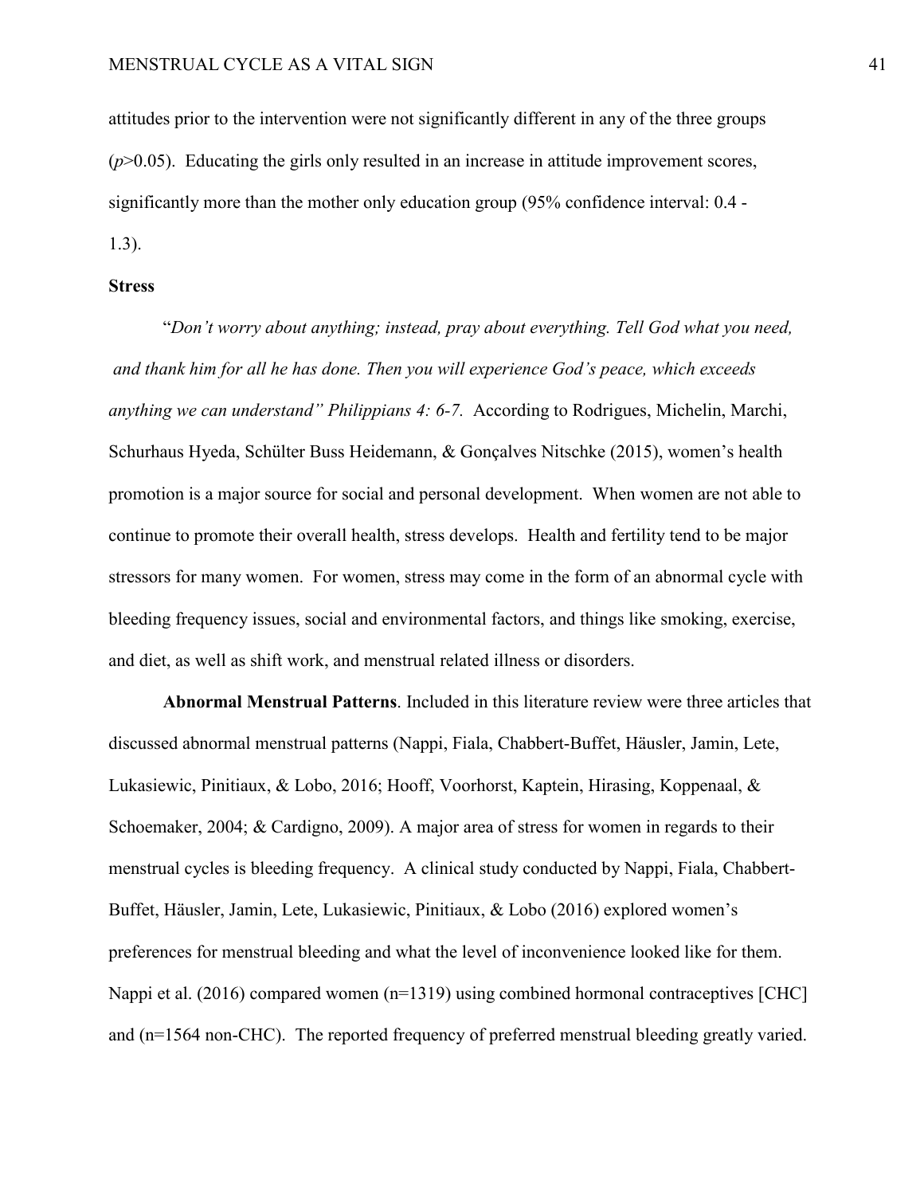attitudes prior to the intervention were not significantly different in any of the three groups ($p$>0.05). Educating the girls only resulted in an increase in attitude improvement scores, significantly more than the mother only education group (95% confidence interval: 0.4 - 1.3).

### Stress

"*Don't worry about anything; instead, pray about everything. Tell God what you need, and thank him for all he has done. Then you will experience God's peace, which exceeds anything we can understand" Philippians 4: 6-7.* According to Rodrigues, Michelin, Marchi, Schurhaus Hyeda, Schülter Buss Heidemann, & Gonçalves Nitschke (2015), women's health promotion is a major source for social and personal development. When women are not able to continue to promote their overall health, stress develops. Health and fertility tend to be major stressors for many women. For women, stress may come in the form of an abnormal cycle with bleeding frequency issues, social and environmental factors, and things like smoking, exercise, and diet, as well as shift work, and menstrual related illness or disorders.

**Abnormal Menstrual Patterns**. Included in this literature review were three articles that discussed abnormal menstrual patterns (Nappi, Fiala, Chabbert-Buffet, Häusler, Jamin, Lete, Lukasiewic, Pinitiaux, & Lobo, 2016; Hooff, Voorhorst, Kaptein, Hirasing, Koppenaal, & Schoemaker, 2004; & Cardigno, 2009). A major area of stress for women in regards to their menstrual cycles is bleeding frequency. A clinical study conducted by Nappi, Fiala, Chabbert-Buffet, Häusler, Jamin, Lete, Lukasiewic, Pinitiaux, & Lobo (2016) explored women's preferences for menstrual bleeding and what the level of inconvenience looked like for them. Nappi et al. (2016) compared women (n=1319) using combined hormonal contraceptives [CHC] and (n=1564 non-CHC). The reported frequency of preferred menstrual bleeding greatly varied.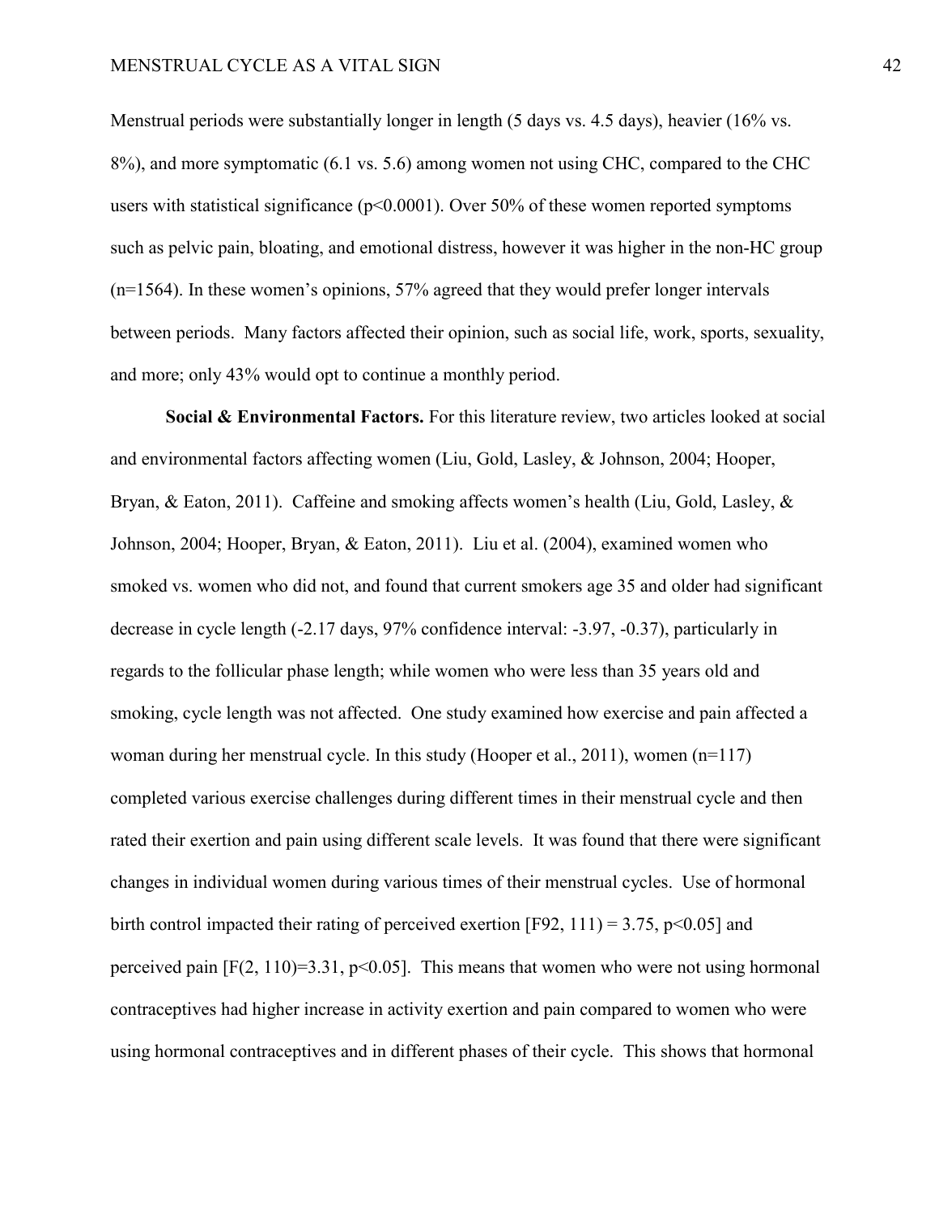Menstrual periods were substantially longer in length (5 days vs. 4.5 days), heavier (16% vs. 8%), and more symptomatic (6.1 vs. 5.6) among women not using CHC, compared to the CHC users with statistical significance ($p<0.0001$). Over 50% of these women reported symptoms such as pelvic pain, bloating, and emotional distress, however it was higher in the non-HC group (n=1564). In these women's opinions, 57% agreed that they would prefer longer intervals between periods. Many factors affected their opinion, such as social life, work, sports, sexuality, and more; only 43% would opt to continue a monthly period.

**Social & Environmental Factors.** For this literature review, two articles looked at social and environmental factors affecting women (Liu, Gold, Lasley, & Johnson, 2004; Hooper, Bryan, & Eaton, 2011). Caffeine and smoking affects women's health (Liu, Gold, Lasley, & Johnson, 2004; Hooper, Bryan, & Eaton, 2011). Liu et al. (2004), examined women who smoked vs. women who did not, and found that current smokers age 35 and older had significant decrease in cycle length (-2.17 days, 97% confidence interval: -3.97, -0.37), particularly in regards to the follicular phase length; while women who were less than 35 years old and smoking, cycle length was not affected. One study examined how exercise and pain affected a woman during her menstrual cycle. In this study (Hooper et al., 2011), women (n=117) completed various exercise challenges during different times in their menstrual cycle and then rated their exertion and pain using different scale levels. It was found that there were significant changes in individual women during various times of their menstrual cycles. Use of hormonal birth control impacted their rating of perceived exertion [F92, 111) = 3.75, $p<0.05$] and perceived pain [$F(2, 110)=3.31$, $p<0.05$]. This means that women who were not using hormonal contraceptives had higher increase in activity exertion and pain compared to women who were using hormonal contraceptives and in different phases of their cycle. This shows that hormonal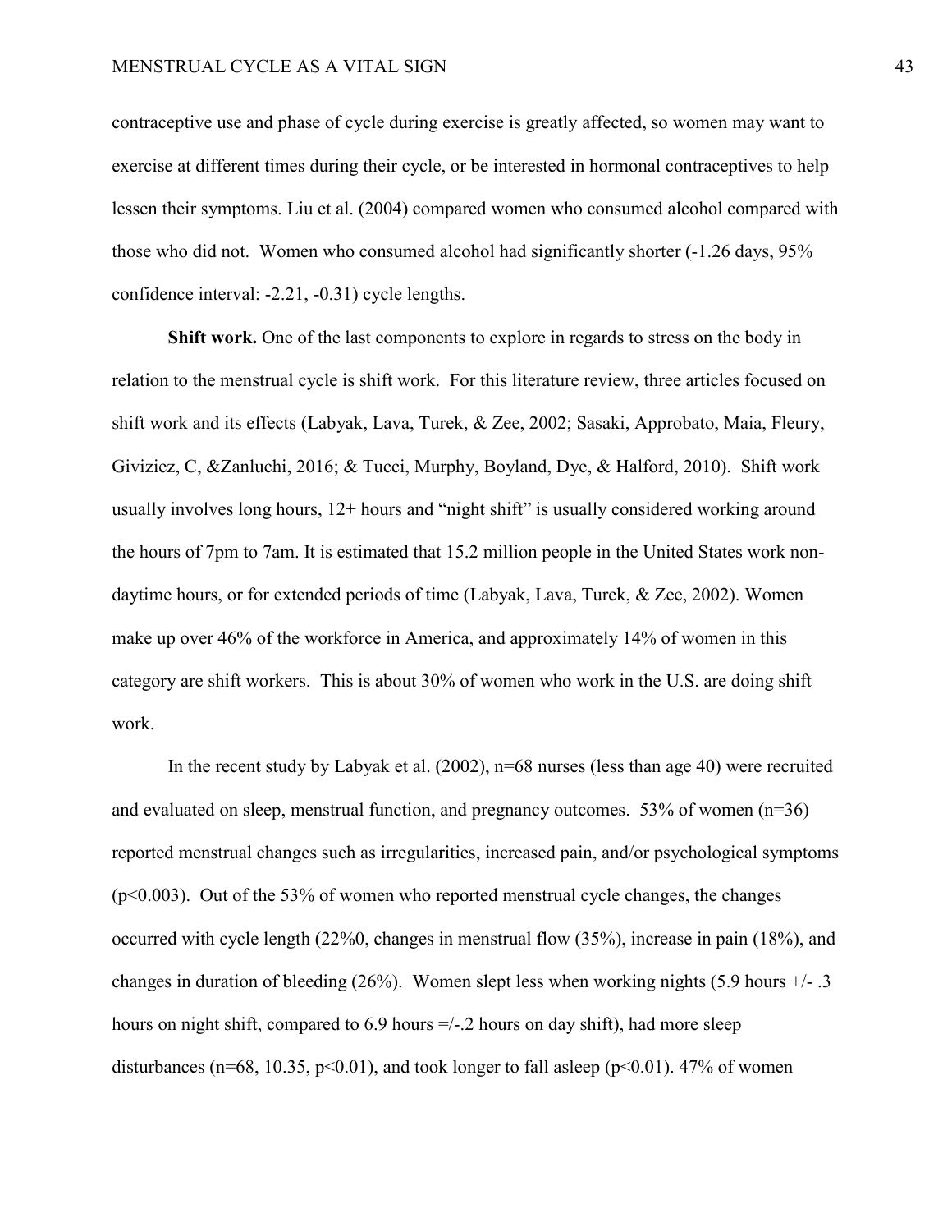contraceptive use and phase of cycle during exercise is greatly affected, so women may want to exercise at different times during their cycle, or be interested in hormonal contraceptives to help lessen their symptoms. Liu et al. (2004) compared women who consumed alcohol compared with those who did not. Women who consumed alcohol had significantly shorter (-1.26 days, 95% confidence interval: -2.21, -0.31) cycle lengths.

**Shift work.** One of the last components to explore in regards to stress on the body in relation to the menstrual cycle is shift work. For this literature review, three articles focused on shift work and its effects (Labyak, Lava, Turek, & Zee, 2002; Sasaki, Approbato, Maia, Fleury, Giviziez, C, &Zanluchi, 2016; & Tucci, Murphy, Boyland, Dye, & Halford, 2010). Shift work usually involves long hours, 12+ hours and "night shift" is usually considered working around the hours of 7pm to 7am. It is estimated that 15.2 million people in the United States work non-daytime hours, or for extended periods of time (Labyak, Lava, Turek, & Zee, 2002). Women make up over 46% of the workforce in America, and approximately 14% of women in this category are shift workers. This is about 30% of women who work in the U.S. are doing shift work.

In the recent study by Labyak et al. (2002), n=68 nurses (less than age 40) were recruited and evaluated on sleep, menstrual function, and pregnancy outcomes. 53% of women (n=36) reported menstrual changes such as irregularities, increased pain, and/or psychological symptoms ($p<0.003$). Out of the 53% of women who reported menstrual cycle changes, the changes occurred with cycle length (22%0, changes in menstrual flow (35%), increase in pain (18%), and changes in duration of bleeding (26%). Women slept less when working nights (5.9 hours +/- .3 hours on night shift, compared to 6.9 hours =/-.2 hours on day shift), had more sleep disturbances (n=68, 10.35, $p<0.01$), and took longer to fall asleep ($p<0.01$). 47% of women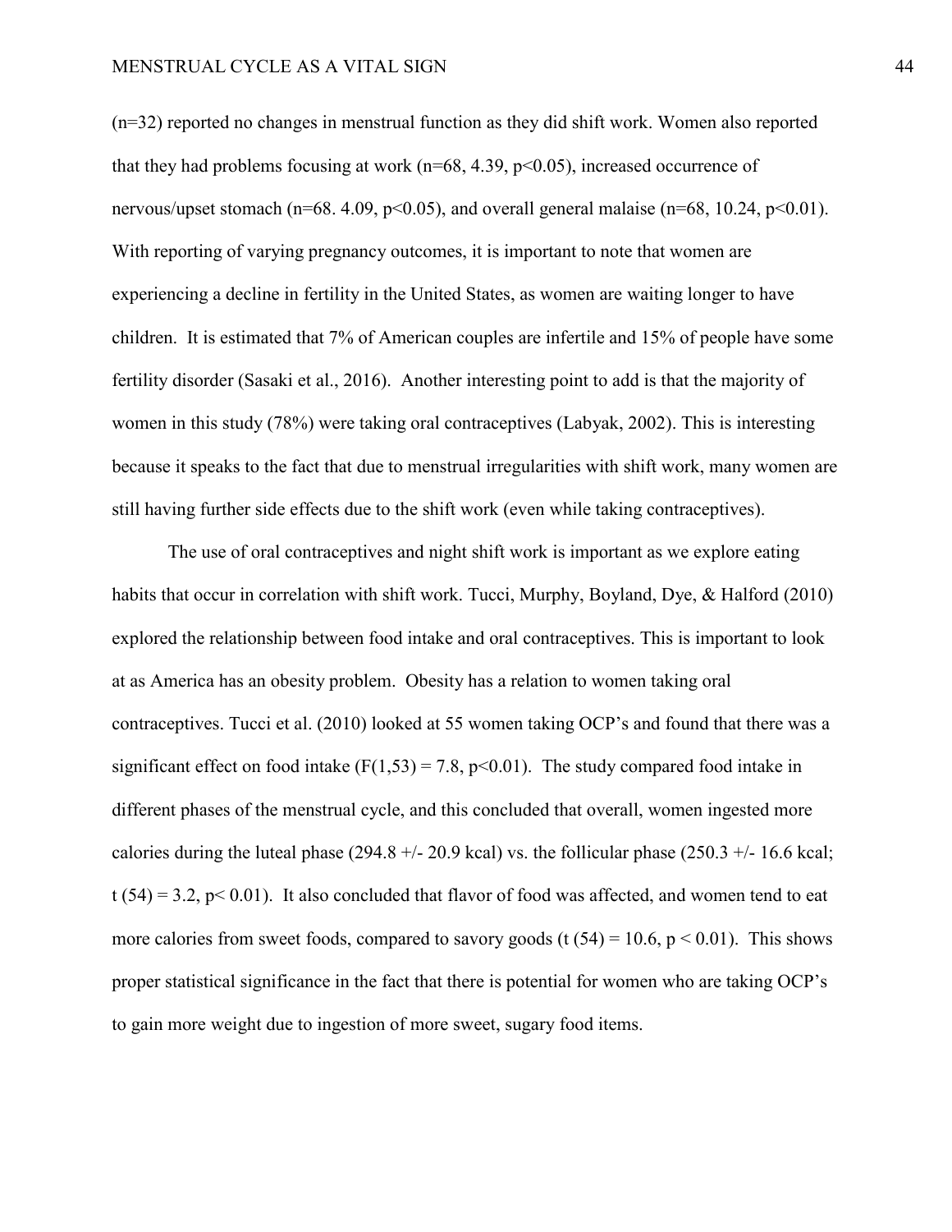(n=32) reported no changes in menstrual function as they did shift work. Women also reported that they had problems focusing at work (n=68, 4.39, $p<0.05$), increased occurrence of nervous/upset stomach (n=68. 4.09, $p<0.05$), and overall general malaise (n=68, 10.24, $p<0.01$). With reporting of varying pregnancy outcomes, it is important to note that women are experiencing a decline in fertility in the United States, as women are waiting longer to have children. It is estimated that 7% of American couples are infertile and 15% of people have some fertility disorder (Sasaki et al., 2016). Another interesting point to add is that the majority of women in this study (78%) were taking oral contraceptives (Labyak, 2002). This is interesting because it speaks to the fact that due to menstrual irregularities with shift work, many women are still having further side effects due to the shift work (even while taking contraceptives).

The use of oral contraceptives and night shift work is important as we explore eating habits that occur in correlation with shift work. Tucci, Murphy, Boyland, Dye, & Halford (2010) explored the relationship between food intake and oral contraceptives. This is important to look at as America has an obesity problem. Obesity has a relation to women taking oral contraceptives. Tucci et al. (2010) looked at 55 women taking OCP's and found that there was a significant effect on food intake ($F(1,53) = 7.8$, $p<0.01$). The study compared food intake in different phases of the menstrual cycle, and this concluded that overall, women ingested more calories during the luteal phase (294.8 +/- 20.9 kcal) vs. the follicular phase (250.3 +/- 16.6 kcal; $t(54) = 3.2$, $p< 0.01$). It also concluded that flavor of food was affected, and women tend to eat more calories from sweet foods, compared to savory goods ($t(54) = 10.6$, $p < 0.01$). This shows proper statistical significance in the fact that there is potential for women who are taking OCP's to gain more weight due to ingestion of more sweet, sugary food items.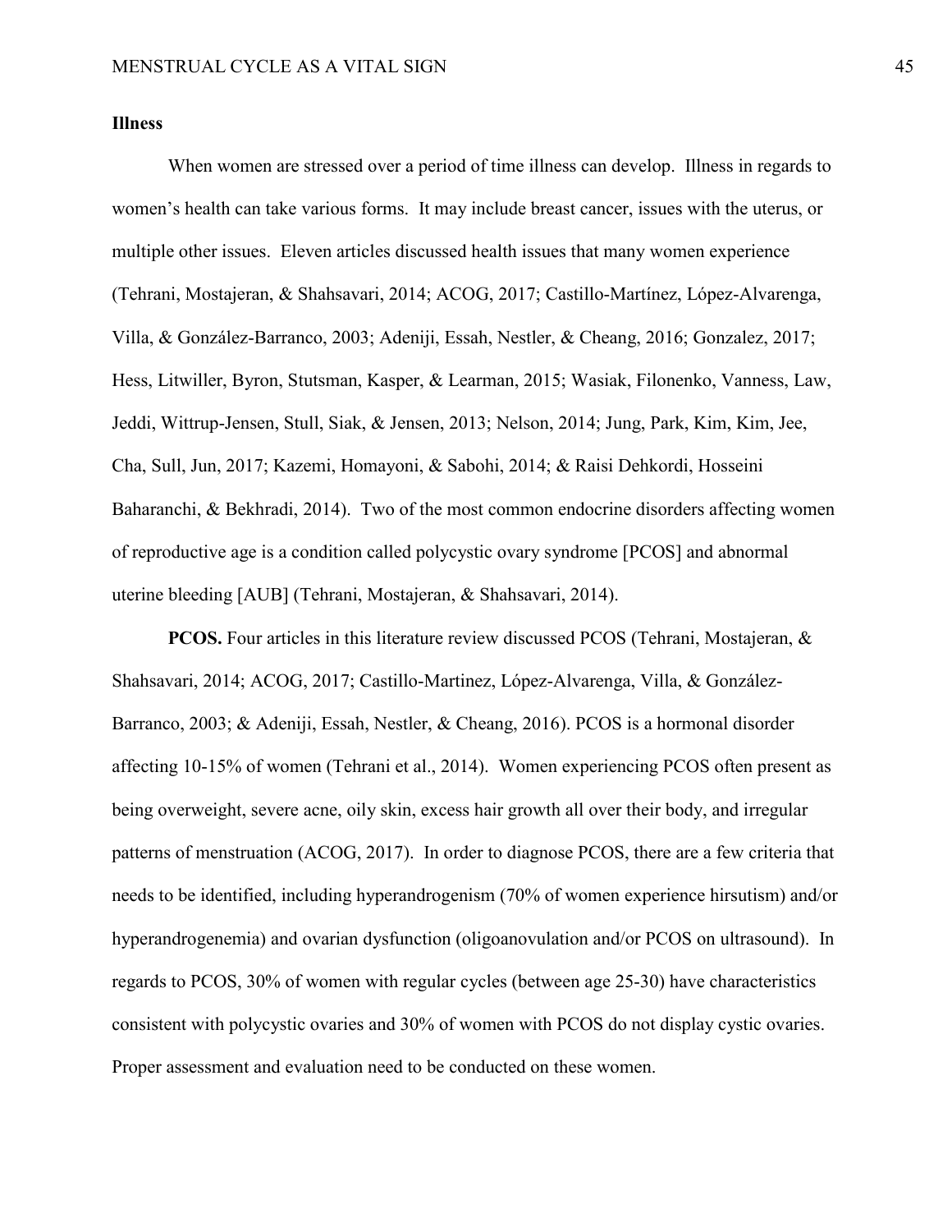## Illness

When women are stressed over a period of time illness can develop. Illness in regards to women's health can take various forms. It may include breast cancer, issues with the uterus, or multiple other issues. Eleven articles discussed health issues that many women experience (Tehrani, Mostajeran, & Shahsavari, 2014; ACOG, 2017; Castillo-Martínez, López-Alvarenga, Villa, & González-Barranco, 2003; Adeniji, Essah, Nestler, & Cheang, 2016; Gonzalez, 2017; Hess, Litwiller, Byron, Stutsman, Kasper, & Learman, 2015; Wasiak, Filonenko, Vanness, Law, Jeddi, Wittrup-Jensen, Stull, Siak, & Jensen, 2013; Nelson, 2014; Jung, Park, Kim, Kim, Jee, Cha, Sull, Jun, 2017; Kazemi, Homayoni, & Sabohi, 2014; & Raisi Dehkordi, Hosseini Baharanchi, & Bekhradi, 2014). Two of the most common endocrine disorders affecting women of reproductive age is a condition called polycystic ovary syndrome [PCOS] and abnormal uterine bleeding [AUB] (Tehrani, Mostajeran, & Shahsavari, 2014).

**PCOS.** Four articles in this literature review discussed PCOS (Tehrani, Mostajeran, & Shahsavari, 2014; ACOG, 2017; Castillo-Martinez, López-Alvarenga, Villa, & González-Barranco, 2003; & Adeniji, Essah, Nestler, & Cheang, 2016). PCOS is a hormonal disorder affecting 10-15% of women (Tehrani et al., 2014). Women experiencing PCOS often present as being overweight, severe acne, oily skin, excess hair growth all over their body, and irregular patterns of menstruation (ACOG, 2017). In order to diagnose PCOS, there are a few criteria that needs to be identified, including hyperandrogenism (70% of women experience hirsutism) and/or hyperandrogenemia) and ovarian dysfunction (oligoanovulation and/or PCOS on ultrasound). In regards to PCOS, 30% of women with regular cycles (between age 25-30) have characteristics consistent with polycystic ovaries and 30% of women with PCOS do not display cystic ovaries. Proper assessment and evaluation need to be conducted on these women.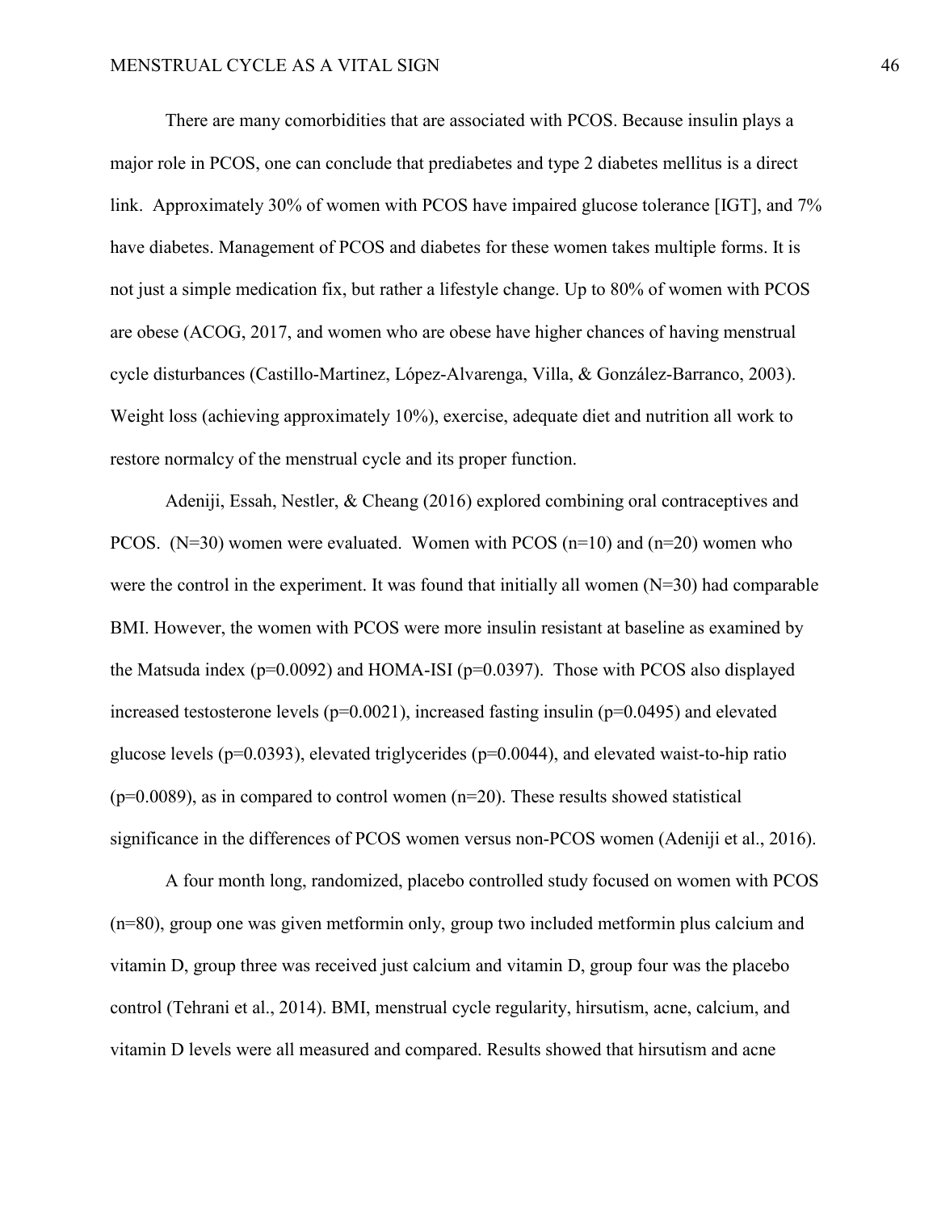There are many comorbidities that are associated with PCOS. Because insulin plays a major role in PCOS, one can conclude that prediabetes and type 2 diabetes mellitus is a direct link. Approximately 30% of women with PCOS have impaired glucose tolerance [IGT], and 7% have diabetes. Management of PCOS and diabetes for these women takes multiple forms. It is not just a simple medication fix, but rather a lifestyle change. Up to 80% of women with PCOS are obese (ACOG, 2017, and women who are obese have higher chances of having menstrual cycle disturbances (Castillo-Martinez, López-Alvarenga, Villa, & González-Barranco, 2003). Weight loss (achieving approximately 10%), exercise, adequate diet and nutrition all work to restore normalcy of the menstrual cycle and its proper function.

Adeniji, Essah, Nestler, & Cheang (2016) explored combining oral contraceptives and PCOS. ($N=30$) women were evaluated. Women with PCOS ($n=10$) and ($n=20$) women who were the control in the experiment. It was found that initially all women ($N=30$) had comparable BMI. However, the women with PCOS were more insulin resistant at baseline as examined by the Matsuda index ($p=0.0092$) and HOMA-ISI ($p=0.0397$). Those with PCOS also displayed increased testosterone levels ($p=0.0021$), increased fasting insulin ($p=0.0495$) and elevated glucose levels ($p=0.0393$), elevated triglycerides ($p=0.0044$), and elevated waist-to-hip ratio ($p=0.0089$), as in compared to control women ($n=20$). These results showed statistical significance in the differences of PCOS women versus non-PCOS women (Adeniji et al., 2016).

A four month long, randomized, placebo controlled study focused on women with PCOS ($n=80$), group one was given metformin only, group two included metformin plus calcium and vitamin D, group three was received just calcium and vitamin D, group four was the placebo control (Tehrani et al., 2014). BMI, menstrual cycle regularity, hirsutism, acne, calcium, and vitamin D levels were all measured and compared. Results showed that hirsutism and acne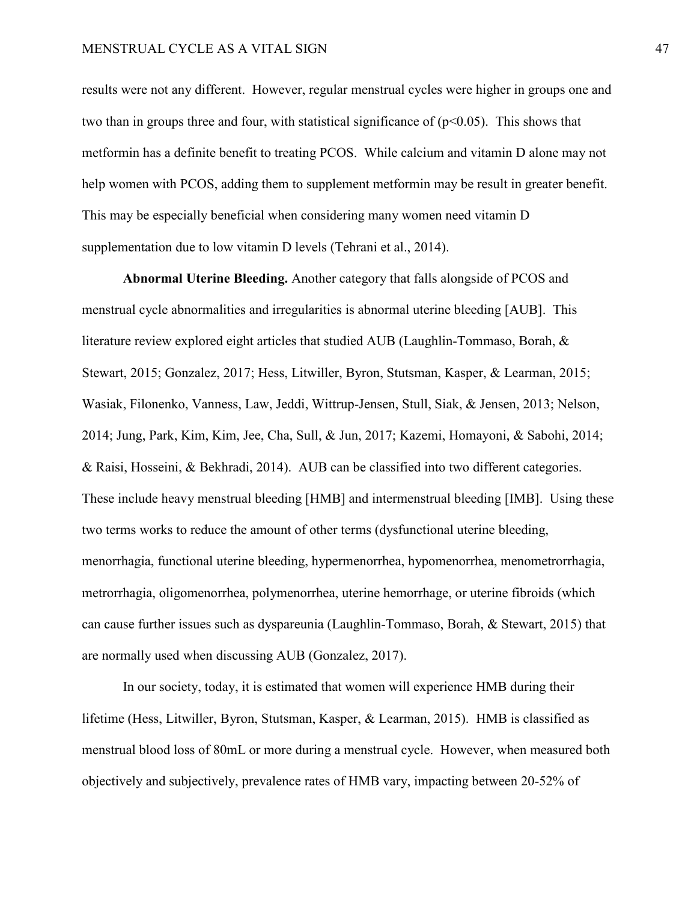results were not any different. However, regular menstrual cycles were higher in groups one and two than in groups three and four, with statistical significance of ($p<0.05$). This shows that metformin has a definite benefit to treating PCOS. While calcium and vitamin D alone may not help women with PCOS, adding them to supplement metformin may be result in greater benefit. This may be especially beneficial when considering many women need vitamin D supplementation due to low vitamin D levels (Tehrani et al., 2014).

**Abnormal Uterine Bleeding.** Another category that falls alongside of PCOS and menstrual cycle abnormalities and irregularities is abnormal uterine bleeding [AUB]. This literature review explored eight articles that studied AUB (Laughlin-Tommaso, Borah, & Stewart, 2015; Gonzalez, 2017; Hess, Litwiller, Byron, Stutsman, Kasper, & Learman, 2015; Wasiak, Filonenko, Vanness, Law, Jeddi, Wittrup-Jensen, Stull, Siak, & Jensen, 2013; Nelson, 2014; Jung, Park, Kim, Kim, Jee, Cha, Sull, & Jun, 2017; Kazemi, Homayoni, & Sabohi, 2014; & Raisi, Hosseini, & Bekhradi, 2014). AUB can be classified into two different categories. These include heavy menstrual bleeding [HMB] and intermenstrual bleeding [IMB]. Using these two terms works to reduce the amount of other terms (dysfunctional uterine bleeding, menorrhagia, functional uterine bleeding, hypermenorrhea, hypomenorrhea, menometrorrhagia, metrorrhagia, oligomenorrhea, polymenorrhea, uterine hemorrhage, or uterine fibroids (which can cause further issues such as dyspareunia (Laughlin-Tommaso, Borah, & Stewart, 2015) that are normally used when discussing AUB (Gonzalez, 2017).

In our society, today, it is estimated that women will experience HMB during their lifetime (Hess, Litwiller, Byron, Stutsman, Kasper, & Learman, 2015). HMB is classified as menstrual blood loss of 80mL or more during a menstrual cycle. However, when measured both objectively and subjectively, prevalence rates of HMB vary, impacting between 20-52% of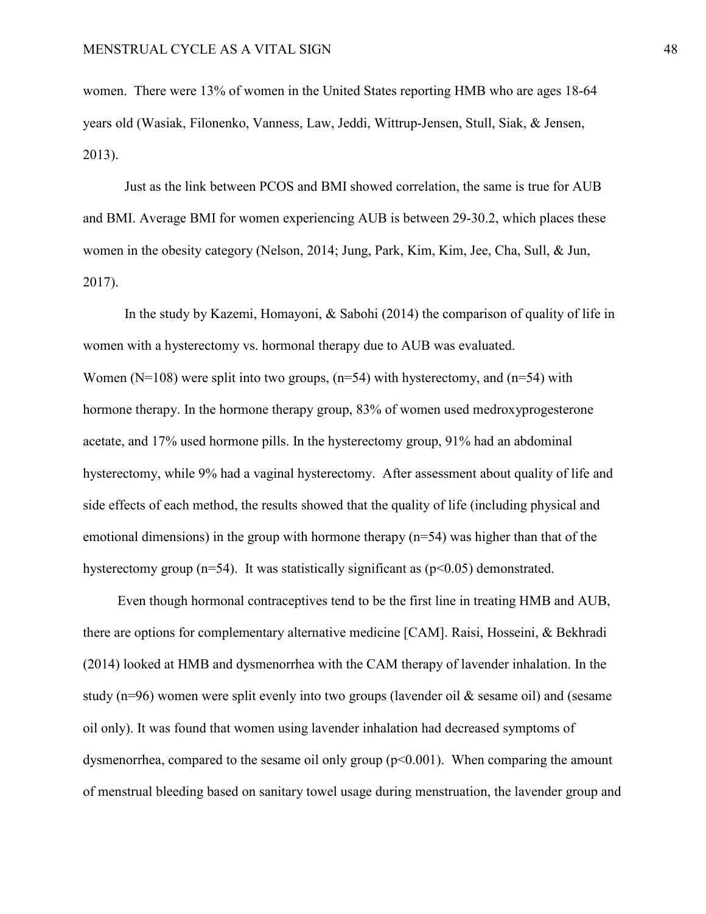women. There were 13% of women in the United States reporting HMB who are ages 18-64 years old (Wasiak, Filonenko, Vanness, Law, Jeddi, Wittrup-Jensen, Stull, Siak, & Jensen, 2013).

Just as the link between PCOS and BMI showed correlation, the same is true for AUB and BMI. Average BMI for women experiencing AUB is between 29-30.2, which places these women in the obesity category (Nelson, 2014; Jung, Park, Kim, Kim, Jee, Cha, Sull, & Jun, 2017).

In the study by Kazemi, Homayoni, & Sabohi (2014) the comparison of quality of life in women with a hysterectomy vs. hormonal therapy due to AUB was evaluated. Women (N=108) were split into two groups, (n=54) with hysterectomy, and (n=54) with hormone therapy. In the hormone therapy group, 83% of women used medroxyprogesterone acetate, and 17% used hormone pills. In the hysterectomy group, 91% had an abdominal hysterectomy, while 9% had a vaginal hysterectomy. After assessment about quality of life and side effects of each method, the results showed that the quality of life (including physical and emotional dimensions) in the group with hormone therapy (n=54) was higher than that of the hysterectomy group (n=54). It was statistically significant as ($p<0.05$) demonstrated.

Even though hormonal contraceptives tend to be the first line in treating HMB and AUB, there are options for complementary alternative medicine [CAM]. Raisi, Hosseini, & Bekhradi (2014) looked at HMB and dysmenorrhea with the CAM therapy of lavender inhalation. In the study (n=96) women were split evenly into two groups (lavender oil & sesame oil) and (sesame oil only). It was found that women using lavender inhalation had decreased symptoms of dysmenorrhea, compared to the sesame oil only group ($p<0.001$). When comparing the amount of menstrual bleeding based on sanitary towel usage during menstruation, the lavender group and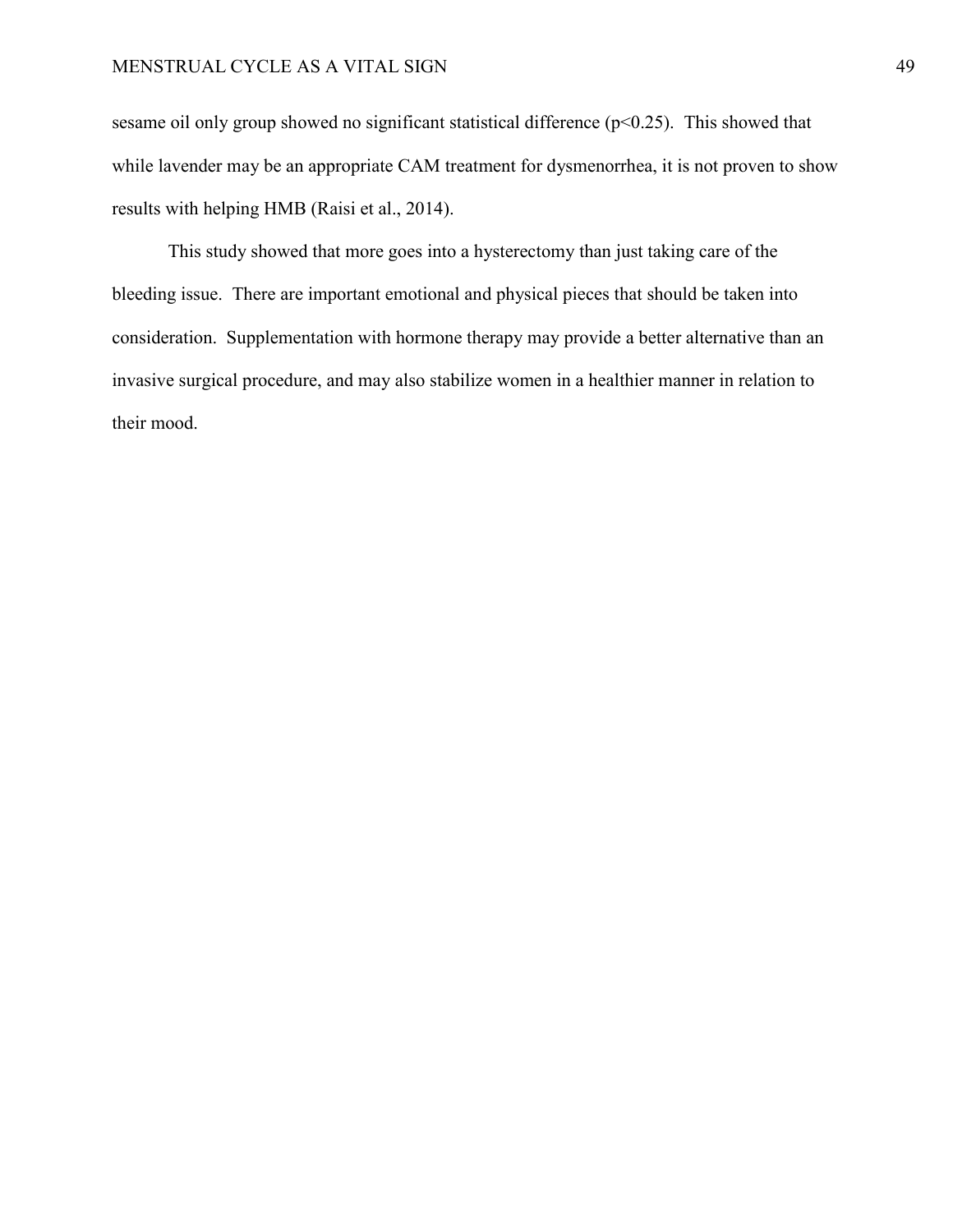sesame oil only group showed no significant statistical difference ($p<0.25$). This showed that while lavender may be an appropriate CAM treatment for dysmenorrhea, it is not proven to show results with helping HMB (Raisi et al., 2014).

This study showed that more goes into a hysterectomy than just taking care of the bleeding issue. There are important emotional and physical pieces that should be taken into consideration. Supplementation with hormone therapy may provide a better alternative than an invasive surgical procedure, and may also stabilize women in a healthier manner in relation to their mood.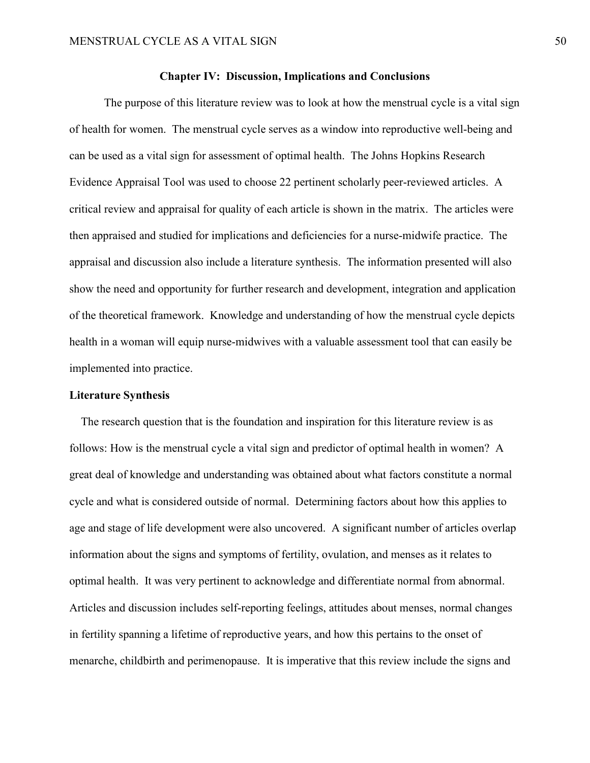## Chapter IV: Discussion, Implications and Conclusions

The purpose of this literature review was to look at how the menstrual cycle is a vital sign of health for women. The menstrual cycle serves as a window into reproductive well-being and can be used as a vital sign for assessment of optimal health. The Johns Hopkins Research Evidence Appraisal Tool was used to choose 22 pertinent scholarly peer-reviewed articles. A critical review and appraisal for quality of each article is shown in the matrix. The articles were then appraised and studied for implications and deficiencies for a nurse-midwife practice. The appraisal and discussion also include a literature synthesis. The information presented will also show the need and opportunity for further research and development, integration and application of the theoretical framework. Knowledge and understanding of how the menstrual cycle depicts health in a woman will equip nurse-midwives with a valuable assessment tool that can easily be implemented into practice.

### Literature Synthesis

The research question that is the foundation and inspiration for this literature review is as follows: How is the menstrual cycle a vital sign and predictor of optimal health in women? A great deal of knowledge and understanding was obtained about what factors constitute a normal cycle and what is considered outside of normal. Determining factors about how this applies to age and stage of life development were also uncovered. A significant number of articles overlap information about the signs and symptoms of fertility, ovulation, and menses as it relates to optimal health. It was very pertinent to acknowledge and differentiate normal from abnormal. Articles and discussion includes self-reporting feelings, attitudes about menses, normal changes in fertility spanning a lifetime of reproductive years, and how this pertains to the onset of menarche, childbirth and perimenopause. It is imperative that this review include the signs and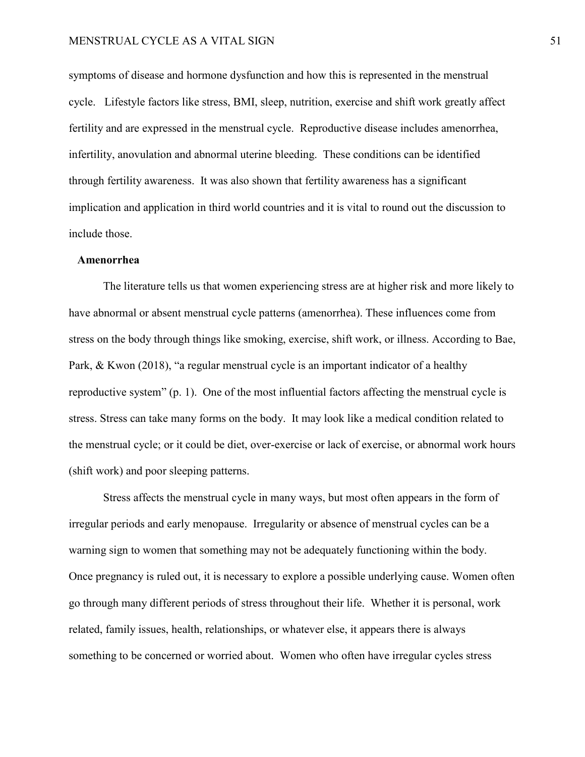symptoms of disease and hormone dysfunction and how this is represented in the menstrual cycle. Lifestyle factors like stress, BMI, sleep, nutrition, exercise and shift work greatly affect fertility and are expressed in the menstrual cycle. Reproductive disease includes amenorrhea, infertility, anovulation and abnormal uterine bleeding. These conditions can be identified through fertility awareness. It was also shown that fertility awareness has a significant implication and application in third world countries and it is vital to round out the discussion to include those.

**Amenorrhea**

The literature tells us that women experiencing stress are at higher risk and more likely to have abnormal or absent menstrual cycle patterns (amenorrhea). These influences come from stress on the body through things like smoking, exercise, shift work, or illness. According to Bae, Park, & Kwon (2018), "a regular menstrual cycle is an important indicator of a healthy reproductive system" (p. 1). One of the most influential factors affecting the menstrual cycle is stress. Stress can take many forms on the body. It may look like a medical condition related to the menstrual cycle; or it could be diet, over-exercise or lack of exercise, or abnormal work hours (shift work) and poor sleeping patterns.

Stress affects the menstrual cycle in many ways, but most often appears in the form of irregular periods and early menopause. Irregularity or absence of menstrual cycles can be a warning sign to women that something may not be adequately functioning within the body. Once pregnancy is ruled out, it is necessary to explore a possible underlying cause. Women often go through many different periods of stress throughout their life. Whether it is personal, work related, family issues, health, relationships, or whatever else, it appears there is always something to be concerned or worried about. Women who often have irregular cycles stress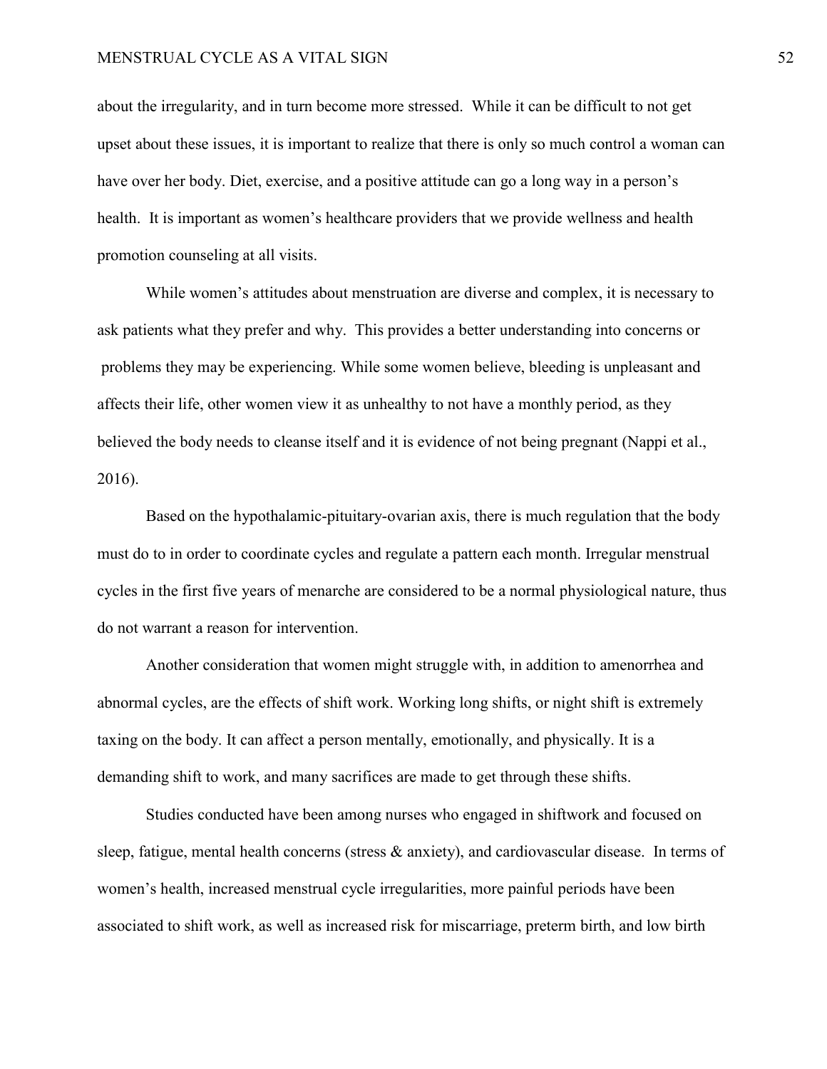about the irregularity, and in turn become more stressed. While it can be difficult to not get upset about these issues, it is important to realize that there is only so much control a woman can have over her body. Diet, exercise, and a positive attitude can go a long way in a person's health. It is important as women's healthcare providers that we provide wellness and health promotion counseling at all visits.

While women's attitudes about menstruation are diverse and complex, it is necessary to ask patients what they prefer and why. This provides a better understanding into concerns or problems they may be experiencing. While some women believe, bleeding is unpleasant and affects their life, other women view it as unhealthy to not have a monthly period, as they believed the body needs to cleanse itself and it is evidence of not being pregnant (Nappi et al., 2016).

Based on the hypothalamic-pituitary-ovarian axis, there is much regulation that the body must do to in order to coordinate cycles and regulate a pattern each month. Irregular menstrual cycles in the first five years of menarche are considered to be a normal physiological nature, thus do not warrant a reason for intervention.

Another consideration that women might struggle with, in addition to amenorrhea and abnormal cycles, are the effects of shift work. Working long shifts, or night shift is extremely taxing on the body. It can affect a person mentally, emotionally, and physically. It is a demanding shift to work, and many sacrifices are made to get through these shifts.

Studies conducted have been among nurses who engaged in shiftwork and focused on sleep, fatigue, mental health concerns (stress & anxiety), and cardiovascular disease. In terms of women's health, increased menstrual cycle irregularities, more painful periods have been associated to shift work, as well as increased risk for miscarriage, preterm birth, and low birth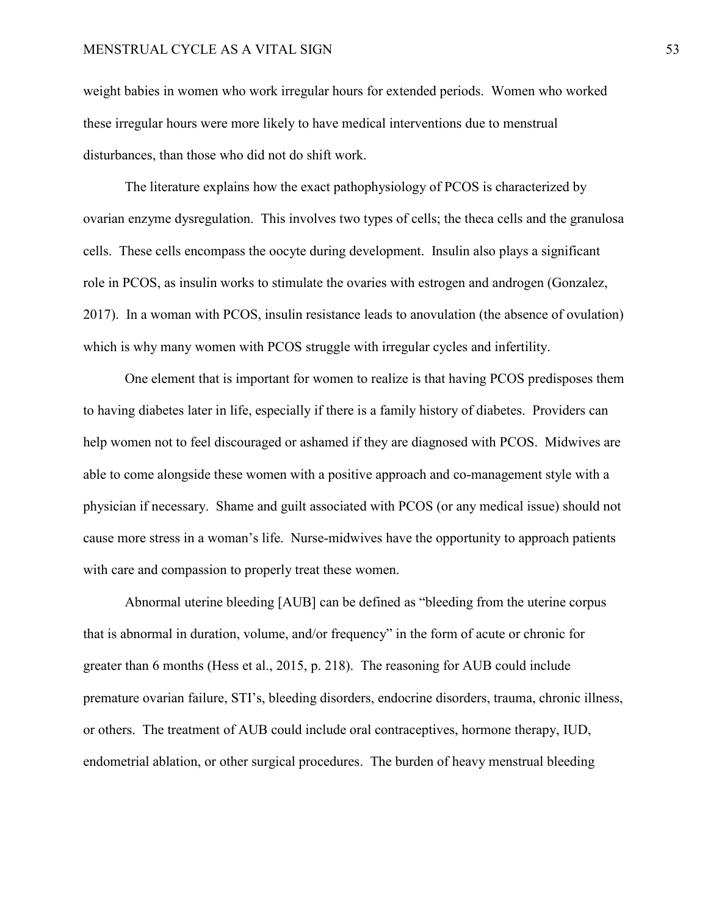weight babies in women who work irregular hours for extended periods. Women who worked these irregular hours were more likely to have medical interventions due to menstrual disturbances, than those who did not do shift work.

The literature explains how the exact pathophysiology of PCOS is characterized by ovarian enzyme dysregulation. This involves two types of cells; the theca cells and the granulosa cells. These cells encompass the oocyte during development. Insulin also plays a significant role in PCOS, as insulin works to stimulate the ovaries with estrogen and androgen (Gonzalez, 2017). In a woman with PCOS, insulin resistance leads to anovulation (the absence of ovulation) which is why many women with PCOS struggle with irregular cycles and infertility.

One element that is important for women to realize is that having PCOS predisposes them to having diabetes later in life, especially if there is a family history of diabetes. Providers can help women not to feel discouraged or ashamed if they are diagnosed with PCOS. Midwives are able to come alongside these women with a positive approach and co-management style with a physician if necessary. Shame and guilt associated with PCOS (or any medical issue) should not cause more stress in a woman's life. Nurse-midwives have the opportunity to approach patients with care and compassion to properly treat these women.

Abnormal uterine bleeding [AUB] can be defined as "bleeding from the uterine corpus that is abnormal in duration, volume, and/or frequency" in the form of acute or chronic for greater than 6 months (Hess et al., 2015, p. 218). The reasoning for AUB could include premature ovarian failure, STI's, bleeding disorders, endocrine disorders, trauma, chronic illness, or others. The treatment of AUB could include oral contraceptives, hormone therapy, IUD, endometrial ablation, or other surgical procedures. The burden of heavy menstrual bleeding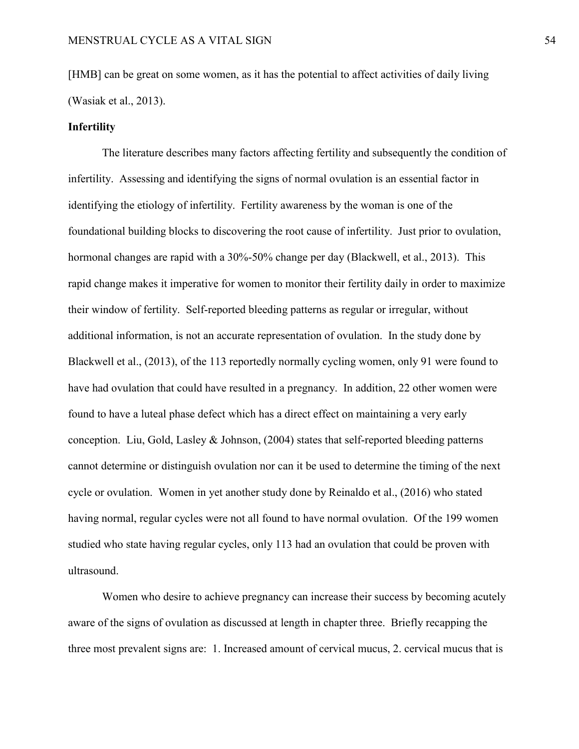[HMB] can be great on some women, as it has the potential to affect activities of daily living (Wasiak et al., 2013).

**Infertility**

The literature describes many factors affecting fertility and subsequently the condition of infertility. Assessing and identifying the signs of normal ovulation is an essential factor in identifying the etiology of infertility. Fertility awareness by the woman is one of the foundational building blocks to discovering the root cause of infertility. Just prior to ovulation, hormonal changes are rapid with a 30%-50% change per day (Blackwell, et al., 2013). This rapid change makes it imperative for women to monitor their fertility daily in order to maximize their window of fertility. Self-reported bleeding patterns as regular or irregular, without additional information, is not an accurate representation of ovulation. In the study done by Blackwell et al., (2013), of the 113 reportedly normally cycling women, only 91 were found to have had ovulation that could have resulted in a pregnancy. In addition, 22 other women were found to have a luteal phase defect which has a direct effect on maintaining a very early conception. Liu, Gold, Lasley & Johnson, (2004) states that self-reported bleeding patterns cannot determine or distinguish ovulation nor can it be used to determine the timing of the next cycle or ovulation. Women in yet another study done by Reinaldo et al., (2016) who stated having normal, regular cycles were not all found to have normal ovulation. Of the 199 women studied who state having regular cycles, only 113 had an ovulation that could be proven with ultrasound.

Women who desire to achieve pregnancy can increase their success by becoming acutely aware of the signs of ovulation as discussed at length in chapter three. Briefly recapping the three most prevalent signs are: 1. Increased amount of cervical mucus, 2. cervical mucus that is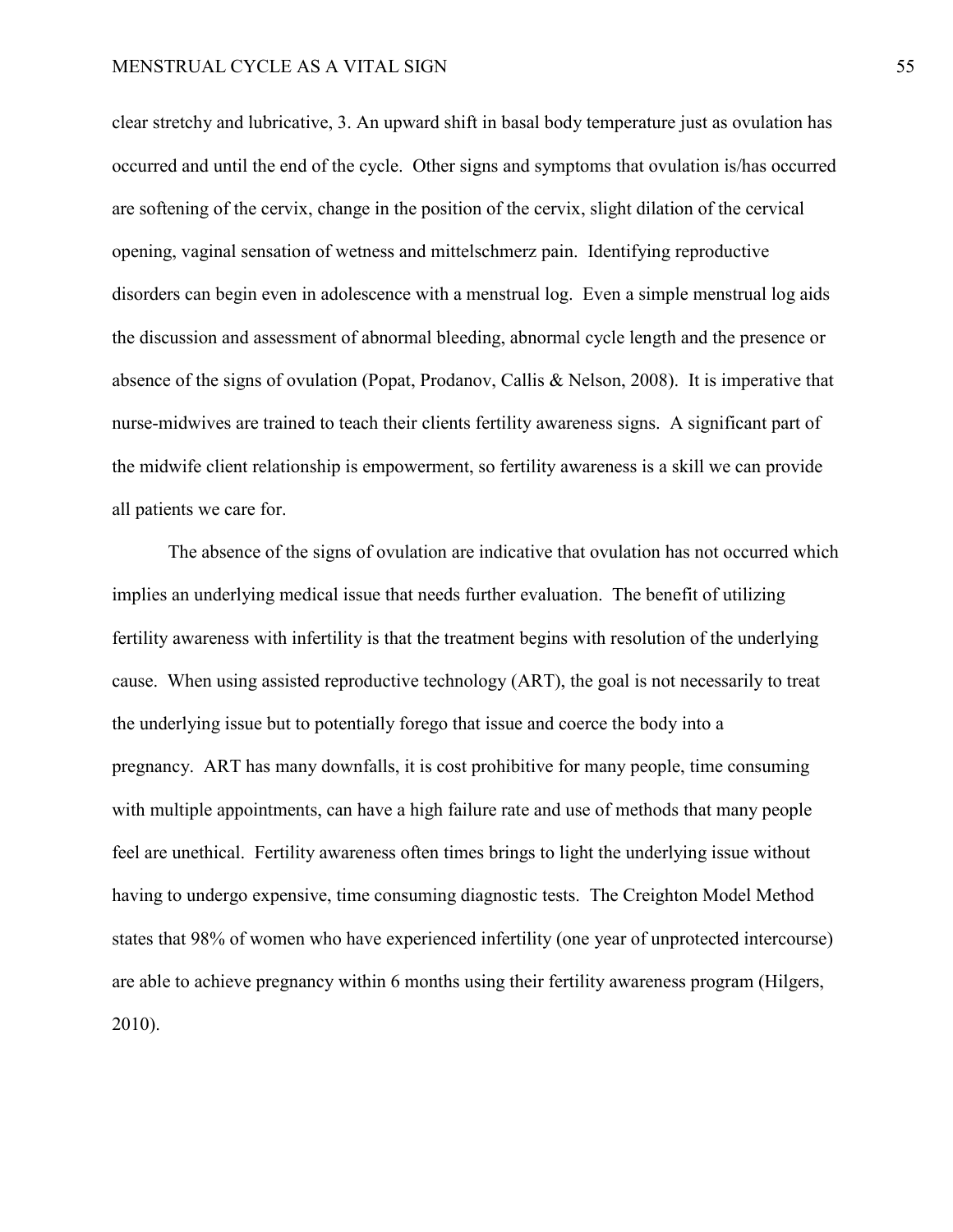clear stretchy and lubricative, 3. An upward shift in basal body temperature just as ovulation has occurred and until the end of the cycle. Other signs and symptoms that ovulation is/has occurred are softening of the cervix, change in the position of the cervix, slight dilation of the cervical opening, vaginal sensation of wetness and mittelschmerz pain. Identifying reproductive disorders can begin even in adolescence with a menstrual log. Even a simple menstrual log aids the discussion and assessment of abnormal bleeding, abnormal cycle length and the presence or absence of the signs of ovulation (Popat, Prodanov, Callis & Nelson, 2008). It is imperative that nurse-midwives are trained to teach their clients fertility awareness signs. A significant part of the midwife client relationship is empowerment, so fertility awareness is a skill we can provide all patients we care for.

The absence of the signs of ovulation are indicative that ovulation has not occurred which implies an underlying medical issue that needs further evaluation. The benefit of utilizing fertility awareness with infertility is that the treatment begins with resolution of the underlying cause. When using assisted reproductive technology (ART), the goal is not necessarily to treat the underlying issue but to potentially forego that issue and coerce the body into a pregnancy. ART has many downfalls, it is cost prohibitive for many people, time consuming with multiple appointments, can have a high failure rate and use of methods that many people feel are unethical. Fertility awareness often times brings to light the underlying issue without having to undergo expensive, time consuming diagnostic tests. The Creighton Model Method states that 98% of women who have experienced infertility (one year of unprotected intercourse) are able to achieve pregnancy within 6 months using their fertility awareness program (Hilgers, 2010).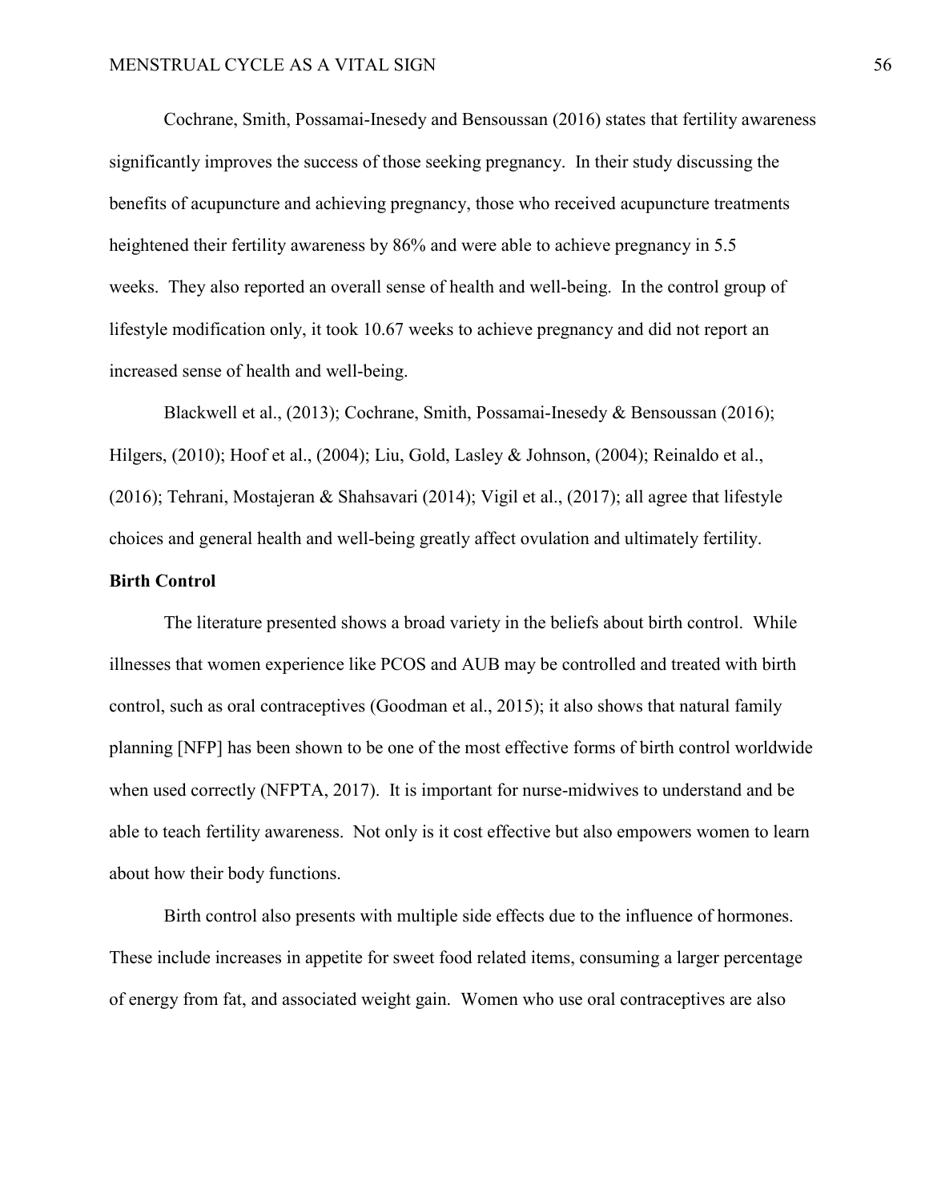Cochrane, Smith, Possamai-Inesedy and Bensoussan (2016) states that fertility awareness significantly improves the success of those seeking pregnancy. In their study discussing the benefits of acupuncture and achieving pregnancy, those who received acupuncture treatments heightened their fertility awareness by 86% and were able to achieve pregnancy in 5.5 weeks. They also reported an overall sense of health and well-being. In the control group of lifestyle modification only, it took 10.67 weeks to achieve pregnancy and did not report an increased sense of health and well-being.

Blackwell et al., (2013); Cochrane, Smith, Possamai-Inesedy & Bensoussan (2016); Hilgers, (2010); Hoof et al., (2004); Liu, Gold, Lasley & Johnson, (2004); Reinaldo et al., (2016); Tehrani, Mostajeran & Shahsavari (2014); Vigil et al., (2017); all agree that lifestyle choices and general health and well-being greatly affect ovulation and ultimately fertility.

**Birth Control**

The literature presented shows a broad variety in the beliefs about birth control. While illnesses that women experience like PCOS and AUB may be controlled and treated with birth control, such as oral contraceptives (Goodman et al., 2015); it also shows that natural family planning [NFP] has been shown to be one of the most effective forms of birth control worldwide when used correctly (NFPTA, 2017). It is important for nurse-midwives to understand and be able to teach fertility awareness. Not only is it cost effective but also empowers women to learn about how their body functions.

Birth control also presents with multiple side effects due to the influence of hormones. These include increases in appetite for sweet food related items, consuming a larger percentage of energy from fat, and associated weight gain. Women who use oral contraceptives are also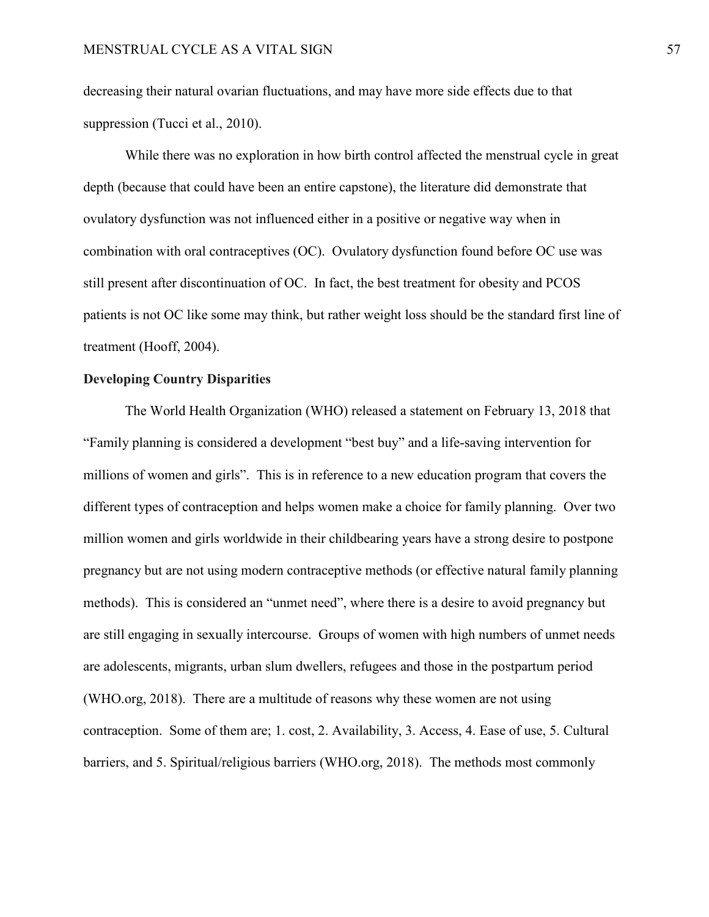decreasing their natural ovarian fluctuations, and may have more side effects due to that suppression (Tucci et al., 2010).

While there was no exploration in how birth control affected the menstrual cycle in great depth (because that could have been an entire capstone), the literature did demonstrate that ovulatory dysfunction was not influenced either in a positive or negative way when in combination with oral contraceptives (OC). Ovulatory dysfunction found before OC use was still present after discontinuation of OC. In fact, the best treatment for obesity and PCOS patients is not OC like some may think, but rather weight loss should be the standard first line of treatment (Hooff, 2004).

**Developing Country Disparities**

The World Health Organization (WHO) released a statement on February 13, 2018 that "Family planning is considered a development "best buy" and a life-saving intervention for millions of women and girls". This is in reference to a new education program that covers the different types of contraception and helps women make a choice for family planning. Over two million women and girls worldwide in their childbearing years have a strong desire to postpone pregnancy but are not using modern contraceptive methods (or effective natural family planning methods). This is considered an "unmet need", where there is a desire to avoid pregnancy but are still engaging in sexually intercourse. Groups of women with high numbers of unmet needs are adolescents, migrants, urban slum dwellers, refugees and those in the postpartum period (WHO.org, 2018). There are a multitude of reasons why these women are not using contraception. Some of them are; 1. cost, 2. Availability, 3. Access, 4. Ease of use, 5. Cultural barriers, and 5. Spiritual/religious barriers (WHO.org, 2018). The methods most commonly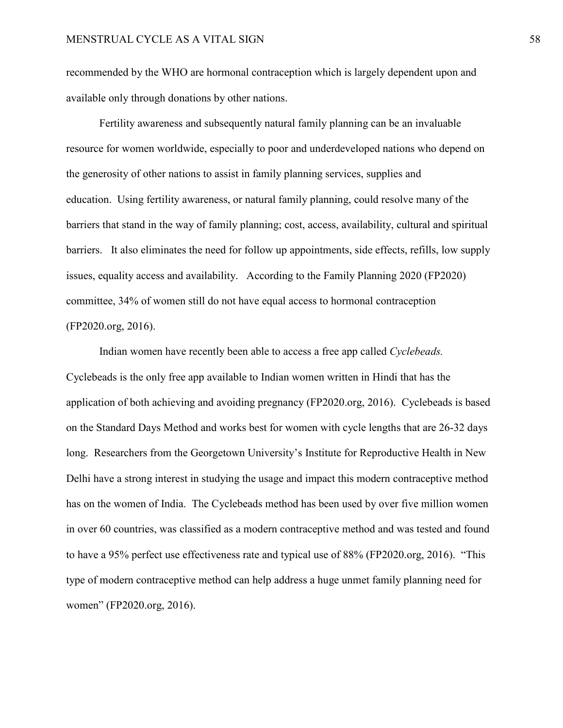recommended by the WHO are hormonal contraception which is largely dependent upon and available only through donations by other nations.

Fertility awareness and subsequently natural family planning can be an invaluable resource for women worldwide, especially to poor and underdeveloped nations who depend on the generosity of other nations to assist in family planning services, supplies and education. Using fertility awareness, or natural family planning, could resolve many of the barriers that stand in the way of family planning; cost, access, availability, cultural and spiritual barriers. It also eliminates the need for follow up appointments, side effects, refills, low supply issues, equality access and availability. According to the Family Planning 2020 (FP2020) committee, 34% of women still do not have equal access to hormonal contraception (FP2020.org, 2016).

Indian women have recently been able to access a free app called *Cyclebeads.* Cyclebeads is the only free app available to Indian women written in Hindi that has the application of both achieving and avoiding pregnancy (FP2020.org, 2016). Cyclebeads is based on the Standard Days Method and works best for women with cycle lengths that are 26-32 days long. Researchers from the Georgetown University's Institute for Reproductive Health in New Delhi have a strong interest in studying the usage and impact this modern contraceptive method has on the women of India. The Cyclebeads method has been used by over five million women in over 60 countries, was classified as a modern contraceptive method and was tested and found to have a 95% perfect use effectiveness rate and typical use of 88% (FP2020.org, 2016). "This type of modern contraceptive method can help address a huge unmet family planning need for women" (FP2020.org, 2016).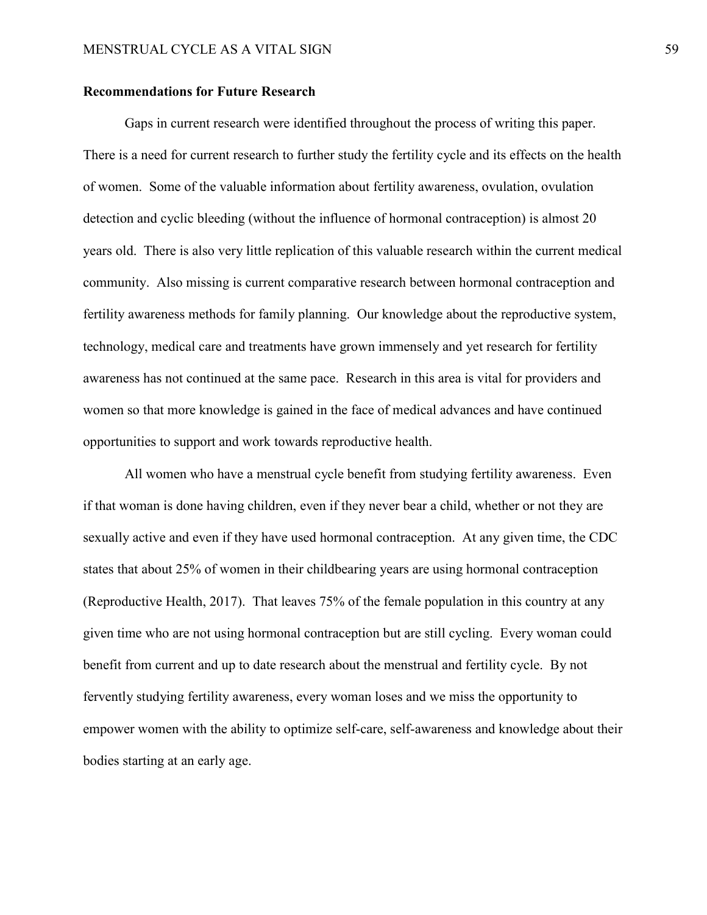**Recommendations for Future Research**

Gaps in current research were identified throughout the process of writing this paper. There is a need for current research to further study the fertility cycle and its effects on the health of women. Some of the valuable information about fertility awareness, ovulation, ovulation detection and cyclic bleeding (without the influence of hormonal contraception) is almost 20 years old. There is also very little replication of this valuable research within the current medical community. Also missing is current comparative research between hormonal contraception and fertility awareness methods for family planning. Our knowledge about the reproductive system, technology, medical care and treatments have grown immensely and yet research for fertility awareness has not continued at the same pace. Research in this area is vital for providers and women so that more knowledge is gained in the face of medical advances and have continued opportunities to support and work towards reproductive health.

All women who have a menstrual cycle benefit from studying fertility awareness. Even if that woman is done having children, even if they never bear a child, whether or not they are sexually active and even if they have used hormonal contraception. At any given time, the CDC states that about 25% of women in their childbearing years are using hormonal contraception (Reproductive Health, 2017). That leaves 75% of the female population in this country at any given time who are not using hormonal contraception but are still cycling. Every woman could benefit from current and up to date research about the menstrual and fertility cycle. By not fervently studying fertility awareness, every woman loses and we miss the opportunity to empower women with the ability to optimize self-care, self-awareness and knowledge about their bodies starting at an early age.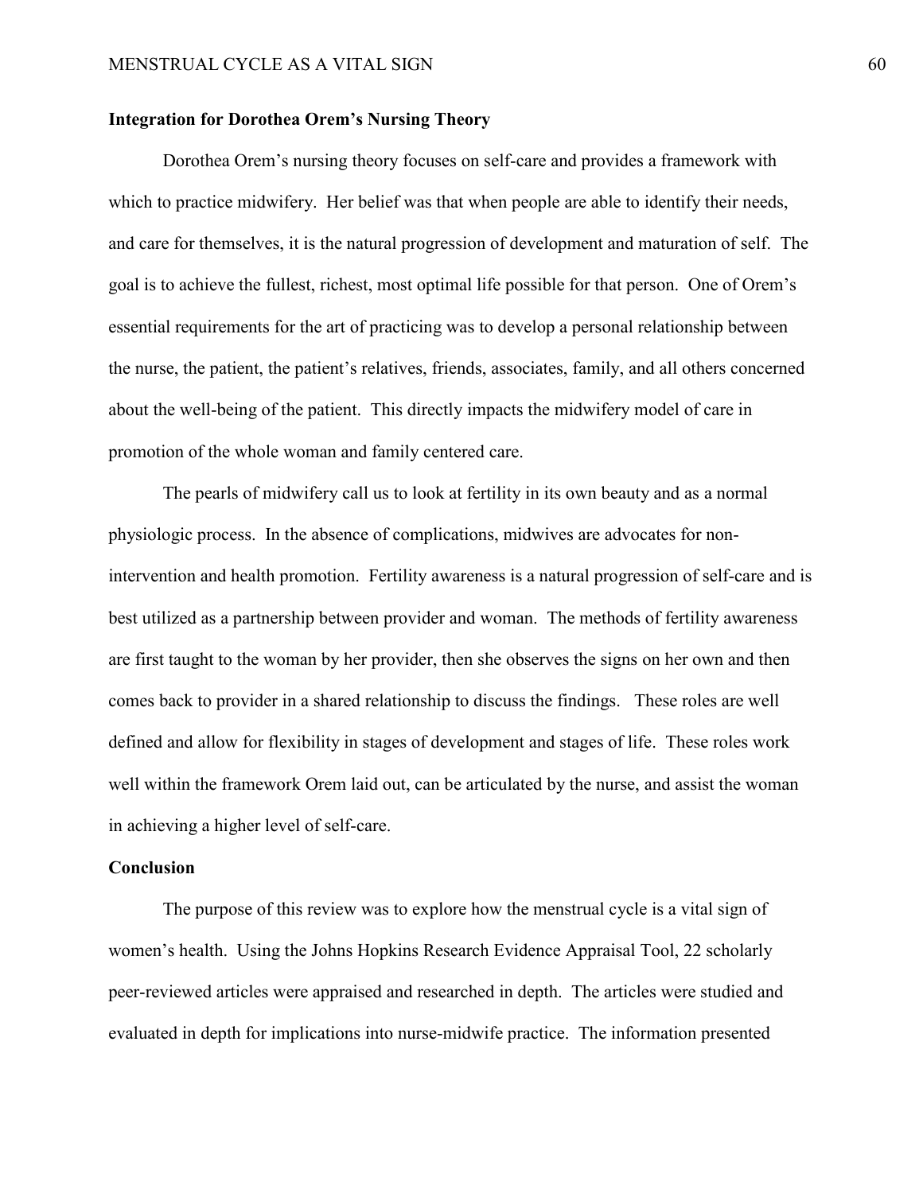**Integration for Dorothea Orem's Nursing Theory**

Dorothea Orem's nursing theory focuses on self-care and provides a framework with which to practice midwifery. Her belief was that when people are able to identify their needs, and care for themselves, it is the natural progression of development and maturation of self. The goal is to achieve the fullest, richest, most optimal life possible for that person. One of Orem's essential requirements for the art of practicing was to develop a personal relationship between the nurse, the patient, the patient's relatives, friends, associates, family, and all others concerned about the well-being of the patient. This directly impacts the midwifery model of care in promotion of the whole woman and family centered care.

The pearls of midwifery call us to look at fertility in its own beauty and as a normal physiologic process. In the absence of complications, midwives are advocates for non-intervention and health promotion. Fertility awareness is a natural progression of self-care and is best utilized as a partnership between provider and woman. The methods of fertility awareness are first taught to the woman by her provider, then she observes the signs on her own and then comes back to provider in a shared relationship to discuss the findings. These roles are well defined and allow for flexibility in stages of development and stages of life. These roles work well within the framework Orem laid out, can be articulated by the nurse, and assist the woman in achieving a higher level of self-care.

**Conclusion**

The purpose of this review was to explore how the menstrual cycle is a vital sign of women's health. Using the Johns Hopkins Research Evidence Appraisal Tool, 22 scholarly peer-reviewed articles were appraised and researched in depth. The articles were studied and evaluated in depth for implications into nurse-midwife practice. The information presented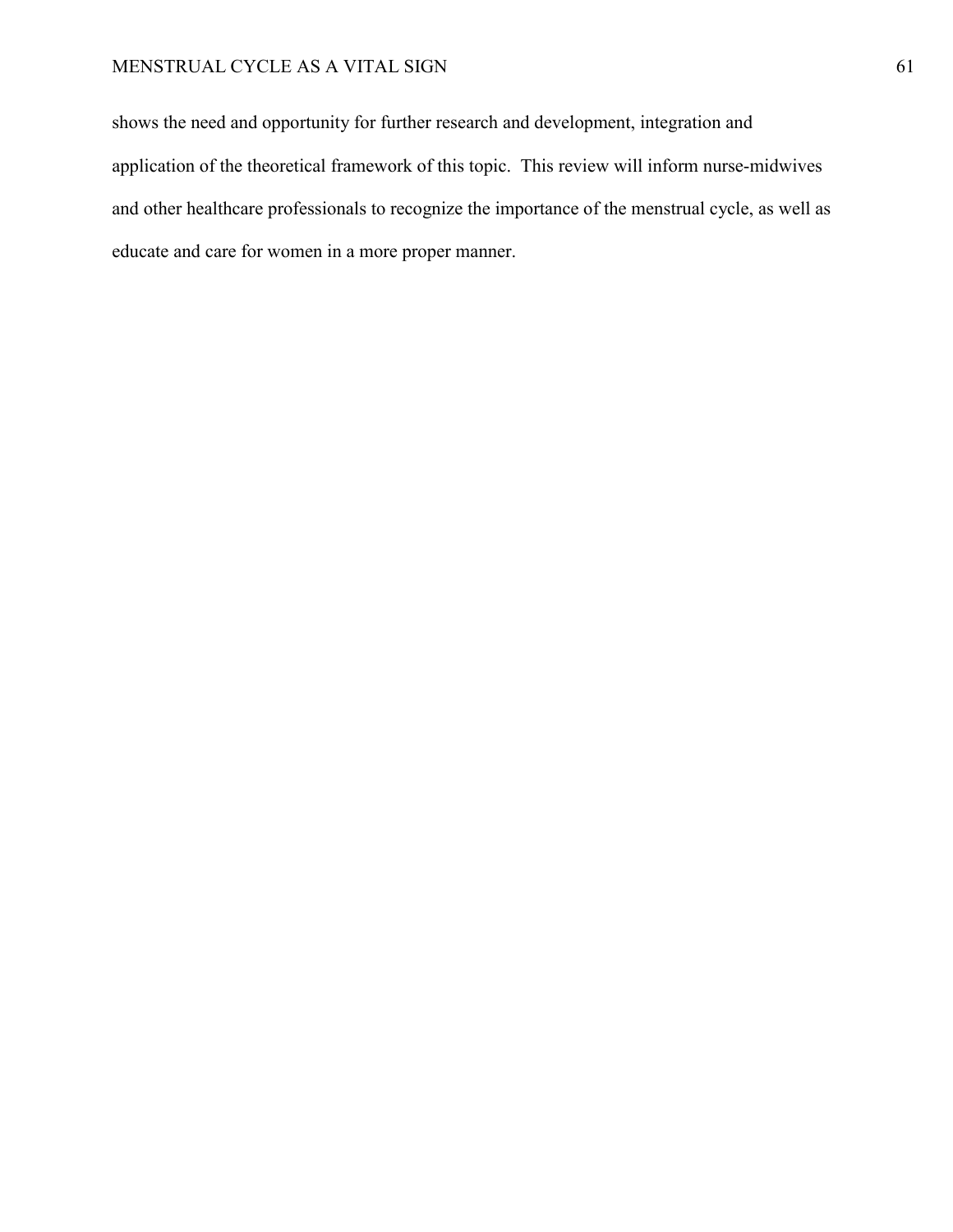shows the need and opportunity for further research and development, integration and application of the theoretical framework of this topic.  This review will inform nurse-midwives and other healthcare professionals to recognize the importance of the menstrual cycle, as well as educate and care for women in a more proper manner.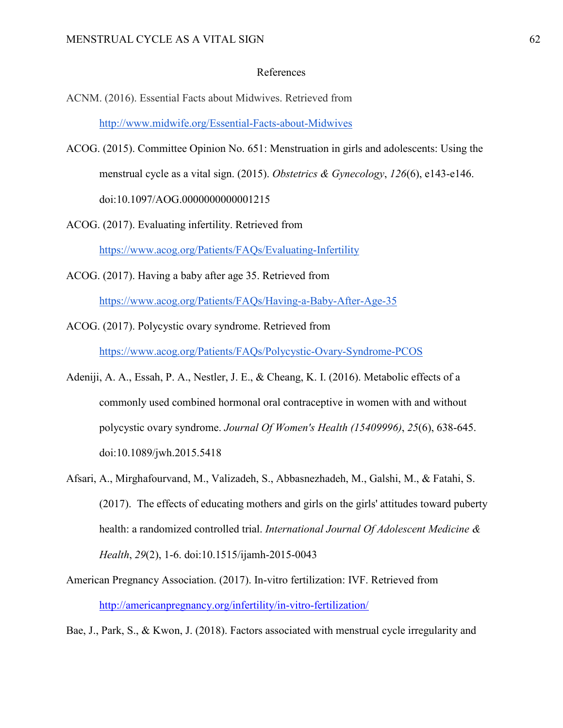# References

ACNM. (2016). Essential Facts about Midwives. Retrieved from http://www.midwife.org/Essential-Facts-about-Midwives

ACOG. (2015). Committee Opinion No. 651: Menstruation in girls and adolescents: Using the menstrual cycle as a vital sign. (2015). *Obstetrics & Gynecology*, *126*(6), e143-e146. doi:10.1097/AOG.0000000000001215

ACOG. (2017). Evaluating infertility. Retrieved from https://www.acog.org/Patients/FAQs/Evaluating-Infertility

ACOG. (2017). Having a baby after age 35. Retrieved from https://www.acog.org/Patients/FAQs/Having-a-Baby-After-Age-35

ACOG. (2017). Polycystic ovary syndrome. Retrieved from https://www.acog.org/Patients/FAQs/Polycystic-Ovary-Syndrome-PCOS

Adeniji, A. A., Essah, P. A., Nestler, J. E., & Cheang, K. I. (2016). Metabolic effects of a commonly used combined hormonal oral contraceptive in women with and without polycystic ovary syndrome. *Journal Of Women's Health (15409996)*, *25*(6), 638-645. doi:10.1089/jwh.2015.5418

Afsari, A., Mirghafourvand, M., Valizadeh, S., Abbasnezhadeh, M., Galshi, M., & Fatahi, S. (2017). The effects of educating mothers and girls on the girls' attitudes toward puberty health: a randomized controlled trial. *International Journal Of Adolescent Medicine & Health*, *29*(2), 1-6. doi:10.1515/ijamh-2015-0043

American Pregnancy Association. (2017). In-vitro fertilization: IVF. Retrieved from http://americanpregnancy.org/infertility/in-vitro-fertilization/

Bae, J., Park, S., & Kwon, J. (2018). Factors associated with menstrual cycle irregularity and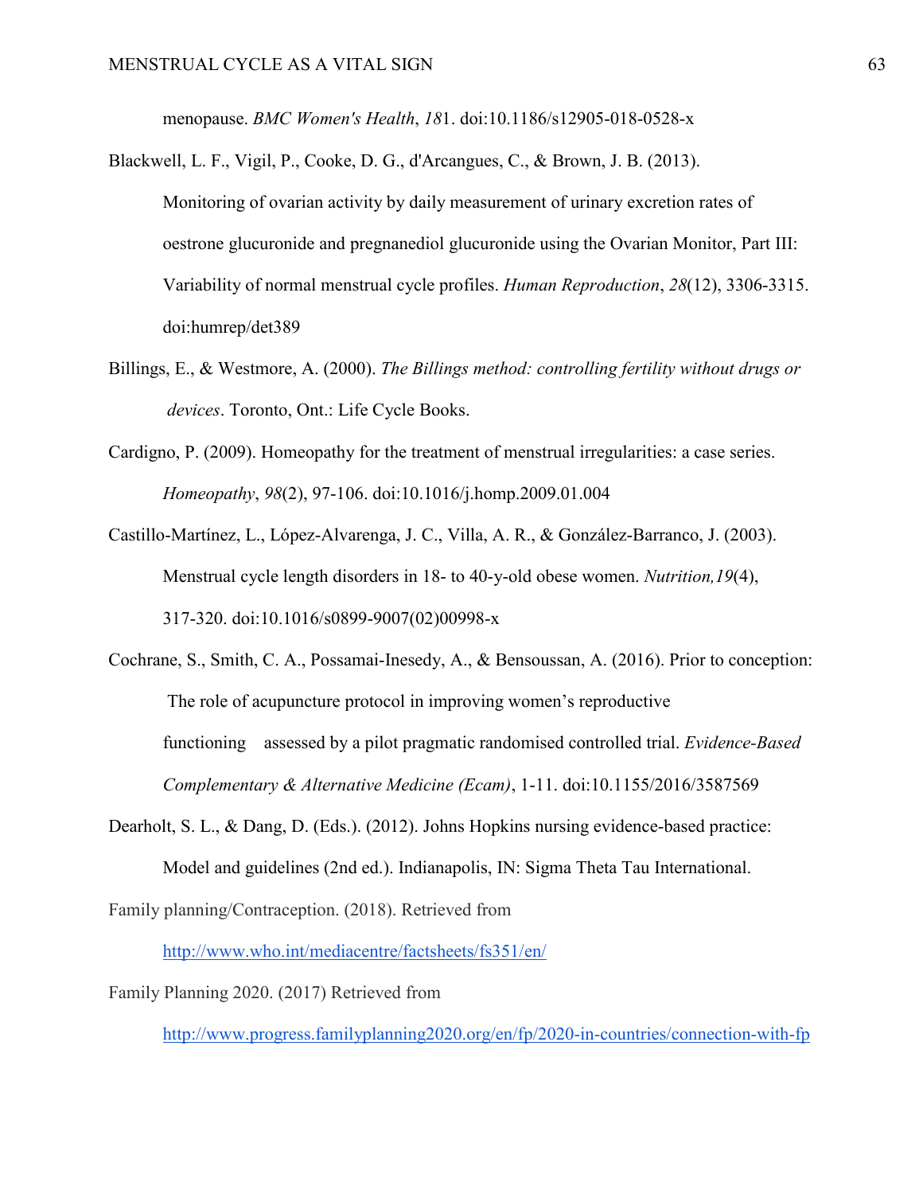menopause. *BMC Women's Health*, *18*1. doi:10.1186/s12905-018-0528-x

Blackwell, L. F., Vigil, P., Cooke, D. G., d'Arcangues, C., & Brown, J. B. (2013). Monitoring of ovarian activity by daily measurement of urinary excretion rates of oestrone glucuronide and pregnanediol glucuronide using the Ovarian Monitor, Part III: Variability of normal menstrual cycle profiles. *Human Reproduction*, *28*(12), 3306-3315. doi:humrep/det389

Billings, E., & Westmore, A. (2000). *The Billings method: controlling fertility without drugs or devices*. Toronto, Ont.: Life Cycle Books.

Cardigno, P. (2009). Homeopathy for the treatment of menstrual irregularities: a case series. *Homeopathy*, *98*(2), 97-106. doi:10.1016/j.homp.2009.01.004

Castillo-Martínez, L., López-Alvarenga, J. C., Villa, A. R., & González-Barranco, J. (2003). Menstrual cycle length disorders in 18- to 40-y-old obese women. *Nutrition,19*(4), 317-320. doi:10.1016/s0899-9007(02)00998-x

Cochrane, S., Smith, C. A., Possamai-Inesedy, A., & Bensoussan, A. (2016). Prior to conception: The role of acupuncture protocol in improving women's reproductive functioning assessed by a pilot pragmatic randomised controlled trial. *Evidence-Based Complementary & Alternative Medicine (Ecam)*, 1-11. doi:10.1155/2016/3587569

Dearholt, S. L., & Dang, D. (Eds.). (2012). Johns Hopkins nursing evidence-based practice: Model and guidelines (2nd ed.). Indianapolis, IN: Sigma Theta Tau International.

Family planning/Contraception. (2018). Retrieved from http://www.who.int/mediacentre/factsheets/fs351/en/

Family Planning 2020. (2017) Retrieved from http://www.progress.familyplanning2020.org/en/fp/2020-in-countries/connection-with-fp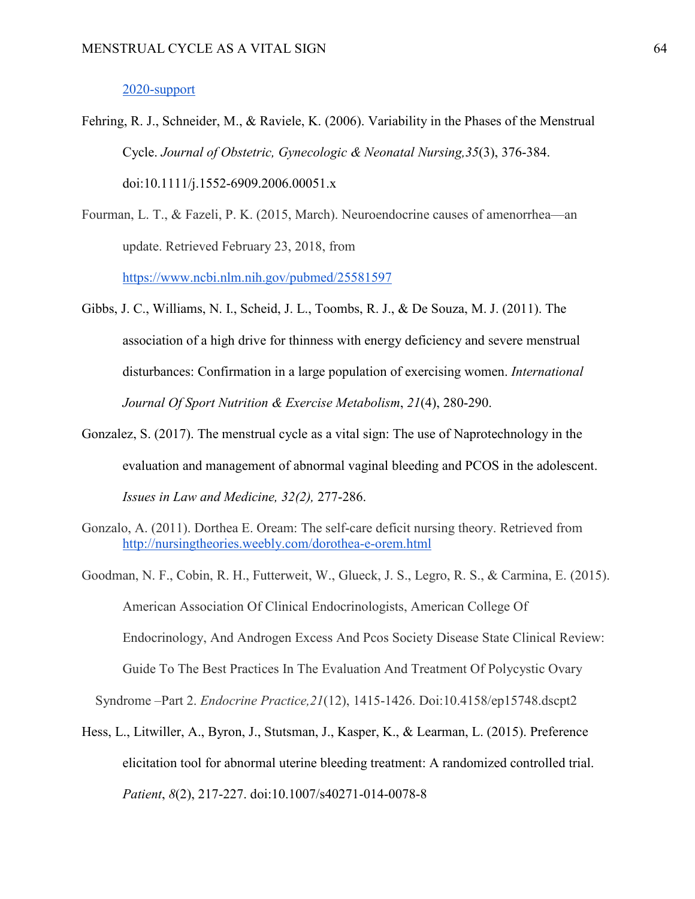2020-support

Fehring, R. J., Schneider, M., & Raviele, K. (2006). Variability in the Phases of the Menstrual Cycle. *Journal of Obstetric, Gynecologic & Neonatal Nursing,35*(3), 376-384. doi:10.1111/j.1552-6909.2006.00051.x

Fourman, L. T., & Fazeli, P. K. (2015, March). Neuroendocrine causes of amenorrhea—an update. Retrieved February 23, 2018, from https://www.ncbi.nlm.nih.gov/pubmed/25581597

Gibbs, J. C., Williams, N. I., Scheid, J. L., Toombs, R. J., & De Souza, M. J. (2011). The association of a high drive for thinness with energy deficiency and severe menstrual disturbances: Confirmation in a large population of exercising women. *International Journal Of Sport Nutrition & Exercise Metabolism*, *21*(4), 280-290.

Gonzalez, S. (2017). The menstrual cycle as a vital sign: The use of Naprotechnology in the evaluation and management of abnormal vaginal bleeding and PCOS in the adolescent. *Issues in Law and Medicine, 32(2),* 277-286.

Gonzalo, A. (2011). Dorthea E. Oream: The self-care deficit nursing theory. Retrieved from http://nursingtheories.weebly.com/dorothea-e-orem.html

Goodman, N. F., Cobin, R. H., Futterweit, W., Glueck, J. S., Legro, R. S., & Carmina, E. (2015). American Association Of Clinical Endocrinologists, American College Of Endocrinology, And Androgen Excess And Pcos Society Disease State Clinical Review: Guide To The Best Practices In The Evaluation And Treatment Of Polycystic Ovary Syndrome –Part 2. *Endocrine Practice,21*(12), 1415-1426. Doi:10.4158/ep15748.dscpt2

Hess, L., Litwiller, A., Byron, J., Stutsman, J., Kasper, K., & Learman, L. (2015). Preference elicitation tool for abnormal uterine bleeding treatment: A randomized controlled trial. *Patient*, *8*(2), 217-227. doi:10.1007/s40271-014-0078-8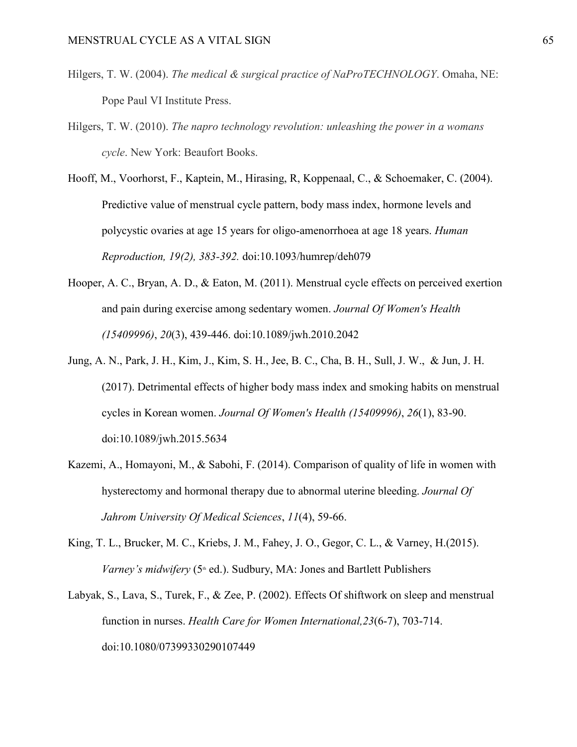Hilgers, T. W. (2004). *The medical & surgical practice of NaProTECHNOLOGY*. Omaha, NE: Pope Paul VI Institute Press.

Hilgers, T. W. (2010). *The napro technology revolution: unleashing the power in a womans cycle*. New York: Beaufort Books.

Hooff, M., Voorhorst, F., Kaptein, M., Hirasing, R, Koppenaal, C., & Schoemaker, C. (2004). Predictive value of menstrual cycle pattern, body mass index, hormone levels and polycystic ovaries at age 15 years for oligo-amenorrhoea at age 18 years. *Human Reproduction, 19(2), 383-392.* doi:10.1093/humrep/deh079

Hooper, A. C., Bryan, A. D., & Eaton, M. (2011). Menstrual cycle effects on perceived exertion and pain during exercise among sedentary women. *Journal Of Women's Health (15409996)*, *20*(3), 439-446. doi:10.1089/jwh.2010.2042

Jung, A. N., Park, J. H., Kim, J., Kim, S. H., Jee, B. C., Cha, B. H., Sull, J. W., & Jun, J. H. (2017). Detrimental effects of higher body mass index and smoking habits on menstrual cycles in Korean women. *Journal Of Women's Health (15409996)*, *26*(1), 83-90. doi:10.1089/jwh.2015.5634

Kazemi, A., Homayoni, M., & Sabohi, F. (2014). Comparison of quality of life in women with hysterectomy and hormonal therapy due to abnormal uterine bleeding. *Journal Of Jahrom University Of Medical Sciences*, *11*(4), 59-66.

King, T. L., Brucker, M. C., Kriebs, J. M., Fahey, J. O., Gegor, C. L., & Varney, H.(2015). *Varney's midwifery* (5th ed.). Sudbury, MA: Jones and Bartlett Publishers

Labyak, S., Lava, S., Turek, F., & Zee, P. (2002). Effects Of shiftwork on sleep and menstrual function in nurses. *Health Care for Women International,23*(6-7), 703-714. doi:10.1080/07399330290107449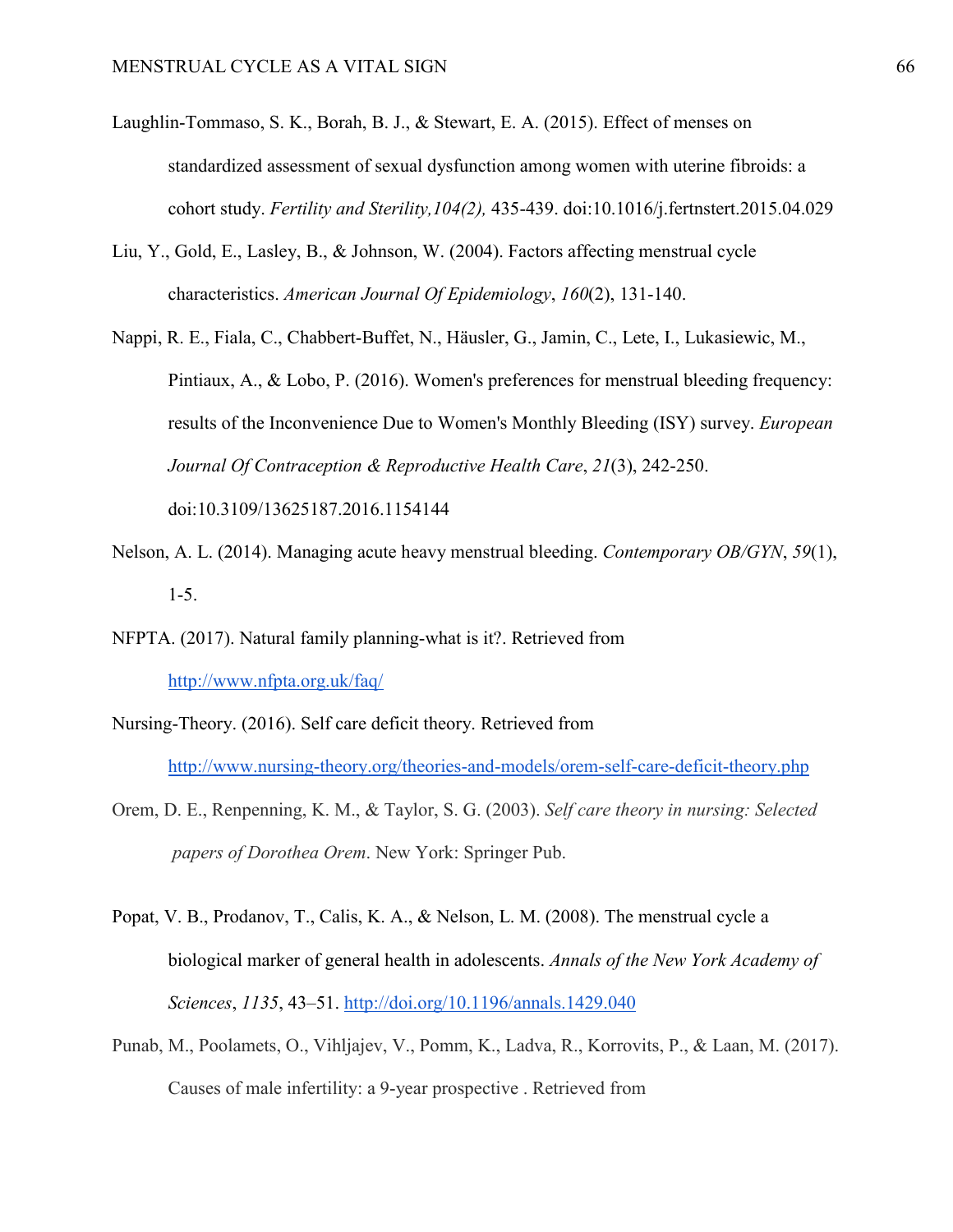Laughlin-Tommaso, S. K., Borah, B. J., & Stewart, E. A. (2015). Effect of menses on standardized assessment of sexual dysfunction among women with uterine fibroids: a cohort study. *Fertility and Sterility,104(2),* 435-439. doi:10.1016/j.fertnstert.2015.04.029

Liu, Y., Gold, E., Lasley, B., & Johnson, W. (2004). Factors affecting menstrual cycle characteristics. *American Journal Of Epidemiology*, *160*(2), 131-140.

Nappi, R. E., Fiala, C., Chabbert-Buffet, N., Häusler, G., Jamin, C., Lete, I., Lukasiewic, M., Pintiaux, A., & Lobo, P. (2016). Women's preferences for menstrual bleeding frequency: results of the Inconvenience Due to Women's Monthly Bleeding (ISY) survey. *European Journal Of Contraception & Reproductive Health Care*, *21*(3), 242-250. doi:10.3109/13625187.2016.1154144

Nelson, A. L. (2014). Managing acute heavy menstrual bleeding. *Contemporary OB/GYN*, *59*(1), 1-5.

NFPTA. (2017). Natural family planning-what is it?. Retrieved from http://www.nfpta.org.uk/faq/

Nursing-Theory. (2016). Self care deficit theory. Retrieved from http://www.nursing-theory.org/theories-and-models/orem-self-care-deficit-theory.php

Orem, D. E., Renpenning, K. M., & Taylor, S. G. (2003). *Self care theory in nursing: Selected papers of Dorothea Orem*. New York: Springer Pub.

Popat, V. B., Prodanov, T., Calis, K. A., & Nelson, L. M. (2008). The menstrual cycle a biological marker of general health in adolescents. *Annals of the New York Academy of Sciences*, *1135*, 43–51. http://doi.org/10.1196/annals.1429.040

Punab, M., Poolamets, O., Vihljajev, V., Pomm, K., Ladva, R., Korrovits, P., & Laan, M. (2017). Causes of male infertility: a 9-year prospective . Retrieved from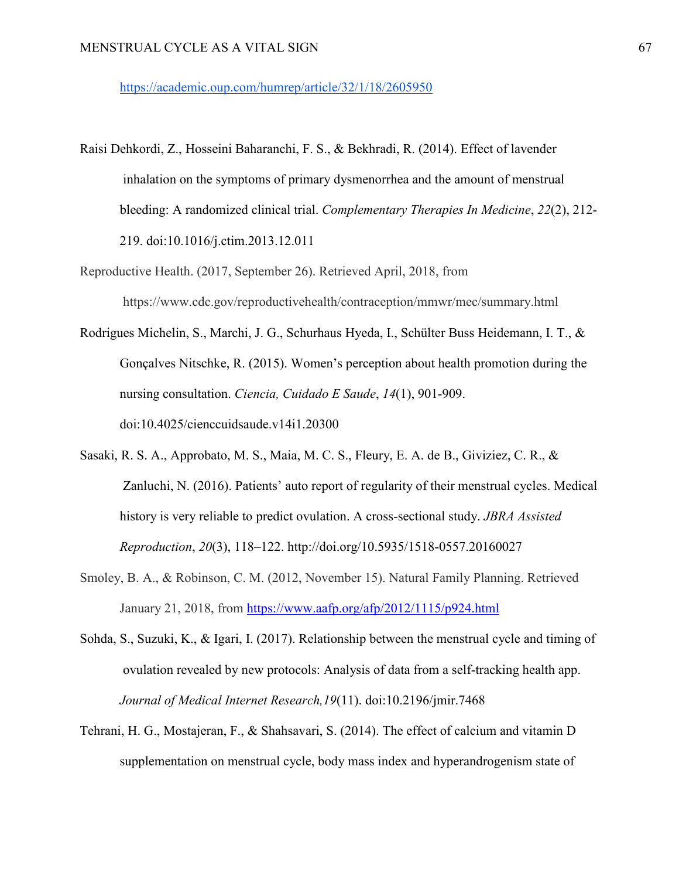https://academic.oup.com/humrep/article/32/1/18/2605950

Raisi Dehkordi, Z., Hosseini Baharanchi, F. S., & Bekhradi, R. (2014). Effect of lavender inhalation on the symptoms of primary dysmenorrhea and the amount of menstrual bleeding: A randomized clinical trial. *Complementary Therapies In Medicine*, *22*(2), 212-219. doi:10.1016/j.ctim.2013.12.011

Reproductive Health. (2017, September 26). Retrieved April, 2018, from https://www.cdc.gov/reproductivehealth/contraception/mmwr/mec/summary.html

Rodrigues Michelin, S., Marchi, J. G., Schurhaus Hyeda, I., Schülter Buss Heidemann, I. T., & Gonçalves Nitschke, R. (2015). Women's perception about health promotion during the nursing consultation. *Ciencia, Cuidado E Saude*, *14*(1), 901-909. doi:10.4025/cienccuidsaude.v14i1.20300

Sasaki, R. S. A., Approbato, M. S., Maia, M. C. S., Fleury, E. A. de B., Giviziez, C. R., & Zanluchi, N. (2016). Patients' auto report of regularity of their menstrual cycles. Medical history is very reliable to predict ovulation. A cross-sectional study. *JBRA Assisted Reproduction*, *20*(3), 118–122. http://doi.org/10.5935/1518-0557.20160027

Smoley, B. A., & Robinson, C. M. (2012, November 15). Natural Family Planning. Retrieved January 21, 2018, from https://www.aafp.org/afp/2012/1115/p924.html

Sohda, S., Suzuki, K., & Igari, I. (2017). Relationship between the menstrual cycle and timing of ovulation revealed by new protocols: Analysis of data from a self-tracking health app. *Journal of Medical Internet Research,19*(11). doi:10.2196/jmir.7468

Tehrani, H. G., Mostajeran, F., & Shahsavari, S. (2014). The effect of calcium and vitamin D supplementation on menstrual cycle, body mass index and hyperandrogenism state of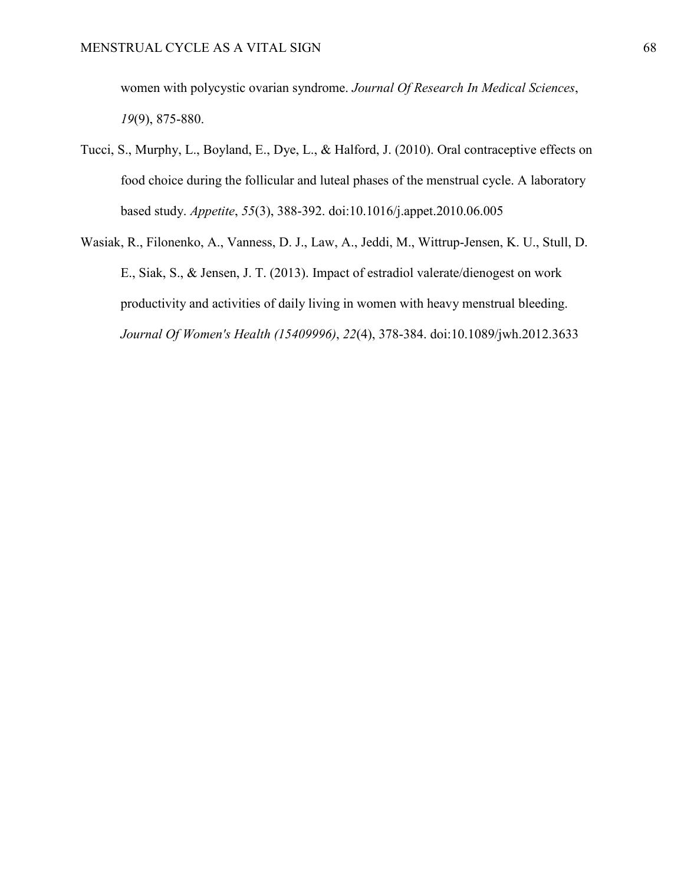women with polycystic ovarian syndrome. *Journal Of Research In Medical Sciences*, *19*(9), 875-880.

Tucci, S., Murphy, L., Boyland, E., Dye, L., & Halford, J. (2010). Oral contraceptive effects on food choice during the follicular and luteal phases of the menstrual cycle. A laboratory based study. *Appetite*, *55*(3), 388-392. doi:10.1016/j.appet.2010.06.005

Wasiak, R., Filonenko, A., Vanness, D. J., Law, A., Jeddi, M., Wittrup-Jensen, K. U., Stull, D. E., Siak, S., & Jensen, J. T. (2013). Impact of estradiol valerate/dienogest on work productivity and activities of daily living in women with heavy menstrual bleeding. *Journal Of Women's Health (15409996)*, *22*(4), 378-384. doi:10.1089/jwh.2012.3633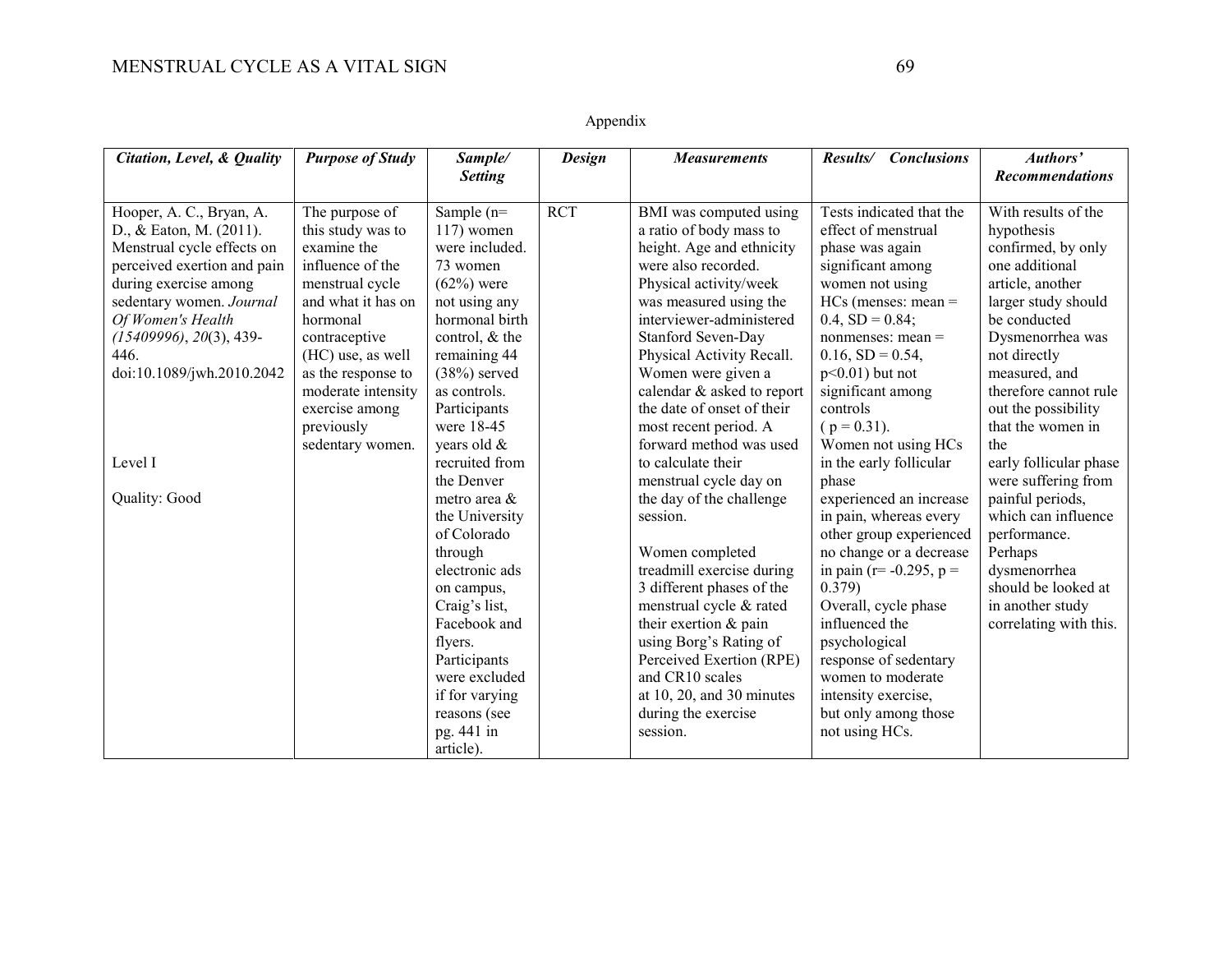Appendix

| ***Citation, Level, & Quality*** | ***Purpose of Study*** | ***Sample/ Setting*** | ***Design*** | ***Measurements*** | ***Results/ Conclusions*** | ***Authors' Recommendations*** |
|---|---|---|---|---|---|---|
| Hooper, A. C., Bryan, A. D., & Eaton, M. (2011). Menstrual cycle effects on perceived exertion and pain during exercise among sedentary women. *Journal Of Women's Health (15409996)*, *20*(3), 439-446. doi:10.1089/jwh.2010.2042<br><br>Level I<br><br>Quality: Good | The purpose of this study was to examine the influence of the menstrual cycle and what it has on hormonal contraceptive (HC) use, as well as the response to moderate intensity exercise among previously sedentary women. | Sample (n= 117) women were included. 73 women (62%) were not using any hormonal birth control, & the remaining 44 (38%) served as controls. Participants were 18-45 years old & recruited from the Denver metro area & the University of Colorado through electronic ads on campus, Craig's list, Facebook and flyers. Participants were excluded if for varying reasons (see pg. 441 in article). | RCT | BMI was computed using a ratio of body mass to height. Age and ethnicity were also recorded. Physical activity/week was measured using the interviewer-administered Stanford Seven-Day Physical Activity Recall. Women were given a calendar & asked to report the date of onset of their most recent period. A forward method was used to calculate their menstrual cycle day on the day of the challenge session.<br><br>Women completed treadmill exercise during 3 different phases of the menstrual cycle & rated their exertion & pain using Borg's Rating of Perceived Exertion (RPE) and CR10 scales at 10, 20, and 30 minutes during the exercise session. | Tests indicated that the effect of menstrual phase was again significant among women not using HCs (menses: mean = 0.4, SD = 0.84; nonmenses: mean = 0.16, SD = 0.54, $p<0.01$) but not significant among controls ( $p = 0.31$). Women not using HCs in the early follicular phase experienced an increase in pain, whereas every other group experienced no change or a decrease in pain ($r= -0.295$, $p = 0.379$) Overall, cycle phase influenced the psychological response of sedentary women to moderate intensity exercise, but only among those not using HCs. | With results of the hypothesis confirmed, by only one additional article, another larger study should be conducted Dysmenorrhea was not directly measured, and therefore cannot rule out the possibility that the women in the early follicular phase were suffering from painful periods, which can influence performance. Perhaps dysmenorrhea should be looked at in another study correlating with this. |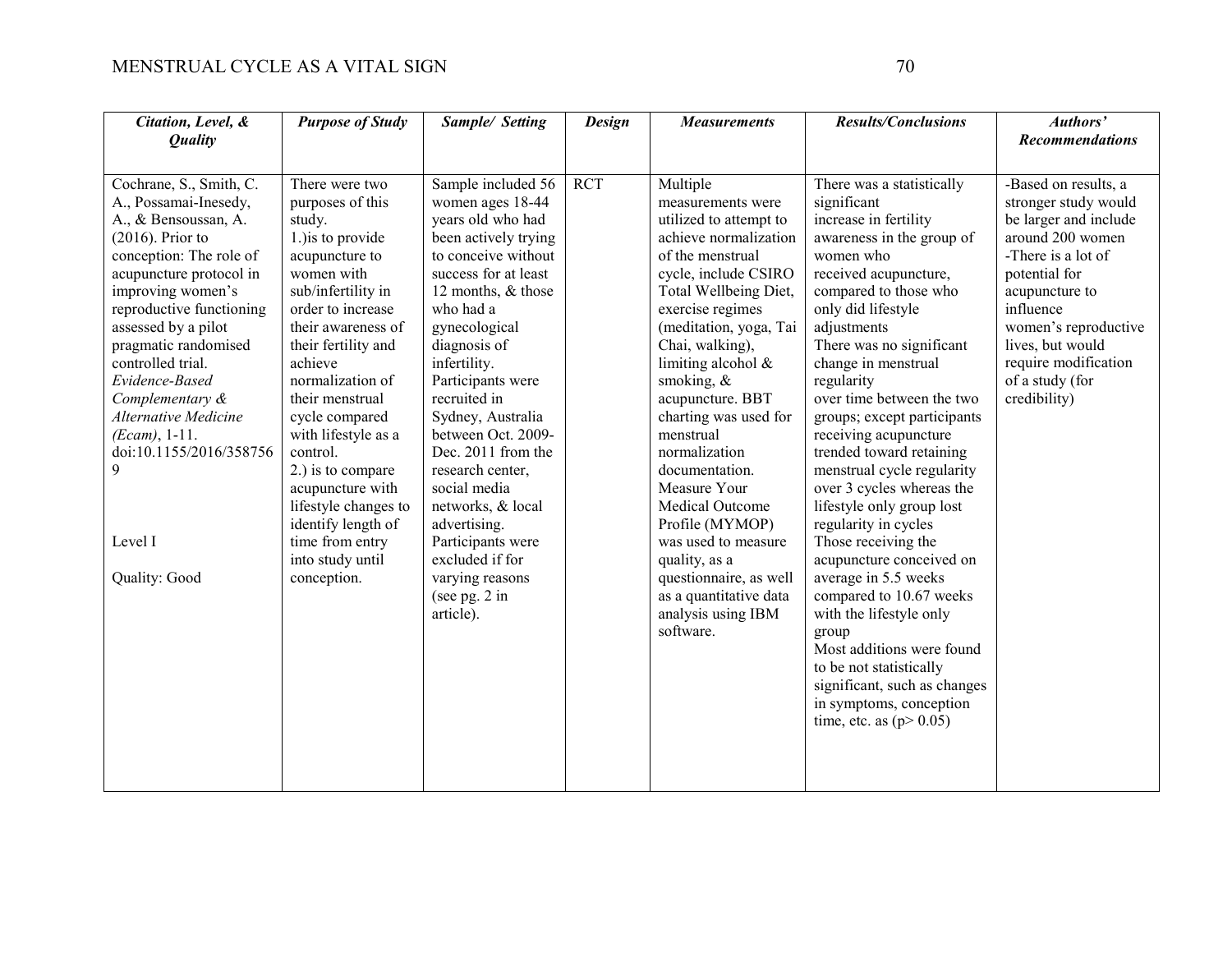| *Citation, Level, & Quality* | *Purpose of Study* | *Sample/ Setting* | *Design* | *Measurements* | *Results/Conclusions* | *Authors' Recommendations* |
|---|---|---|---|---|---|---|
| Cochrane, S., Smith, C. A., Possamai-Inesedy, A., & Bensoussan, A. (2016). Prior to conception: The role of acupuncture protocol in improving women's reproductive functioning assessed by a pilot pragmatic randomised controlled trial. *Evidence-Based Complementary & Alternative Medicine (Ecam)*, 1-11. doi:10.1155/2016/3587569<br><br>Level I<br><br>Quality: Good | There were two purposes of this study.<br>1.)is to provide acupuncture to women with sub/infertility in order to increase their awareness of their fertility and achieve normalization of their menstrual cycle compared with lifestyle as a control.<br>2.) is to compare acupuncture with lifestyle changes to identify length of time from entry into study until conception. | Sample included 56 women ages 18-44 years old who had been actively trying to conceive without success for at least 12 months, & those who had a gynecological diagnosis of infertility. Participants were recruited in Sydney, Australia between Oct. 2009-Dec. 2011 from the research center, social media networks, & local advertising. Participants were excluded if for varying reasons (see pg. 2 in article). | RCT | Multiple measurements were utilized to attempt to achieve normalization of the menstrual cycle, include CSIRO Total Wellbeing Diet, exercise regimes (meditation, yoga, Tai Chai, walking), limiting alcohol & smoking, & acupuncture. BBT charting was used for menstrual normalization documentation. Measure Your Medical Outcome Profile (MYMOP) was used to measure quality, as a questionnaire, as well as a quantitative data analysis using IBM software. | There was a statistically significant increase in fertility awareness in the group of women who received acupuncture, compared to those who only did lifestyle adjustments<br>There was no significant change in menstrual regularity over time between the two groups; except participants receiving acupuncture trended toward retaining menstrual cycle regularity over 3 cycles whereas the lifestyle only group lost regularity in cycles<br>Those receiving the acupuncture conceived on average in 5.5 weeks compared to 10.67 weeks with the lifestyle only group<br>Most additions were found to be not statistically significant, such as changes in symptoms, conception time, etc. as ($p > 0.05$) | -Based on results, a stronger study would be larger and include around 200 women<br>-There is a lot of potential for acupuncture to influence women's reproductive lives, but would require modification of a study (for credibility) |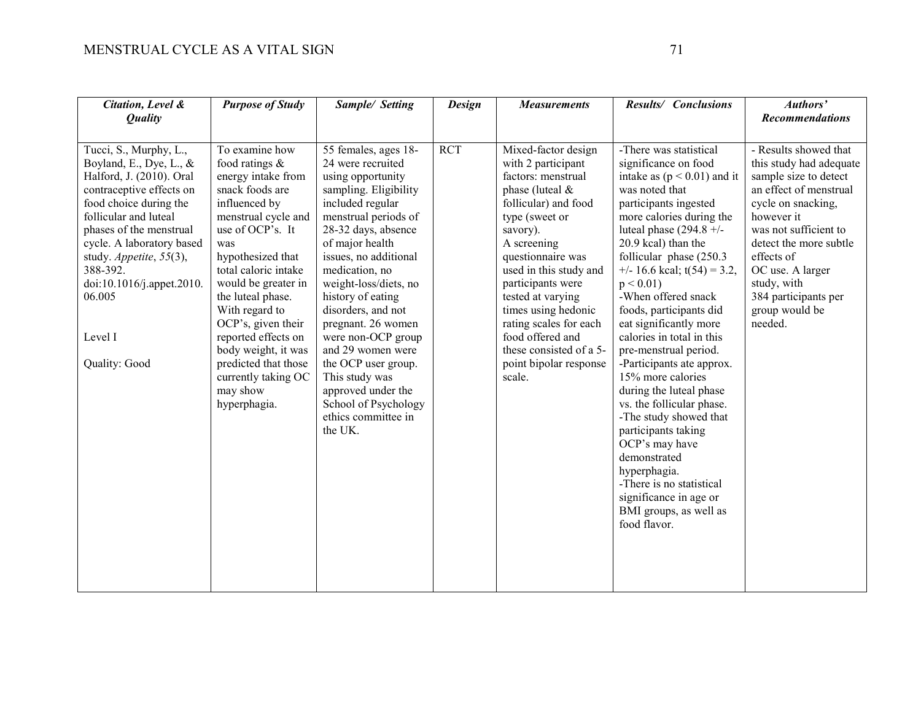| *Citation, Level & Quality* | *Purpose of Study* | *Sample/ Setting* | *Design* | *Measurements* | *Results/ Conclusions* | *Authors' Recommendations* |
|---|---|---|---|---|---|---|
| Tucci, S., Murphy, L., Boyland, E., Dye, L., & Halford, J. (2010). Oral contraceptive effects on food choice during the follicular and luteal phases of the menstrual cycle. A laboratory based study. *Appetite*, *55*(3), 388-392. doi:10.1016/j.appet.2010.06.005<br><br>Level I<br><br>Quality: Good | To examine how food ratings & energy intake from snack foods are influenced by menstrual cycle and use of OCP's. It was hypothesized that total caloric intake would be greater in the luteal phase. With regard to OCP's, given their reported effects on body weight, it was predicted that those currently taking OC may show hyperphagia. | 55 females, ages 18-24 were recruited using opportunity sampling. Eligibility included regular menstrual periods of 28-32 days, absence of major health issues, no additional medication, no weight-loss/diets, no history of eating disorders, and not pregnant. 26 women were non-OCP group and 29 women were the OCP user group. This study was approved under the School of Psychology ethics committee in the UK. | RCT | Mixed-factor design with 2 participant factors: menstrual phase (luteal & follicular) and food type (sweet or savory).<br>A screening questionnaire was used in this study and participants were tested at varying times using hedonic rating scales for each food offered and these consisted of a 5-point bipolar response scale. | -There was statistical significance on food intake as ($p < 0.01$) and it was noted that participants ingested more calories during the luteal phase (294.8 +/- 20.9 kcal) than the follicular phase (250.3 +/- 16.6 kcal; $t(54) = 3.2$, $p < 0.01$)<br>-When offered snack foods, participants did eat significantly more calories in total in this pre-menstrual period.<br>-Participants ate approx. 15% more calories during the luteal phase vs. the follicular phase.<br>-The study showed that participants taking OCP's may have demonstrated hyperphagia.<br>-There is no statistical significance in age or BMI groups, as well as food flavor. | - Results showed that this study had adequate sample size to detect an effect of menstrual cycle on snacking, however it was not sufficient to detect the more subtle effects of OC use. A larger study, with 384 participants per group would be needed. |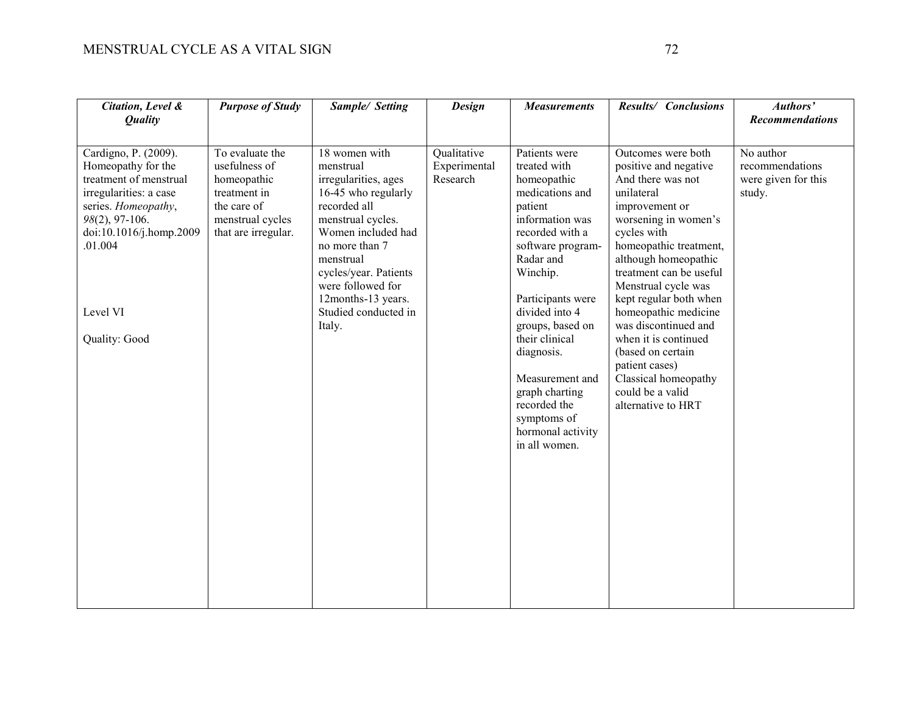| *Citation, Level & Quality* | *Purpose of Study* | *Sample/ Setting* | *Design* | *Measurements* | *Results/ Conclusions* | *Authors' Recommendations* |
|---|---|---|---|---|---|---|
| Cardigno, P. (2009). Homeopathy for the treatment of menstrual irregularities: a case series. *Homeopathy*, *98*(2), 97-106. doi:10.1016/j.homp.2009.01.004<br><br>Level VI<br><br>Quality: Good | To evaluate the usefulness of homeopathic treatment in the care of menstrual cycles that are irregular. | 18 women with menstrual irregularities, ages 16-45 who regularly recorded all menstrual cycles. Women included had no more than 7 menstrual cycles/year. Patients were followed for 12months-13 years. Studied conducted in Italy. | Qualitative Experimental Research | Patients were treated with homeopathic medications and patient information was recorded with a software program- Radar and Winchip.<br><br>Participants were divided into 4 groups, based on their clinical diagnosis.<br><br>Measurement and graph charting recorded the symptoms of hormonal activity in all women. | Outcomes were both positive and negative And there was not unilateral improvement or worsening in women's cycles with homeopathic treatment, although homeopathic treatment can be useful Menstrual cycle was kept regular both when homeopathic medicine was discontinued and when it is continued (based on certain patient cases) Classical homeopathy could be a valid alternative to HRT | No author recommendations were given for this study. |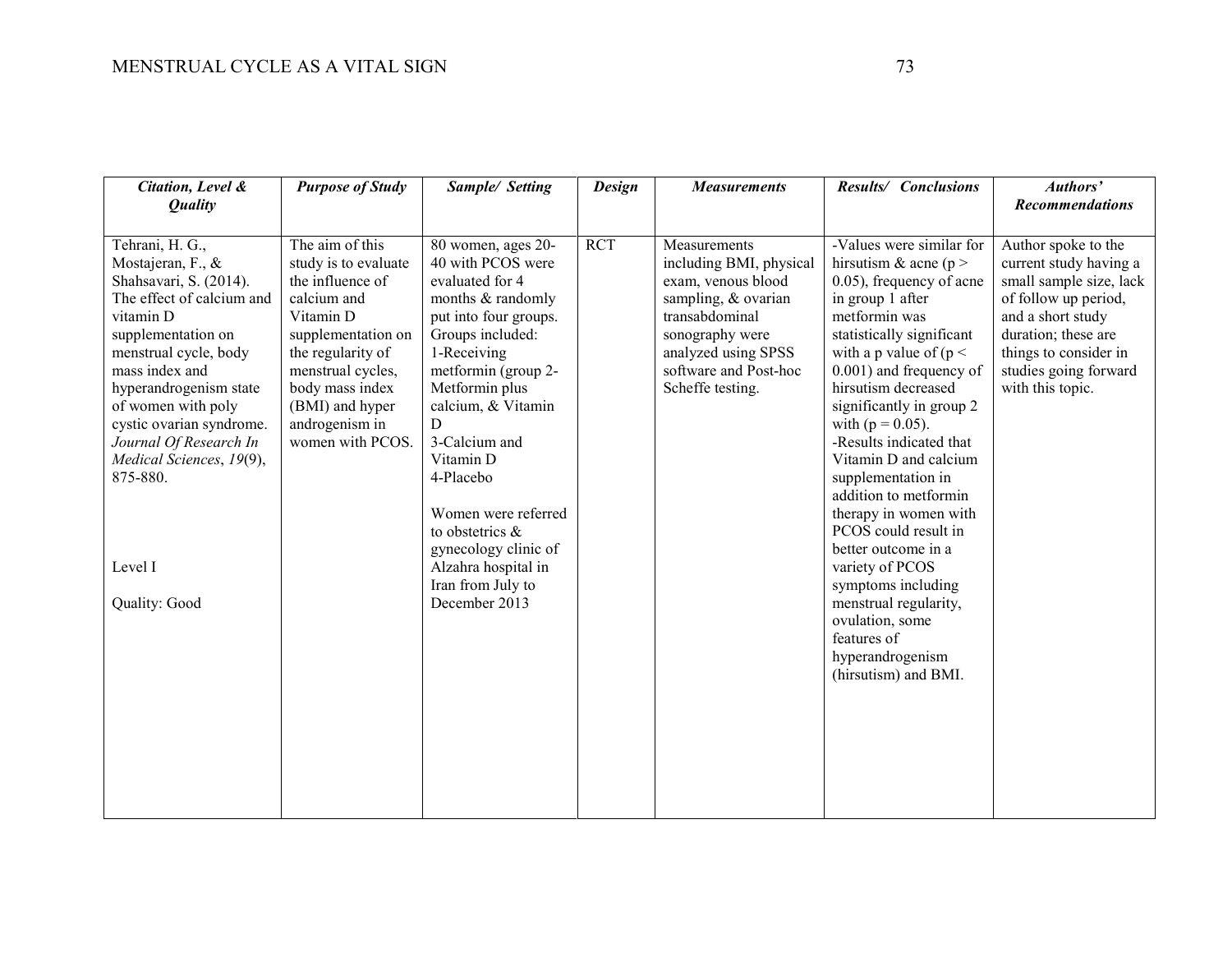| *Citation, Level & Quality* | *Purpose of Study* | *Sample/ Setting* | *Design* | *Measurements* | *Results/ Conclusions* | *Authors' Recommendations* |
|---|---|---|---|---|---|---|
| Tehrani, H. G., Mostajeran, F., & Shahsavari, S. (2014). The effect of calcium and vitamin D supplementation on menstrual cycle, body mass index and hyperandrogenism state of women with poly cystic ovarian syndrome. *Journal Of Research In Medical Sciences*, *19*(9), 875-880.<br><br>Level I<br><br>Quality: Good | The aim of this study is to evaluate the influence of calcium and Vitamin D supplementation on the regularity of menstrual cycles, body mass index (BMI) and hyper androgenism in women with PCOS. | 80 women, ages 20-40 with PCOS were evaluated for 4 months & randomly put into four groups. Groups included: 1-Receiving metformin (group 2-Metformin plus calcium, & Vitamin D 3-Calcium and Vitamin D 4-Placebo<br><br>Women were referred to obstetrics & gynecology clinic of Alzahra hospital in Iran from July to December 2013 | RCT | Measurements including BMI, physical exam, venous blood sampling, & ovarian transabdominal sonography were analyzed using SPSS software and Post-hoc Scheffe testing. | -Values were similar for hirsutism & acne ($p > 0.05$), frequency of acne in group 1 after metformin was statistically significant with a p value of ($p < 0.001$) and frequency of hirsutism decreased significantly in group 2 with ($p = 0.05$).<br>-Results indicated that Vitamin D and calcium supplementation in addition to metformin therapy in women with PCOS could result in better outcome in a variety of PCOS symptoms including menstrual regularity, ovulation, some features of hyperandrogenism (hirsutism) and BMI. | Author spoke to the current study having a small sample size, lack of follow up period, and a short study duration; these are things to consider in studies going forward with this topic. |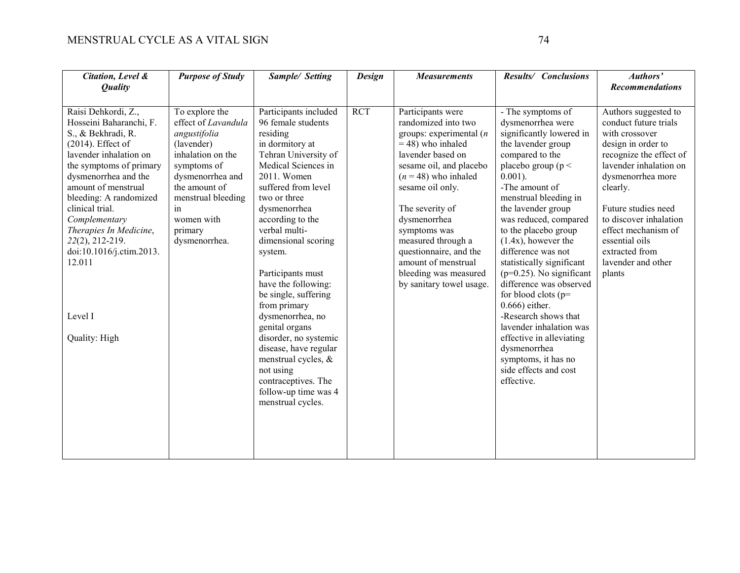| *Citation, Level & Quality* | *Purpose of Study* | *Sample/ Setting* | *Design* | *Measurements* | *Results/ Conclusions* | *Authors' Recommendations* |
|---|---|---|---|---|---|---|
| Raisi Dehkordi, Z., Hosseini Baharanchi, F. S., & Bekhradi, R. (2014). Effect of lavender inhalation on the symptoms of primary dysmenorrhea and the amount of menstrual bleeding: A randomized clinical trial. *Complementary Therapies In Medicine*, *22*(2), 212-219. doi:10.1016/j.ctim.2013.12.011<br><br>Level I<br><br>Quality: High | To explore the effect of *Lavandula angustifolia* (lavender) inhalation on the symptoms of dysmenorrhea and the amount of menstrual bleeding in women with primary dysmenorrhea. | Participants included 96 female students residing in dormitory at Tehran University of Medical Sciences in 2011. Women suffered from level two or three dysmenorrhea according to the verbal multi-dimensional scoring system.<br><br>Participants must have the following: be single, suffering from primary dysmenorrhea, no genital organs disorder, no systemic disease, have regular menstrual cycles, & not using contraceptives. The follow-up time was 4 menstrual cycles. | RCT | Participants were randomized into two groups: experimental (*n* = 48) who inhaled lavender based on sesame oil, and placebo (*n* = 48) who inhaled sesame oil only.<br><br>The severity of dysmenorrhea symptoms was measured through a questionnaire, and the amount of menstrual bleeding was measured by sanitary towel usage. | - The symptoms of dysmenorrhea were significantly lowered in the lavender group compared to the placebo group ($p < 0.001$).<br>-The amount of menstrual bleeding in the lavender group was reduced, compared to the placebo group (1.4x), however the difference was not statistically significant ($p=0.25$). No significant difference was observed for blood clots ($p= 0.666$) either.<br>-Research shows that lavender inhalation was effective in alleviating dysmenorrhea symptoms, it has no side effects and cost effective. | Authors suggested to conduct future trials with crossover design in order to recognize the effect of lavender inhalation on dysmenorrhea more clearly.<br><br>Future studies need to discover inhalation effect mechanism of essential oils extracted from lavender and other plants |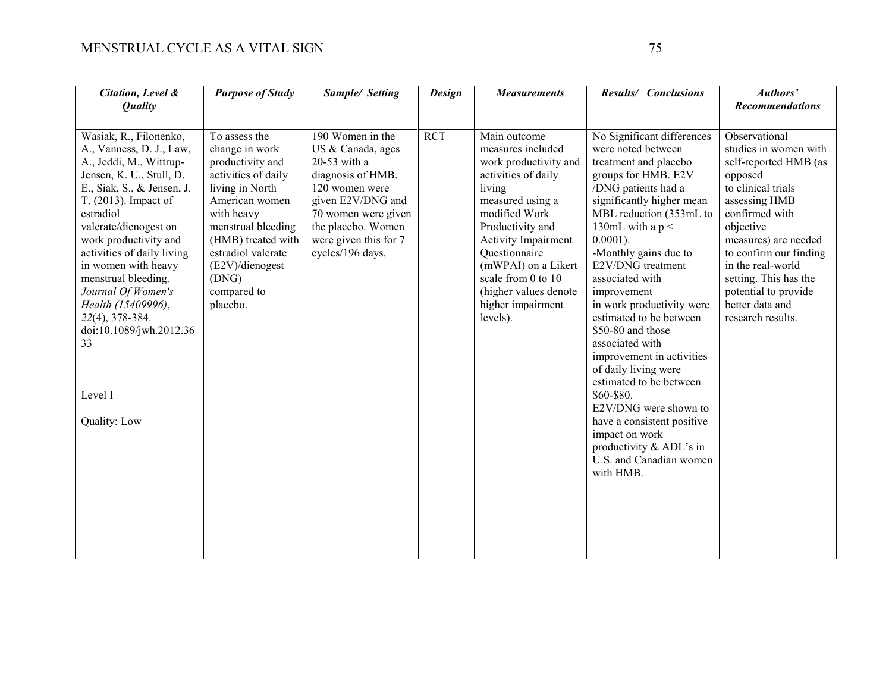| *Citation, Level & Quality* | *Purpose of Study* | *Sample/ Setting* | *Design* | *Measurements* | *Results/ Conclusions* | *Authors' Recommendations* |
|---|---|---|---|---|---|---|
| Wasiak, R., Filonenko, A., Vanness, D. J., Law, A., Jeddi, M., Wittrup-Jensen, K. U., Stull, D. E., Siak, S., & Jensen, J. T. (2013). Impact of estradiol valerate/dienogest on work productivity and activities of daily living in women with heavy menstrual bleeding. *Journal Of Women's Health (15409996)*, *22*(4), 378-384. doi:10.1089/jwh.2012.3633<br><br>Level I<br><br>Quality: Low | To assess the change in work productivity and activities of daily living in North American women with heavy menstrual bleeding (HMB) treated with estradiol valerate (E2V)/dienogest (DNG) compared to placebo. | 190 Women in the US & Canada, ages 20-53 with a diagnosis of HMB. 120 women were given E2V/DNG and 70 women were given the placebo. Women were given this for 7 cycles/196 days. | RCT | Main outcome measures included work productivity and activities of daily living measured using a modified Work Productivity and Activity Impairment Questionnaire (mWPAI) on a Likert scale from 0 to 10 (higher values denote higher impairment levels). | No Significant differences were noted between treatment and placebo groups for HMB. E2V /DNG patients had a significantly higher mean MBL reduction (353mL to 130mL with a $p < 0.0001$).<br>-Monthly gains due to E2V/DNG treatment associated with improvement in work productivity were estimated to be between \$50-80 and those associated with improvement in activities of daily living were estimated to be between \$60-\$80.<br>E2V/DNG were shown to have a consistent positive impact on work productivity & ADL's in U.S. and Canadian women with HMB. | Observational studies in women with self-reported HMB (as opposed to clinical trials assessing HMB confirmed with objective measures) are needed to confirm our finding in the real-world setting. This has the potential to provide better data and research results. |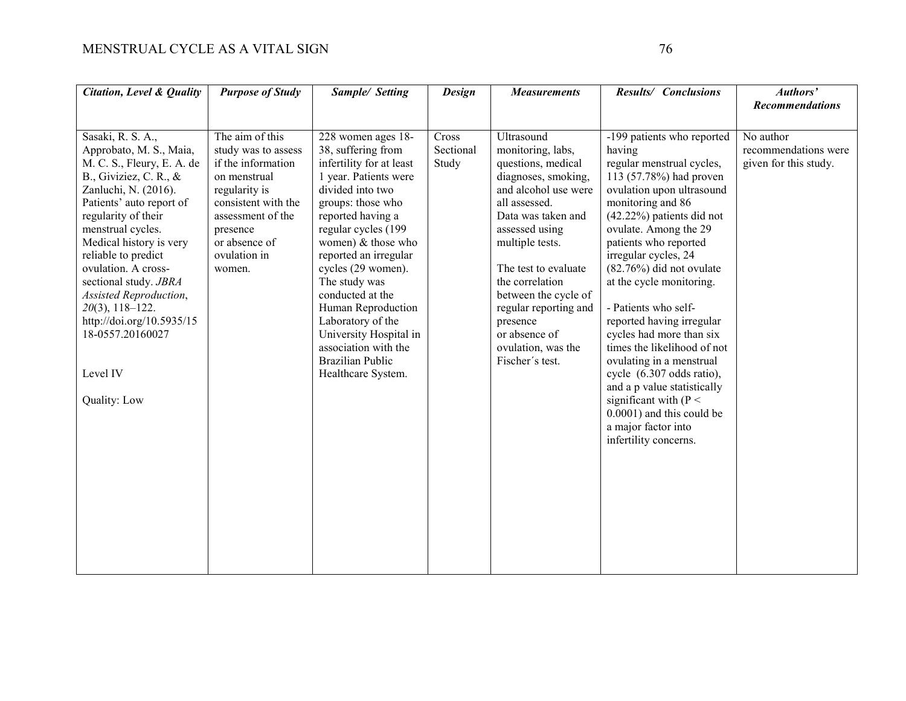| *Citation, Level & Quality* | *Purpose of Study* | *Sample/ Setting* | *Design* | *Measurements* | *Results/ Conclusions* | *Authors' Recommendations* |
|---|---|---|---|---|---|---|
| Sasaki, R. S. A., Approbato, M. S., Maia, M. C. S., Fleury, E. A. de B., Giviziez, C. R., & Zanluchi, N. (2016). Patients' auto report of regularity of their menstrual cycles. Medical history is very reliable to predict ovulation. A cross-sectional study. *JBRA Assisted Reproduction*, *20*(3), 118–122. http://doi.org/10.5935/1518-0557.20160027<br><br>Level IV<br><br>Quality: Low | The aim of this study was to assess if the information on menstrual regularity is consistent with the assessment of the presence or absence of ovulation in women. | 228 women ages 18-38, suffering from infertility for at least 1 year. Patients were divided into two groups: those who reported having a regular cycles (199 women) & those who reported an irregular cycles (29 women). The study was conducted at the Human Reproduction Laboratory of the University Hospital in association with the Brazilian Public Healthcare System. | Cross Sectional Study | Ultrasound monitoring, labs, questions, medical diagnoses, smoking, and alcohol use were all assessed. Data was taken and assessed using multiple tests.<br><br>The test to evaluate the correlation between the cycle of regular reporting and presence or absence of ovulation, was the Fischer´s test. | -199 patients who reported having regular menstrual cycles, 113 (57.78%) had proven ovulation upon ultrasound monitoring and 86 (42.22%) patients did not ovulate. Among the 29 patients who reported irregular cycles, 24 (82.76%) did not ovulate at the cycle monitoring.<br><br>- Patients who self-reported having irregular cycles had more than six times the likelihood of not ovulating in a menstrual cycle (6.307 odds ratio), and a p value statistically significant with ($P < 0.0001$) and this could be a major factor into infertility concerns. | No author recommendations were given for this study. |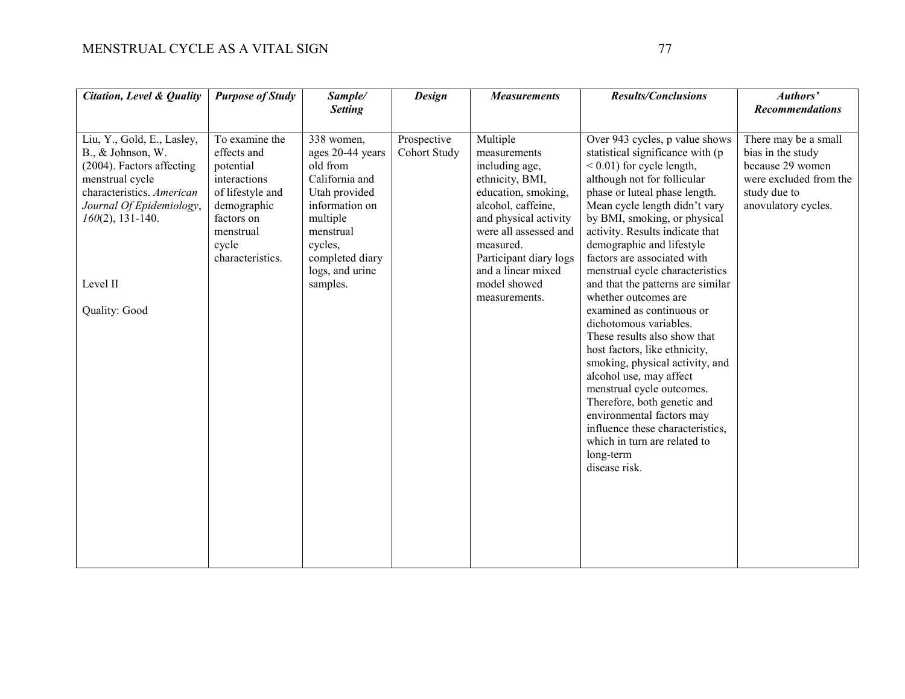| *Citation, Level & Quality* | *Purpose of Study* | *Sample/ Setting* | *Design* | *Measurements* | *Results/Conclusions* | *Authors' Recommendations* |
|---|---|---|---|---|---|---|
| Liu, Y., Gold, E., Lasley, B., & Johnson, W. (2004). Factors affecting menstrual cycle characteristics. *American Journal Of Epidemiology*, *160*(2), 131-140.<br><br>Level II<br><br>Quality: Good | To examine the effects and potential interactions of lifestyle and demographic factors on menstrual cycle characteristics. | 338 women, ages 20-44 years old from California and Utah provided information on multiple menstrual cycles, completed diary logs, and urine samples. | Prospective Cohort Study | Multiple measurements including age, ethnicity, BMI, education, smoking, alcohol, caffeine, and physical activity were all assessed and measured. Participant diary logs and a linear mixed model showed measurements. | Over 943 cycles, p value shows statistical significance with ($p < 0.01$) for cycle length, although not for follicular phase or luteal phase length. Mean cycle length didn't vary by BMI, smoking, or physical activity. Results indicate that demographic and lifestyle factors are associated with menstrual cycle characteristics and that the patterns are similar whether outcomes are examined as continuous or dichotomous variables.<br>These results also show that host factors, like ethnicity, smoking, physical activity, and alcohol use, may affect menstrual cycle outcomes. Therefore, both genetic and environmental factors may influence these characteristics, which in turn are related to long-term disease risk. | There may be a small bias in the study because 29 women were excluded from the study due to anovulatory cycles. |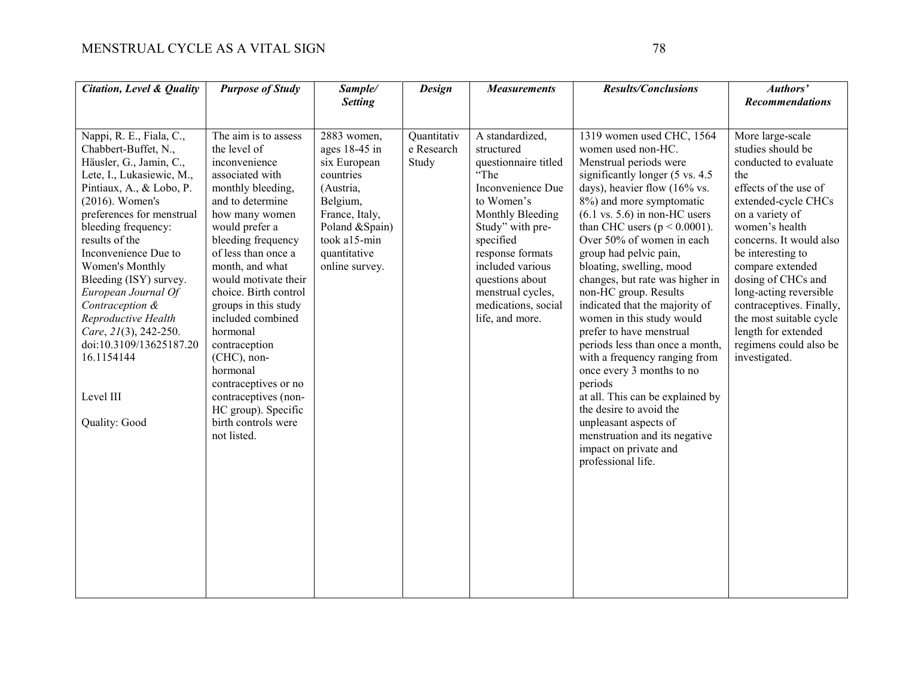| *Citation, Level & Quality* | *Purpose of Study* | *Sample/ Setting* | *Design* | *Measurements* | *Results/Conclusions* | *Authors' Recommendations* |
|---|---|---|---|---|---|---|
| Nappi, R. E., Fiala, C., Chabbert-Buffet, N., Häusler, G., Jamin, C., Lete, I., Lukasiewic, M., Pintiaux, A., & Lobo, P. (2016). Women's preferences for menstrual bleeding frequency: results of the Inconvenience Due to Women's Monthly Bleeding (ISY) survey. *European Journal Of Contraception & Reproductive Health Care*, *21*(3), 242-250. doi:10.3109/13625187.2016.1154144<br><br>Level III<br><br>Quality: Good | The aim is to assess the level of inconvenience associated with monthly bleeding, and to determine how many women would prefer a bleeding frequency of less than once a month, and what would motivate their choice. Birth control groups in this study included combined hormonal contraception (CHC), non-hormonal contraceptives or no contraceptives (non-HC group). Specific birth controls were not listed. | 2883 women, ages 18-45 in six European countries (Austria, Belgium, France, Italy, Poland &Spain) took a15-min quantitative online survey. | Quantitative Research Study | A standardized, structured questionnaire titled "The Inconvenience Due to Women's Monthly Bleeding Study" with pre-specified response formats included various questions about menstrual cycles, medications, social life, and more. | 1319 women used CHC, 1564 women used non-HC. Menstrual periods were significantly longer (5 vs. 4.5 days), heavier flow (16% vs. 8%) and more symptomatic (6.1 vs. 5.6) in non-HC users than CHC users ($p < 0.0001$). Over 50% of women in each group had pelvic pain, bloating, swelling, mood changes, but rate was higher in non-HC group. Results indicated that the majority of women in this study would prefer to have menstrual periods less than once a month, with a frequency ranging from once every 3 months to no periods at all. This can be explained by the desire to avoid the unpleasant aspects of menstruation and its negative impact on private and professional life. | More large-scale studies should be conducted to evaluate the effects of the use of extended-cycle CHCs on a variety of women's health concerns. It would also be interesting to compare extended dosing of CHCs and long-acting reversible contraceptives. Finally, the most suitable cycle length for extended regimens could also be investigated. |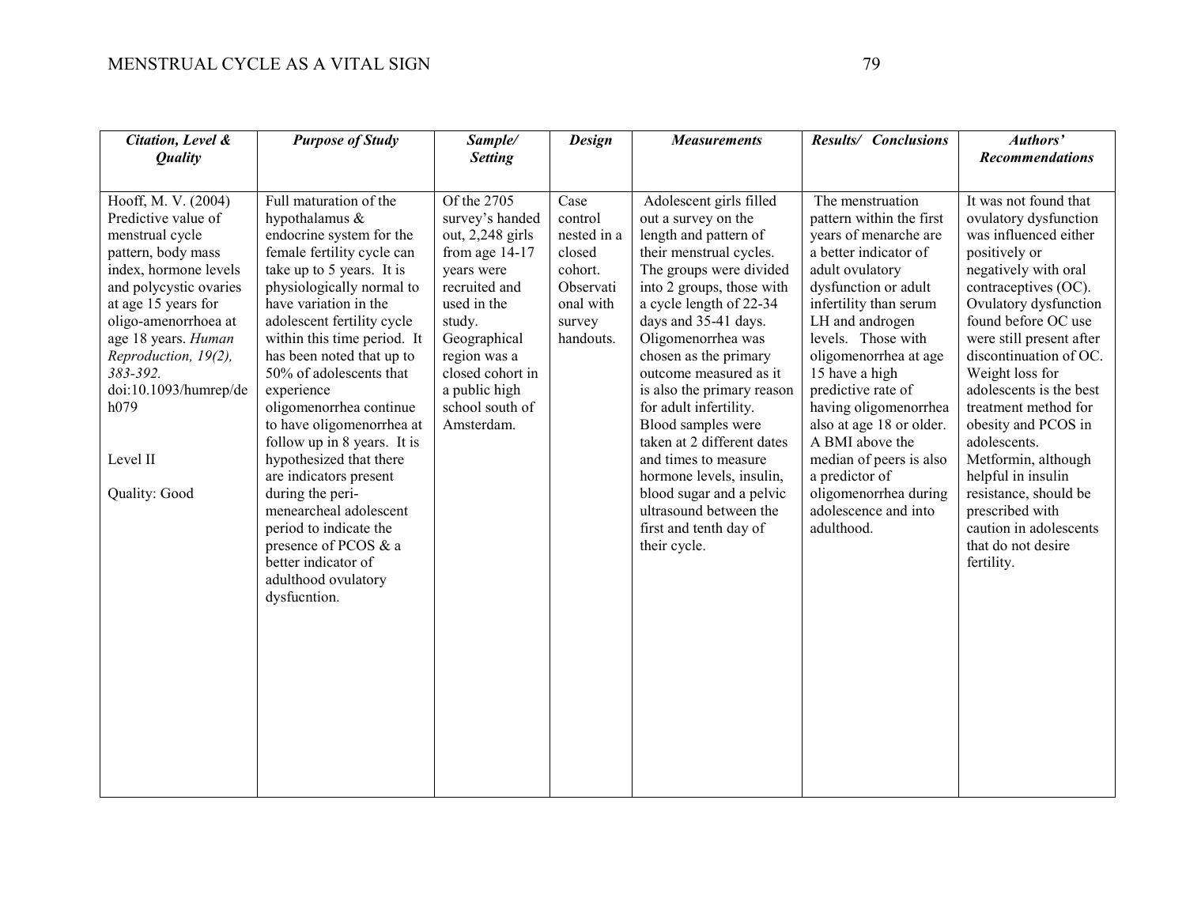| *Citation, Level & Quality* | *Purpose of Study* | *Sample/ Setting* | *Design* | *Measurements* | *Results/ Conclusions* | *Authors' Recommendations* |
|---|---|---|---|---|---|---|
| Hooff, M. V. (2004) Predictive value of menstrual cycle pattern, body mass index, hormone levels and polycystic ovaries at age 15 years for oligo-amenorrhoea at age 18 years. *Human Reproduction, 19(2), 383-392.* doi:10.1093/humrep/deh079<br><br>Level II<br><br>Quality: Good | Full maturation of the hypothalamus & endocrine system for the female fertility cycle can take up to 5 years. It is physiologically normal to have variation in the adolescent fertility cycle within this time period. It has been noted that up to 50% of adolescents that experience oligomenorrhea continue to have oligomenorrhea at follow up in 8 years. It is hypothesized that there are indicators present during the peri-menearcheal adolescent period to indicate the presence of PCOS & a better indicator of adulthood ovulatory dysfucntion. | Of the 2705 survey's handed out, 2,248 girls from age 14-17 years were recruited and used in the study. Geographical region was a closed cohort in a public high school south of Amsterdam. | Case control nested in a closed cohort. Observational with survey handouts. | Adolescent girls filled out a survey on the length and pattern of their menstrual cycles. The groups were divided into 2 groups, those with a cycle length of 22-34 days and 35-41 days. Oligomenorrhea was chosen as the primary outcome measured as it is also the primary reason for adult infertility. Blood samples were taken at 2 different dates and times to measure hormone levels, insulin, blood sugar and a pelvic ultrasound between the first and tenth day of their cycle. | The menstruation pattern within the first years of menarche are a better indicator of adult ovulatory dysfunction or adult infertility than serum LH and androgen levels. Those with oligomenorrhea at age 15 have a high predictive rate of having oligomenorrhea also at age 18 or older. A BMI above the median of peers is also a predictor of oligomenorrhea during adolescence and into adulthood. | It was not found that ovulatory dysfunction was influenced either positively or negatively with oral contraceptives (OC). Ovulatory dysfunction found before OC use were still present after discontinuation of OC. Weight loss for adolescents is the best treatment method for obesity and PCOS in adolescents. Metformin, although helpful in insulin resistance, should be prescribed with caution in adolescents that do not desire fertility. |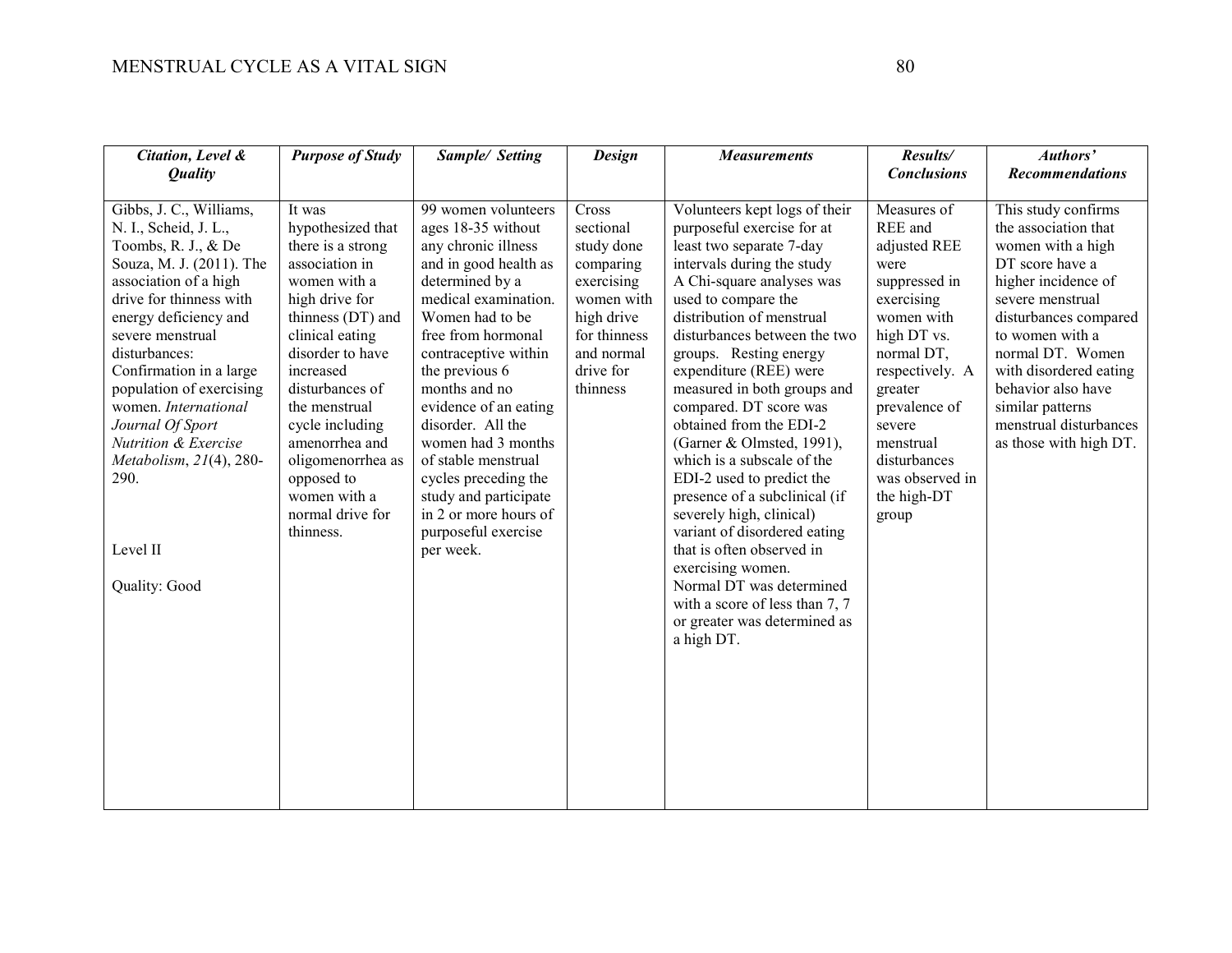| *Citation, Level & Quality* | *Purpose of Study* | *Sample/ Setting* | *Design* | *Measurements* | *Results/ Conclusions* | *Authors' Recommendations* |
|---|---|---|---|---|---|---|
| Gibbs, J. C., Williams, N. I., Scheid, J. L., Toombs, R. J., & De Souza, M. J. (2011). The association of a high drive for thinness with energy deficiency and severe menstrual disturbances: Confirmation in a large population of exercising women. *International Journal Of Sport Nutrition & Exercise Metabolism*, *21*(4), 280-290.<br><br>Level II<br><br>Quality: Good | It was hypothesized that there is a strong association in women with a high drive for thinness (DT) and clinical eating disorder to have increased disturbances of the menstrual cycle including amenorrhea and oligomenorrhea as opposed to women with a normal drive for thinness. | 99 women volunteers ages 18-35 without any chronic illness and in good health as determined by a medical examination. Women had to be free from hormonal contraceptive within the previous 6 months and no evidence of an eating disorder. All the women had 3 months of stable menstrual cycles preceding the study and participate in 2 or more hours of purposeful exercise per week. | Cross sectional study done comparing exercising women with high drive for thinness and normal drive for thinness | Volunteers kept logs of their purposeful exercise for at least two separate 7-day intervals during the study A Chi-square analyses was used to compare the distribution of menstrual disturbances between the two groups. Resting energy expenditure (REE) were measured in both groups and compared. DT score was obtained from the EDI-2 (Garner & Olmsted, 1991), which is a subscale of the EDI-2 used to predict the presence of a subclinical (if severely high, clinical) variant of disordered eating that is often observed in exercising women.<br>Normal DT was determined with a score of less than 7, 7 or greater was determined as a high DT. | Measures of REE and adjusted REE were suppressed in exercising women with high DT vs. normal DT, respectively. A greater prevalence of severe menstrual disturbances was observed in the high-DT group | This study confirms the association that women with a high DT score have a higher incidence of severe menstrual disturbances compared to women with a normal DT. Women with disordered eating behavior also have similar patterns menstrual disturbances as those with high DT. |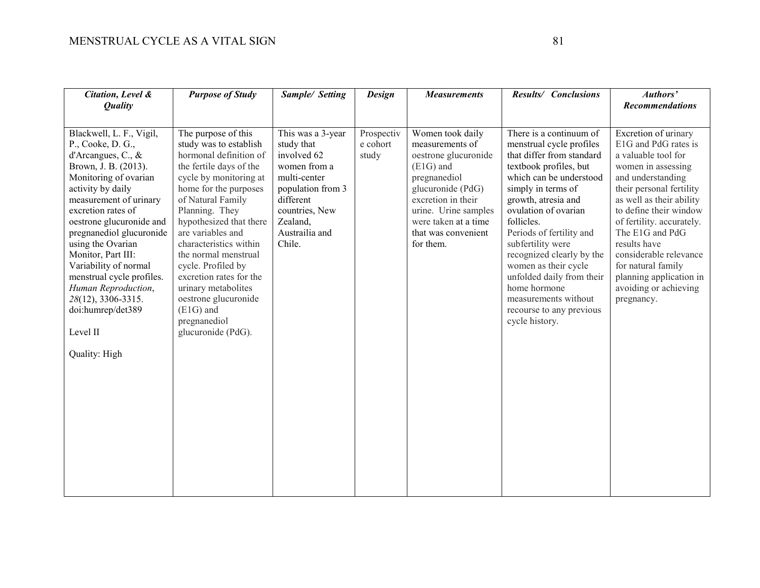| *Citation, Level & Quality* | *Purpose of Study* | *Sample/ Setting* | *Design* | *Measurements* | *Results/ Conclusions* | *Authors' Recommendations* |
|---|---|---|---|---|---|---|
| Blackwell, L. F., Vigil, P., Cooke, D. G., d'Arcangues, C., & Brown, J. B. (2013). Monitoring of ovarian activity by daily measurement of urinary excretion rates of oestrone glucuronide and pregnanediol glucuronide using the Ovarian Monitor, Part III: Variability of normal menstrual cycle profiles. *Human Reproduction*, *28*(12), 3306-3315. doi:humrep/det389<br><br>Level II<br><br>Quality: High | The purpose of this study was to establish hormonal definition of the fertile days of the cycle by monitoring at home for the purposes of Natural Family Planning. They hypothesized that there are variables and characteristics within the normal menstrual cycle. Profiled by excretion rates for the urinary metabolites oestrone glucuronide (E1G) and pregnanediol glucuronide (PdG). | This was a 3-year study that involved 62 women from a multi-center population from 3 different countries, New Zealand, Austrailia and Chile. | Prospective cohort study | Women took daily measurements of oestrone glucuronide (E1G) and pregnanediol glucuronide (PdG) excretion in their urine. Urine samples were taken at a time that was convenient for them. | There is a continuum of menstrual cycle profiles that differ from standard textbook profiles, but which can be understood simply in terms of growth, atresia and ovulation of ovarian follicles.<br>Periods of fertility and subfertility were recognized clearly by the women as their cycle unfolded daily from their home hormone measurements without recourse to any previous cycle history. | Excretion of urinary E1G and PdG rates is a valuable tool for women in assessing and understanding their personal fertility as well as their ability to define their window of fertility. accurately. The E1G and PdG results have considerable relevance for natural family planning application in avoiding or achieving pregnancy. |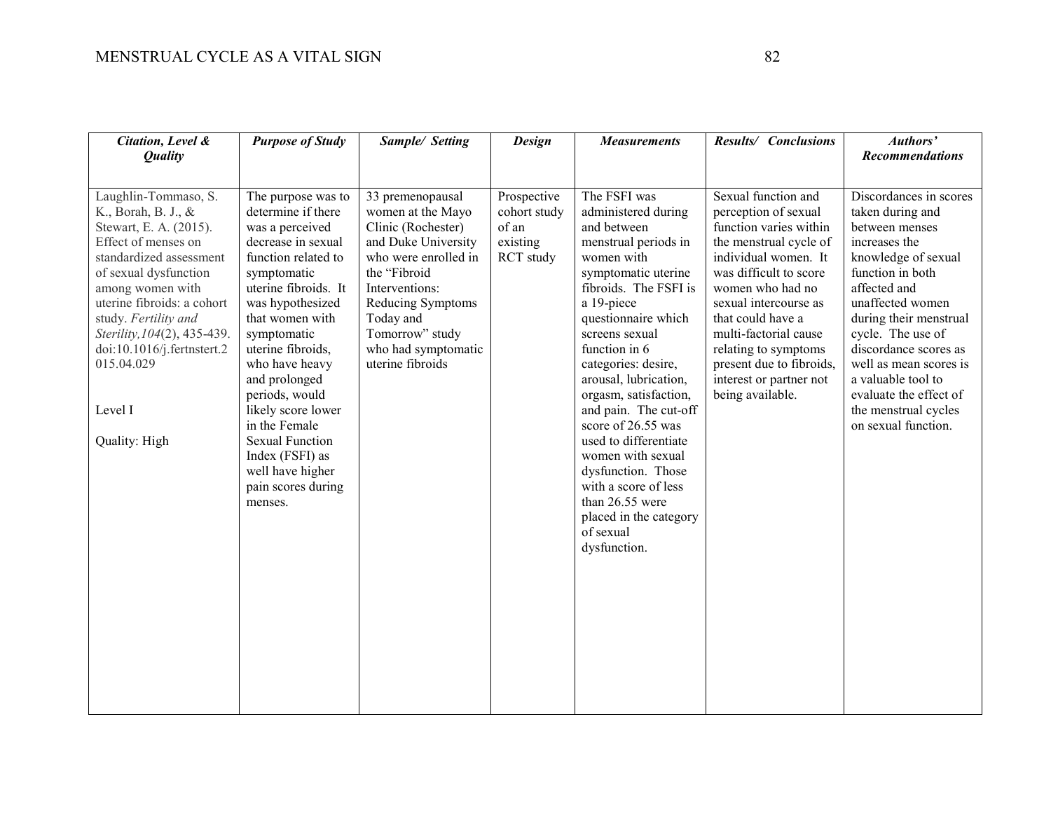| *Citation, Level & Quality* | *Purpose of Study* | *Sample/ Setting* | *Design* | *Measurements* | *Results/ Conclusions* | *Authors' Recommendations* |
|---|---|---|---|---|---|---|
| Laughlin-Tommaso, S. K., Borah, B. J., & Stewart, E. A. (2015). Effect of menses on standardized assessment of sexual dysfunction among women with uterine fibroids: a cohort study. *Fertility and Sterility,104*(2), 435-439. doi:10.1016/j.fertnstert.2015.04.029<br><br>Level I<br><br>Quality: High | The purpose was to determine if there was a perceived decrease in sexual function related to symptomatic uterine fibroids. It was hypothesized that women with symptomatic uterine fibroids, who have heavy and prolonged periods, would likely score lower in the Female Sexual Function Index (FSFI) as well have higher pain scores during menses. | 33 premenopausal women at the Mayo Clinic (Rochester) and Duke University who were enrolled in the "Fibroid Interventions: Reducing Symptoms Today and Tomorrow" study who had symptomatic uterine fibroids | Prospective cohort study of an existing RCT study | The FSFI was administered during and between menstrual periods in women with symptomatic uterine fibroids. The FSFI is a 19-piece questionnaire which screens sexual function in 6 categories: desire, arousal, lubrication, orgasm, satisfaction, and pain. The cut-off score of 26.55 was used to differentiate women with sexual dysfunction. Those with a score of less than 26.55 were placed in the category of sexual dysfunction. | Sexual function and perception of sexual function varies within the menstrual cycle of individual women. It was difficult to score women who had no sexual intercourse as that could have a multi-factorial cause relating to symptoms present due to fibroids, interest or partner not being available. | Discordances in scores taken during and between menses increases the knowledge of sexual function in both affected and unaffected women during their menstrual cycle. The use of discordance scores as well as mean scores is a valuable tool to evaluate the effect of the menstrual cycles on sexual function. |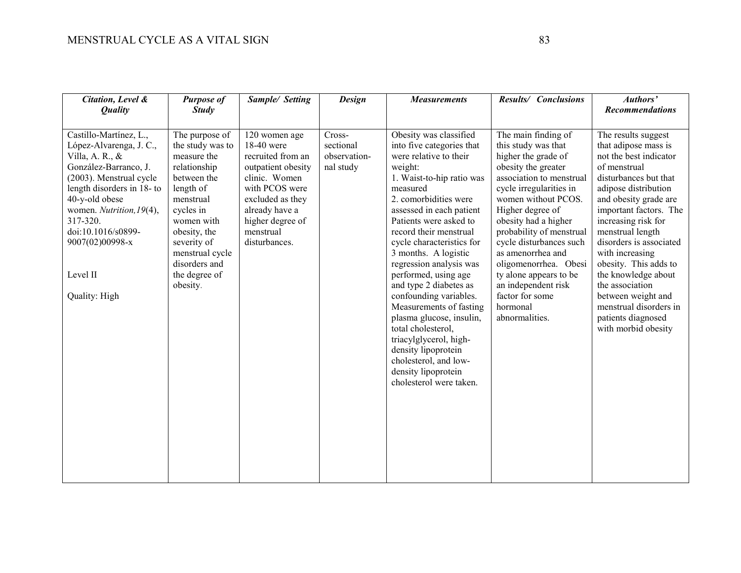| *Citation, Level & Quality* | *Purpose of Study* | *Sample/ Setting* | *Design* | *Measurements* | *Results/ Conclusions* | *Authors' Recommendations* |
|---|---|---|---|---|---|---|
| Castillo-Martínez, L., López-Alvarenga, J. C., Villa, A. R., & González-Barranco, J. (2003). Menstrual cycle length disorders in 18- to 40-y-old obese women. *Nutrition,19*(4), 317-320. doi:10.1016/s0899-9007(02)00998-x<br><br>Level II<br><br>Quality: High | The purpose of the study was to measure the relationship between the length of menstrual cycles in women with obesity, the severity of menstrual cycle disorders and the degree of obesity. | 120 women age 18-40 were recruited from an outpatient obesity clinic. Women with PCOS were excluded as they already have a higher degree of menstrual disturbances. | Cross-sectional observation-nal study | Obesity was classified into five categories that were relative to their weight:<br>1. Waist-to-hip ratio was measured<br>2. comorbidities were assessed in each patient Patients were asked to record their menstrual cycle characteristics for 3 months. A logistic regression analysis was performed, using age and type 2 diabetes as confounding variables. Measurements of fasting plasma glucose, insulin, total cholesterol, triacylglycerol, high-density lipoprotein cholesterol, and low-density lipoprotein cholesterol were taken. | The main finding of this study was that higher the grade of obesity the greater association to menstrual cycle irregularities in women without PCOS. Higher degree of obesity had a higher probability of menstrual cycle disturbances such as amenorrhea and oligomenorrhea. Obesity alone appears to be an independent risk factor for some hormonal abnormalities. | The results suggest that adipose mass is not the best indicator of menstrual disturbances but that adipose distribution and obesity grade are important factors. The increasing risk for menstrual length disorders is associated with increasing obesity. This adds to the knowledge about the association between weight and menstrual disorders in patients diagnosed with morbid obesity |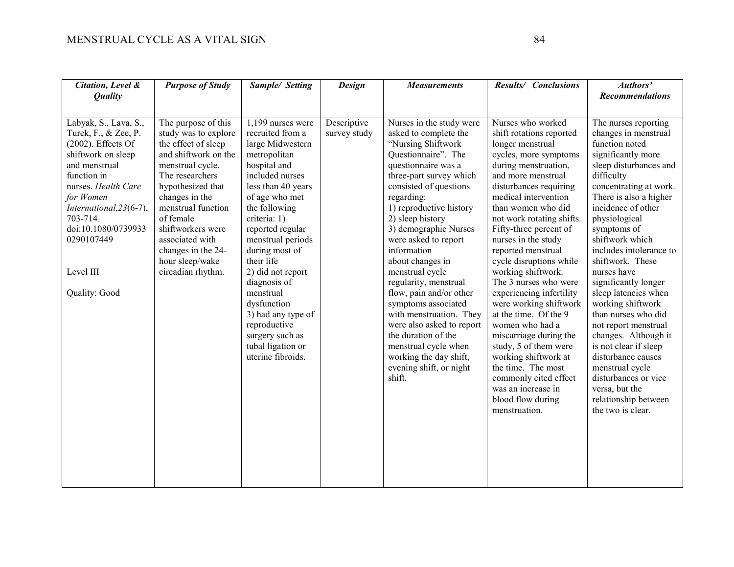| *Citation, Level & Quality* | *Purpose of Study* | *Sample/ Setting* | *Design* | *Measurements* | *Results/ Conclusions* | *Authors' Recommendations* |
|---|---|---|---|---|---|---|
| Labyak, S., Lava, S., Turek, F., & Zee, P. (2002). Effects Of shiftwork on sleep and menstrual function in nurses. *Health Care for Women International,23*(6-7), 703-714. doi:10.1080/07399330290107449<br><br>Level III<br><br>Quality: Good | The purpose of this study was to explore the effect of sleep and shiftwork on the menstrual cycle. The researchers hypothesized that changes in the menstrual function of female shiftworkers were associated with changes in the 24-hour sleep/wake circadian rhythm. | 1,199 nurses were recruited from a large Midwestern metropolitan hospital and included nurses less than 40 years of age who met the following criteria: 1) reported regular menstrual periods during most of their life 2) did not report diagnosis of menstrual dysfunction 3) had any type of reproductive surgery such as tubal ligation or uterine fibroids. | Descriptive survey study | Nurses in the study were asked to complete the "Nursing Shiftwork Questionnaire". The questionnaire was a three-part survey which consisted of questions regarding:<br>1) reproductive history<br>2) sleep history<br>3) demographic Nurses were asked to report information about changes in menstrual cycle regularity, menstrual flow, pain and/or other symptoms associated with menstruation. They were also asked to report the duration of the menstrual cycle when working the day shift, evening shift, or night shift. | Nurses who worked shift rotations reported longer menstrual cycles, more symptoms during menstruation, and more menstrual disturbances requiring medical intervention than women who did not work rotating shifts. Fifty-three percent of nurses in the study reported menstrual cycle disruptions while working shiftwork. The 3 nurses who were experiencing infertility were working shiftwork at the time. Of the 9 women who had a miscarriage during the study, 5 of them were working shiftwork at the time. The most commonly cited effect was an increase in blood flow during menstruation. | The nurses reporting changes in menstrual function noted significantly more sleep disturbances and difficulty concentrating at work. There is also a higher incidence of other physiological symptoms of shiftwork which includes intolerance to shiftwork. These nurses have significantly longer sleep latencies when working shiftwork than nurses who did not report menstrual changes. Although it is not clear if sleep disturbance causes menstrual cycle disturbances or vice versa, but the relationship between the two is clear. |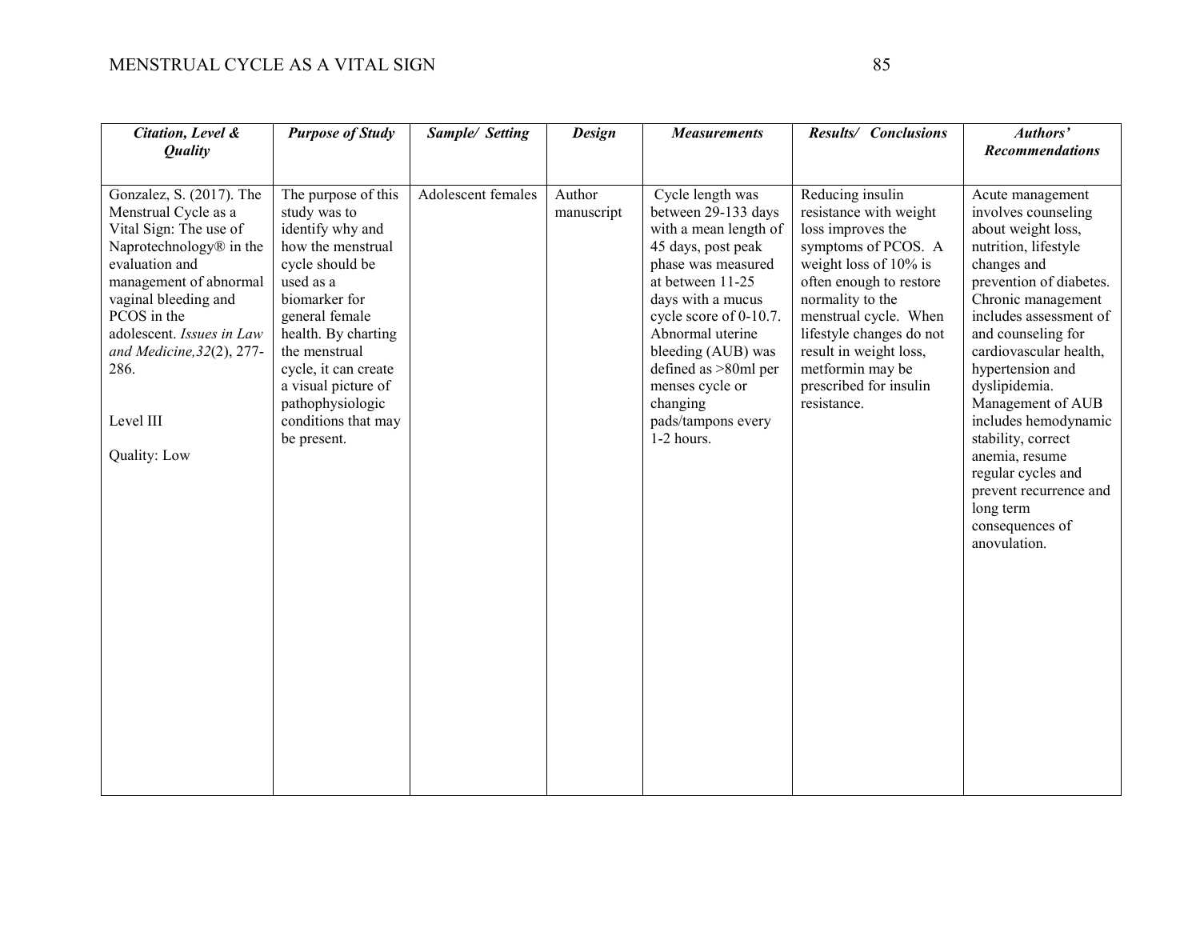| *Citation, Level & Quality* | *Purpose of Study* | *Sample/ Setting* | *Design* | *Measurements* | *Results/ Conclusions* | *Authors' Recommendations* |
|---|---|---|---|---|---|---|
| Gonzalez, S. (2017). The Menstrual Cycle as a Vital Sign: The use of Naprotechnology® in the evaluation and management of abnormal vaginal bleeding and PCOS in the adolescent. *Issues in Law and Medicine,32*(2), 277-286.<br><br>Level III<br><br>Quality: Low | The purpose of this study was to identify why and how the menstrual cycle should be used as a biomarker for general female health. By charting the menstrual cycle, it can create a visual picture of pathophysiologic conditions that may be present. | Adolescent females | Author manuscript | Cycle length was between 29-133 days with a mean length of 45 days, post peak phase was measured at between 11-25 days with a mucus cycle score of 0-10.7. Abnormal uterine bleeding (AUB) was defined as >80ml per menses cycle or changing pads/tampons every 1-2 hours. | Reducing insulin resistance with weight loss improves the symptoms of PCOS. A weight loss of 10% is often enough to restore normality to the menstrual cycle. When lifestyle changes do not result in weight loss, metformin may be prescribed for insulin resistance. | Acute management involves counseling about weight loss, nutrition, lifestyle changes and prevention of diabetes. Chronic management includes assessment of and counseling for cardiovascular health, hypertension and dyslipidemia. Management of AUB includes hemodynamic stability, correct anemia, resume regular cycles and prevent recurrence and long term consequences of anovulation. |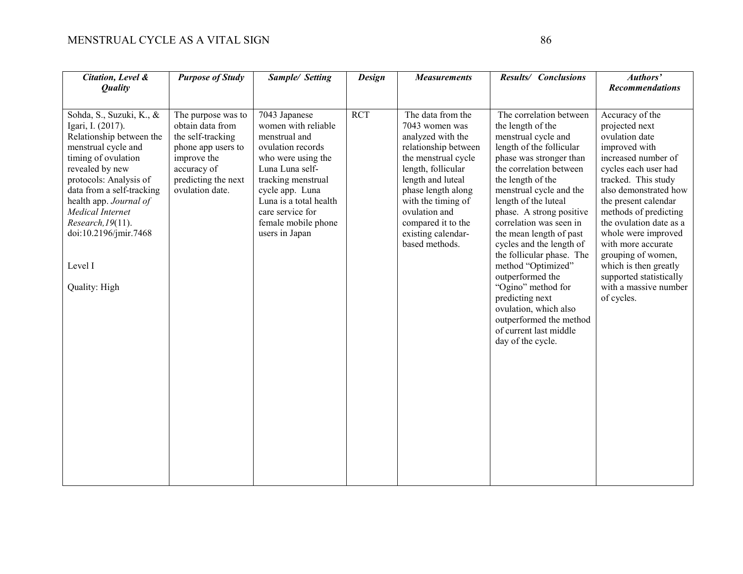| *Citation, Level & Quality* | *Purpose of Study* | *Sample/ Setting* | *Design* | *Measurements* | *Results/ Conclusions* | *Authors' Recommendations* |
|---|---|---|---|---|---|---|
| Sohda, S., Suzuki, K., & Igari, I. (2017). Relationship between the menstrual cycle and timing of ovulation revealed by new protocols: Analysis of data from a self-tracking health app. *Journal of Medical Internet Research,19*(11). doi:10.2196/jmir.7468<br><br>Level I<br><br>Quality: High | The purpose was to obtain data from the self-tracking phone app users to improve the accuracy of predicting the next ovulation date. | 7043 Japanese women with reliable menstrual and ovulation records who were using the Luna Luna self-tracking menstrual cycle app. Luna Luna is a total health care service for female mobile phone users in Japan | RCT | The data from the 7043 women was analyzed with the relationship between the menstrual cycle length, follicular length and luteal phase length along with the timing of ovulation and compared it to the existing calendar-based methods. | The correlation between the length of the menstrual cycle and length of the follicular phase was stronger than the correlation between the length of the menstrual cycle and the length of the luteal phase. A strong positive correlation was seen in the mean length of past cycles and the length of the follicular phase. The method "Optimized" outperformed the "Ogino" method for predicting next ovulation, which also outperformed the method of current last middle day of the cycle. | Accuracy of the projected next ovulation date improved with increased number of cycles each user had tracked. This study also demonstrated how the present calendar methods of predicting the ovulation date as a whole were improved with more accurate grouping of women, which is then greatly supported statistically with a massive number of cycles. |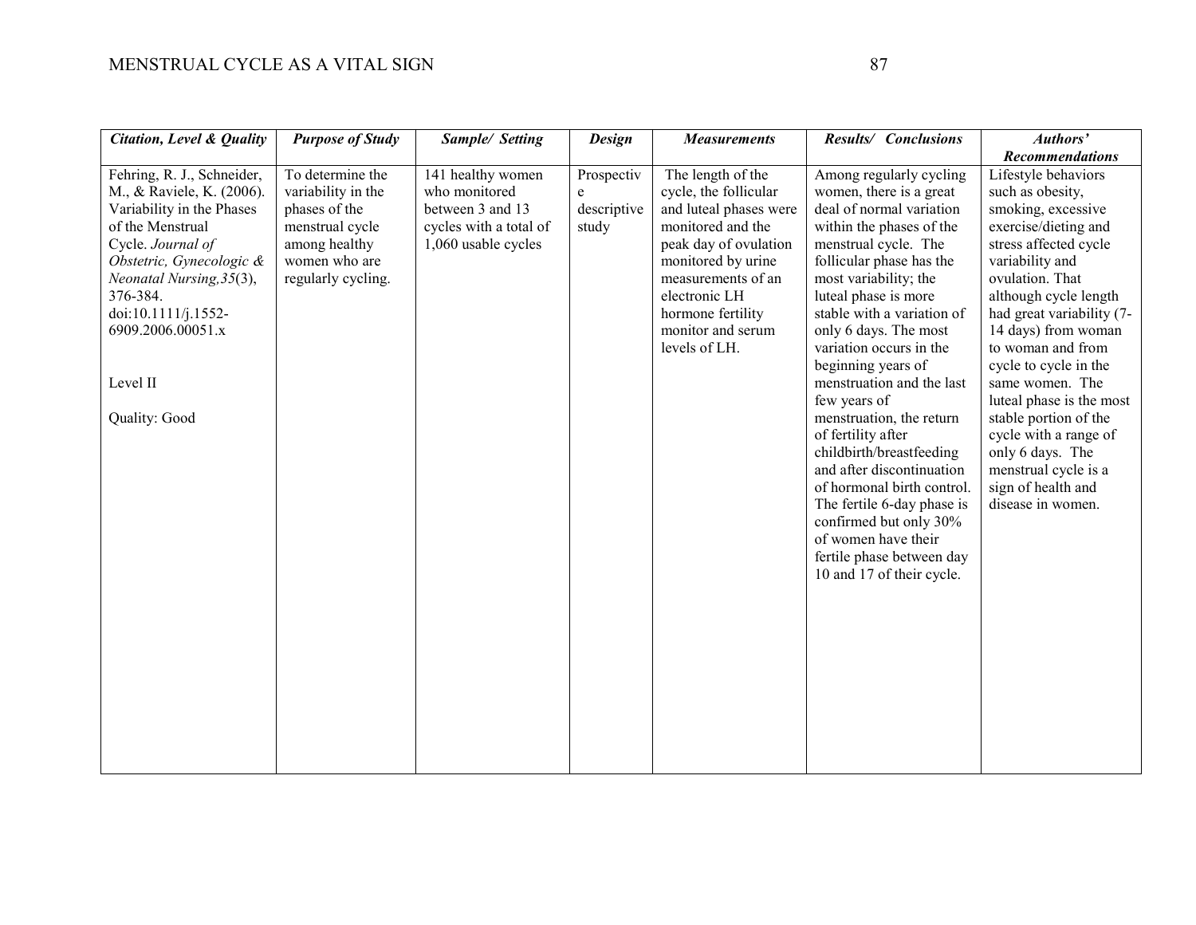| *Citation, Level & Quality* | *Purpose of Study* | *Sample/ Setting* | *Design* | *Measurements* | *Results/ Conclusions* | *Authors' Recommendations* |
|---|---|---|---|---|---|---|
| Fehring, R. J., Schneider, M., & Raviele, K. (2006). Variability in the Phases of the Menstrual Cycle. *Journal of Obstetric, Gynecologic & Neonatal Nursing,35*(3), 376-384. doi:10.1111/j.1552-6909.2006.00051.x<br><br>Level II<br><br>Quality: Good | To determine the variability in the phases of the menstrual cycle among healthy women who are regularly cycling. | 141 healthy women who monitored between 3 and 13 cycles with a total of 1,060 usable cycles | Prospective descriptive study | The length of the cycle, the follicular and luteal phases were monitored and the peak day of ovulation monitored by urine measurements of an electronic LH hormone fertility monitor and serum levels of LH. | Among regularly cycling women, there is a great deal of normal variation within the phases of the menstrual cycle. The follicular phase has the most variability; the luteal phase is more stable with a variation of only 6 days. The most variation occurs in the beginning years of menstruation and the last few years of menstruation, the return of fertility after childbirth/breastfeeding and after discontinuation of hormonal birth control. The fertile 6-day phase is confirmed but only 30% of women have their fertile phase between day 10 and 17 of their cycle. | Lifestyle behaviors such as obesity, smoking, excessive exercise/dieting and stress affected cycle variability and ovulation. That although cycle length had great variability (7-14 days) from woman to woman and from cycle to cycle in the same women. The luteal phase is the most stable portion of the cycle with a range of only 6 days. The menstrual cycle is a sign of health and disease in women. |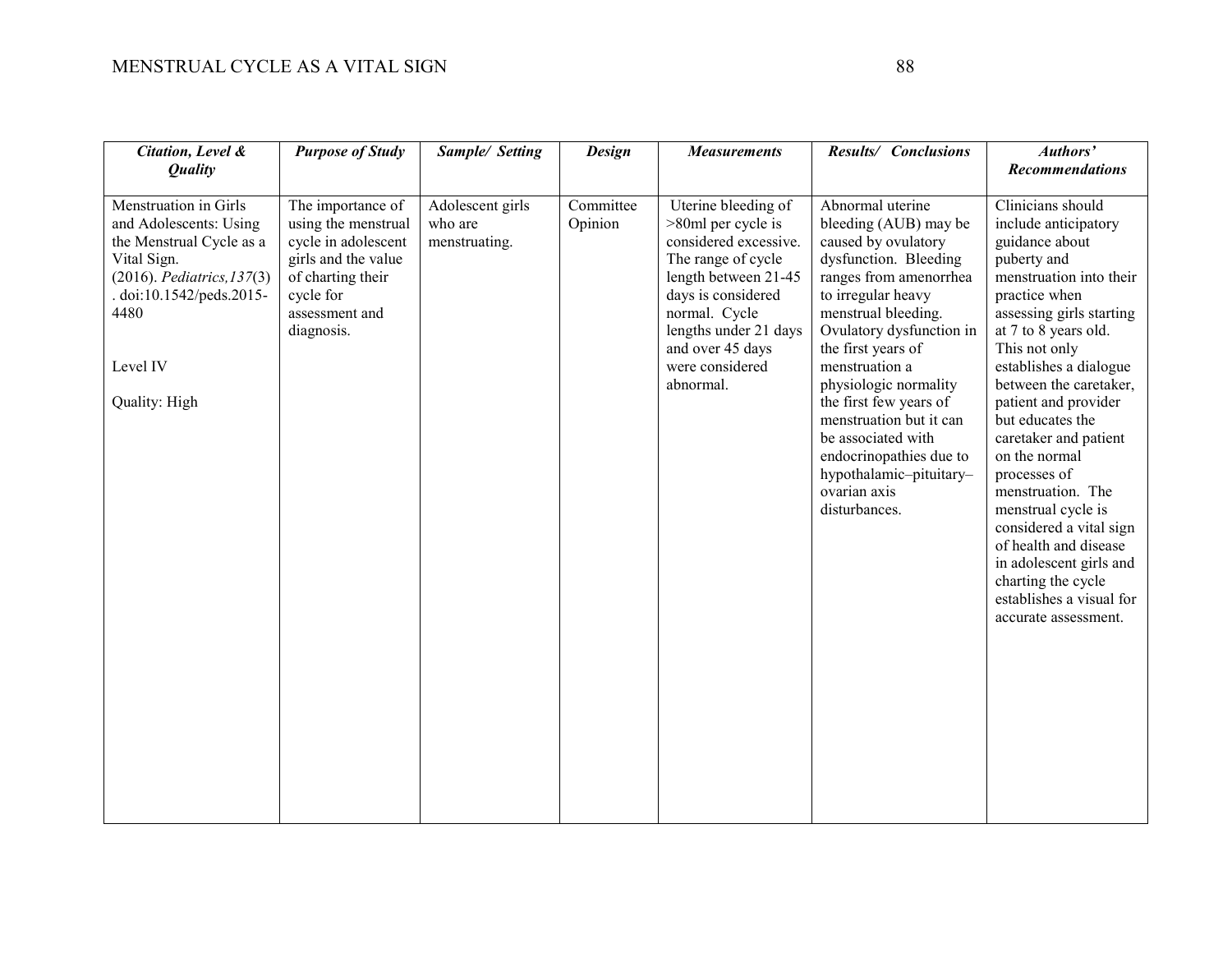| *Citation, Level & Quality* | *Purpose of Study* | *Sample/ Setting* | *Design* | *Measurements* | *Results/ Conclusions* | *Authors' Recommendations* |
|---|---|---|---|---|---|---|
| Menstruation in Girls and Adolescents: Using the Menstrual Cycle as a Vital Sign. (2016). *Pediatrics,137*(3). doi:10.1542/peds.2015-4480<br><br>Level IV<br><br>Quality: High | The importance of using the menstrual cycle in adolescent girls and the value of charting their cycle for assessment and diagnosis. | Adolescent girls who are menstruating. | Committee Opinion | Uterine bleeding of >80ml per cycle is considered excessive. The range of cycle length between 21-45 days is considered normal. Cycle lengths under 21 days and over 45 days were considered abnormal. | Abnormal uterine bleeding (AUB) may be caused by ovulatory dysfunction. Bleeding ranges from amenorrhea to irregular heavy menstrual bleeding. Ovulatory dysfunction in the first years of menstruation a physiologic normality the first few years of menstruation but it can be associated with endocrinopathies due to hypothalamic–pituitary–ovarian axis disturbances. | Clinicians should include anticipatory guidance about puberty and menstruation into their practice when assessing girls starting at 7 to 8 years old. This not only establishes a dialogue between the caretaker, patient and provider but educates the caretaker and patient on the normal processes of menstruation. The menstrual cycle is considered a vital sign of health and disease in adolescent girls and charting the cycle establishes a visual for accurate assessment. |